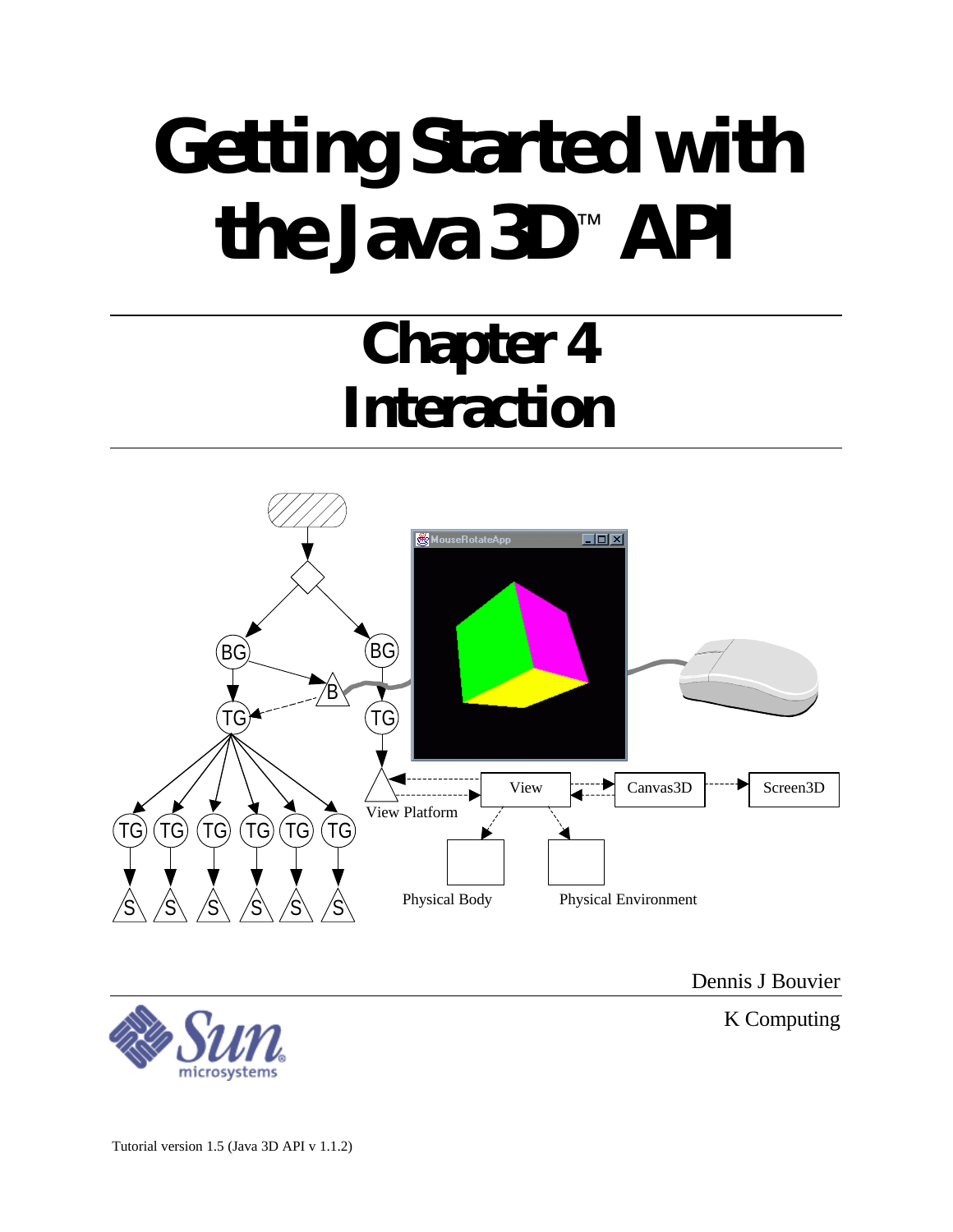# Getting Started with the Java 3D™ API

## Chapter 4
## Interaction

Dennis J Bouvier

K Computing

Tutorial version 1.5 (Java 3D API v 1.1.2)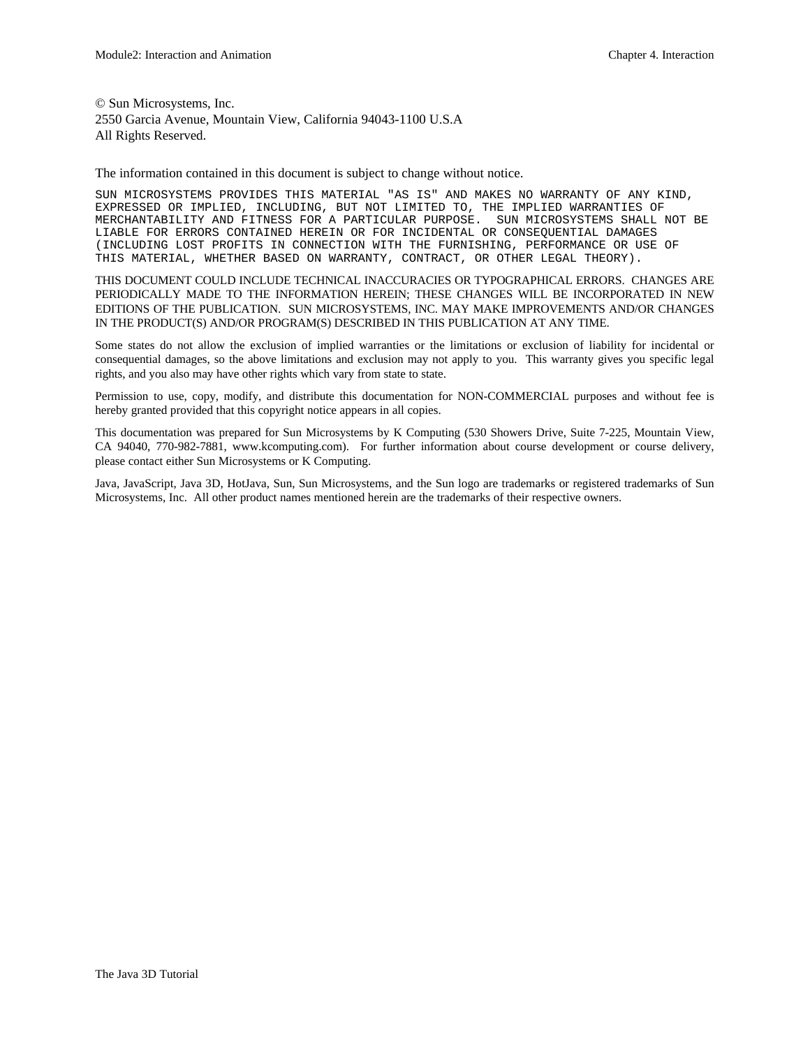© Sun Microsystems, Inc.
2550 Garcia Avenue, Mountain View, California 94043-1100 U.S.A
All Rights Reserved.

The information contained in this document is subject to change without notice.

SUN MICROSYSTEMS PROVIDES THIS MATERIAL "AS IS" AND MAKES NO WARRANTY OF ANY KIND, EXPRESSED OR IMPLIED, INCLUDING, BUT NOT LIMITED TO, THE IMPLIED WARRANTIES OF MERCHANTABILITY AND FITNESS FOR A PARTICULAR PURPOSE. SUN MICROSYSTEMS SHALL NOT BE LIABLE FOR ERRORS CONTAINED HEREIN OR FOR INCIDENTAL OR CONSEQUENTIAL DAMAGES (INCLUDING LOST PROFITS IN CONNECTION WITH THE FURNISHING, PERFORMANCE OR USE OF THIS MATERIAL, WHETHER BASED ON WARRANTY, CONTRACT, OR OTHER LEGAL THEORY).

THIS DOCUMENT COULD INCLUDE TECHNICAL INACCURACIES OR TYPOGRAPHICAL ERRORS. CHANGES ARE PERIODICALLY MADE TO THE INFORMATION HEREIN; THESE CHANGES WILL BE INCORPORATED IN NEW EDITIONS OF THE PUBLICATION. SUN MICROSYSTEMS, INC. MAY MAKE IMPROVEMENTS AND/OR CHANGES IN THE PRODUCT(S) AND/OR PROGRAM(S) DESCRIBED IN THIS PUBLICATION AT ANY TIME.

Some states do not allow the exclusion of implied warranties or the limitations or exclusion of liability for incidental or consequential damages, so the above limitations and exclusion may not apply to you. This warranty gives you specific legal rights, and you also may have other rights which vary from state to state.

Permission to use, copy, modify, and distribute this documentation for NON-COMMERCIAL purposes and without fee is hereby granted provided that this copyright notice appears in all copies.

This documentation was prepared for Sun Microsystems by K Computing (530 Showers Drive, Suite 7-225, Mountain View, CA 94040, 770-982-7881, www.kcomputing.com). For further information about course development or course delivery, please contact either Sun Microsystems or K Computing.

Java, JavaScript, Java 3D, HotJava, Sun, Sun Microsystems, and the Sun logo are trademarks or registered trademarks of Sun Microsystems, Inc. All other product names mentioned herein are the trademarks of their respective owners.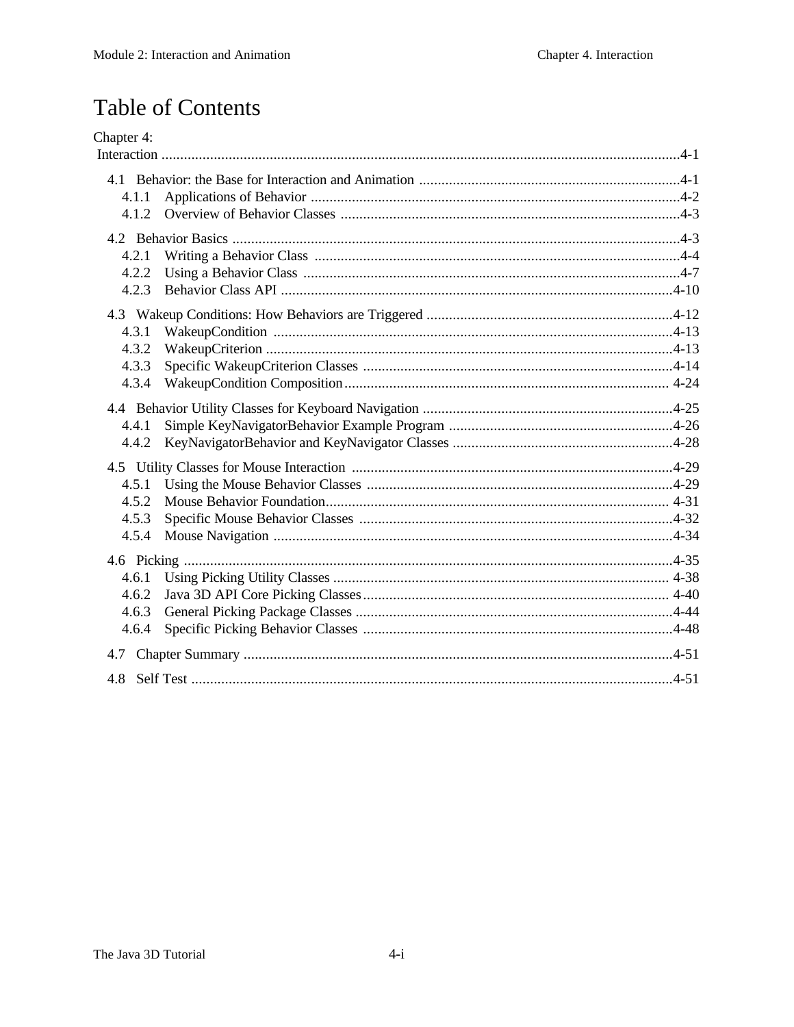# Table of Contents

Chapter 4:
Interaction ....................................................................................................................................4-1

- 4.1 Behavior: the Base for Interaction and Animation .....................................................................4-1
  - 4.1.1 Applications of Behavior ..................................................................................................4-2
  - 4.1.2 Overview of Behavior Classes ..........................................................................................4-3
- 4.2 Behavior Basics ........................................................................................................................4-3
  - 4.2.1 Writing a Behavior Class .................................................................................................4-4
  - 4.2.2 Using a Behavior Class ....................................................................................................4-7
  - 4.2.3 Behavior Class API .........................................................................................................4-10
- 4.3 Wakeup Conditions: How Behaviors are Triggered .................................................................4-12
  - 4.3.1 WakeupCondition ...........................................................................................................4-13
  - 4.3.2 WakeupCriterion .............................................................................................................4-13
  - 4.3.3 Specific WakeupCriterion Classes ..................................................................................4-14
  - 4.3.4 WakeupCondition Composition ....................................................................................... 4-24
- 4.4 Behavior Utility Classes for Keyboard Navigation ...................................................................4-25
  - 4.4.1 Simple KeyNavigatorBehavior Example Program ............................................................4-26
  - 4.4.2 KeyNavigatorBehavior and KeyNavigator Classes ...........................................................4-28
- 4.5 Utility Classes for Mouse Interaction .....................................................................................4-29
  - 4.5.1 Using the Mouse Behavior Classes .................................................................................4-29
  - 4.5.2 Mouse Behavior Foundation............................................................................................ 4-31
  - 4.5.3 Specific Mouse Behavior Classes ...................................................................................4-32
  - 4.5.4 Mouse Navigation ..........................................................................................................4-34
- 4.6 Picking ...................................................................................................................................4-35
  - 4.6.1 Using Picking Utility Classes .......................................................................................... 4-38
  - 4.6.2 Java 3D API Core Picking Classes.................................................................................. 4-40
  - 4.6.3 General Picking Package Classes ....................................................................................4-44
  - 4.6.4 Specific Picking Behavior Classes ..................................................................................4-48
- 4.7 Chapter Summary ..................................................................................................................4-51
- 4.8 Self Test ................................................................................................................................4-51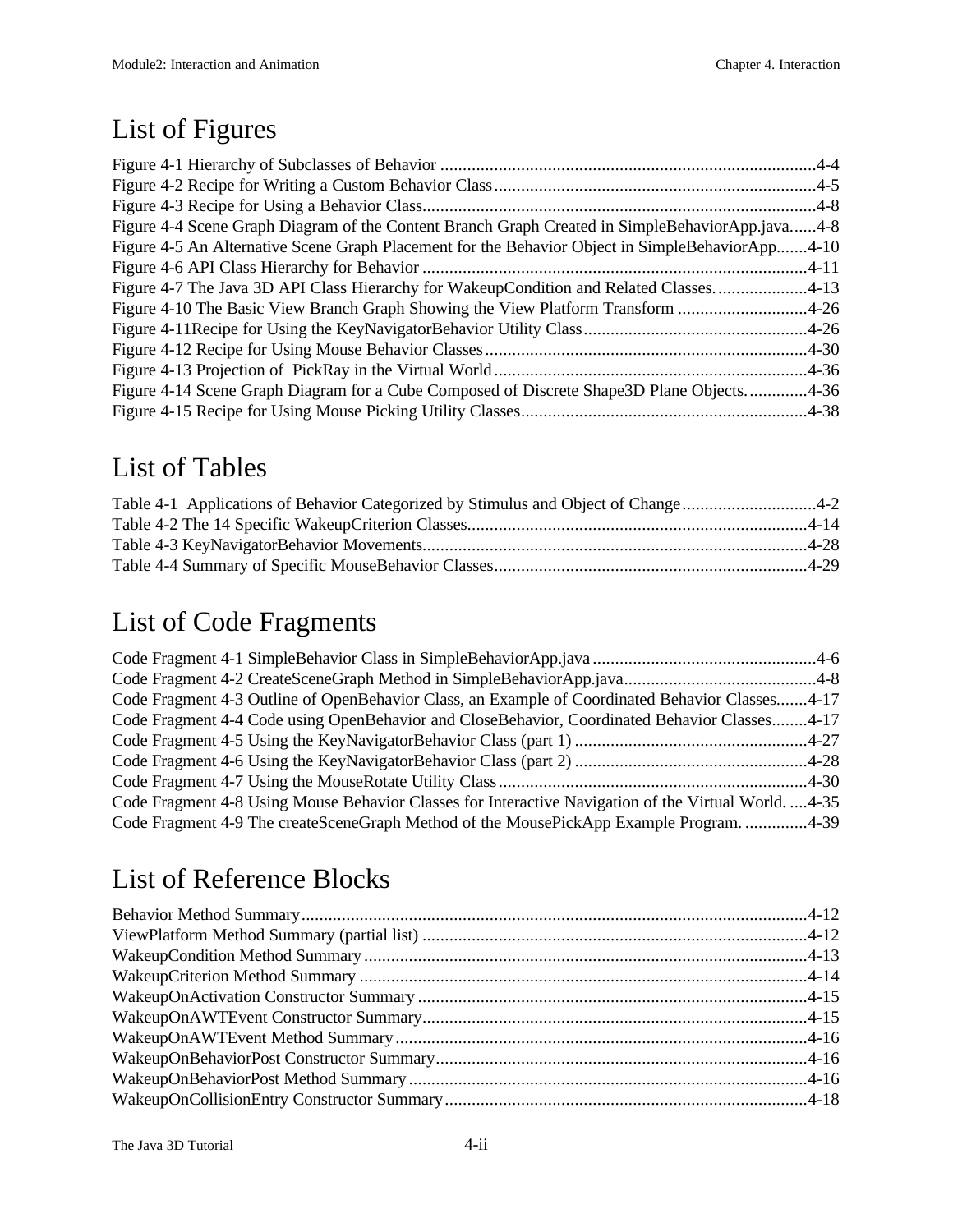# List of Figures

Figure 4-1 Hierarchy of Subclasses of Behavior ....................................................................................4-4
Figure 4-2 Recipe for Writing a Custom Behavior Class........................................................................4-5
Figure 4-3 Recipe for Using a Behavior Class........................................................................................4-8
Figure 4-4 Scene Graph Diagram of the Content Branch Graph Created in SimpleBehaviorApp.java......4-8
Figure 4-5 An Alternative Scene Graph Placement for the Behavior Object in SimpleBehaviorApp.......4-10
Figure 4-6 API Class Hierarchy for Behavior ......................................................................................4-11
Figure 4-7 The Java 3D API Class Hierarchy for WakeupCondition and Related Classes. ....................4-13
Figure 4-10 The Basic View Branch Graph Showing the View Platform Transform .............................4-26
Figure 4-11Recipe for Using the KeyNavigatorBehavior Utility Class..................................................4-26
Figure 4-12 Recipe for Using Mouse Behavior Classes........................................................................4-30
Figure 4-13 Projection of PickRay in the Virtual World......................................................................4-36
Figure 4-14 Scene Graph Diagram for a Cube Composed of Discrete Shape3D Plane Objects. .............4-36
Figure 4-15 Recipe for Using Mouse Picking Utility Classes................................................................4-38

# List of Tables

Table 4-1 Applications of Behavior Categorized by Stimulus and Object of Change..............................4-2
Table 4-2 The 14 Specific WakeupCriterion Classes............................................................................4-14
Table 4-3 KeyNavigatorBehavior Movements......................................................................................4-28
Table 4-4 Summary of Specific MouseBehavior Classes......................................................................4-29

# List of Code Fragments

Code Fragment 4-1 SimpleBehavior Class in SimpleBehaviorApp.java ..................................................4-6
Code Fragment 4-2 CreateSceneGraph Method in SimpleBehaviorApp.java...........................................4-8
Code Fragment 4-3 Outline of OpenBehavior Class, an Example of Coordinated Behavior Classes.......4-17
Code Fragment 4-4 Code using OpenBehavior and CloseBehavior, Coordinated Behavior Classes........4-17
Code Fragment 4-5 Using the KeyNavigatorBehavior Class (part 1) ....................................................4-27
Code Fragment 4-6 Using the KeyNavigatorBehavior Class (part 2) ....................................................4-28
Code Fragment 4-7 Using the MouseRotate Utility Class.....................................................................4-30
Code Fragment 4-8 Using Mouse Behavior Classes for Interactive Navigation of the Virtual World. ....4-35
Code Fragment 4-9 The createSceneGraph Method of the MousePickApp Example Program. ..............4-39

# List of Reference Blocks

Behavior Method Summary.................................................................................................................4-12
ViewPlatform Method Summary (partial list) ......................................................................................4-12
WakeupCondition Method Summary...................................................................................................4-13
WakeupCriterion Method Summary ....................................................................................................4-14
WakeupOnActivation Constructor Summary .......................................................................................4-15
WakeupOnAWTEvent Constructor Summary......................................................................................4-15
WakeupOnAWTEvent Method Summary............................................................................................4-16
WakeupOnBehaviorPost Constructor Summary...................................................................................4-16
WakeupOnBehaviorPost Method Summary.........................................................................................4-16
WakeupOnCollisionEntry Constructor Summary.................................................................................4-18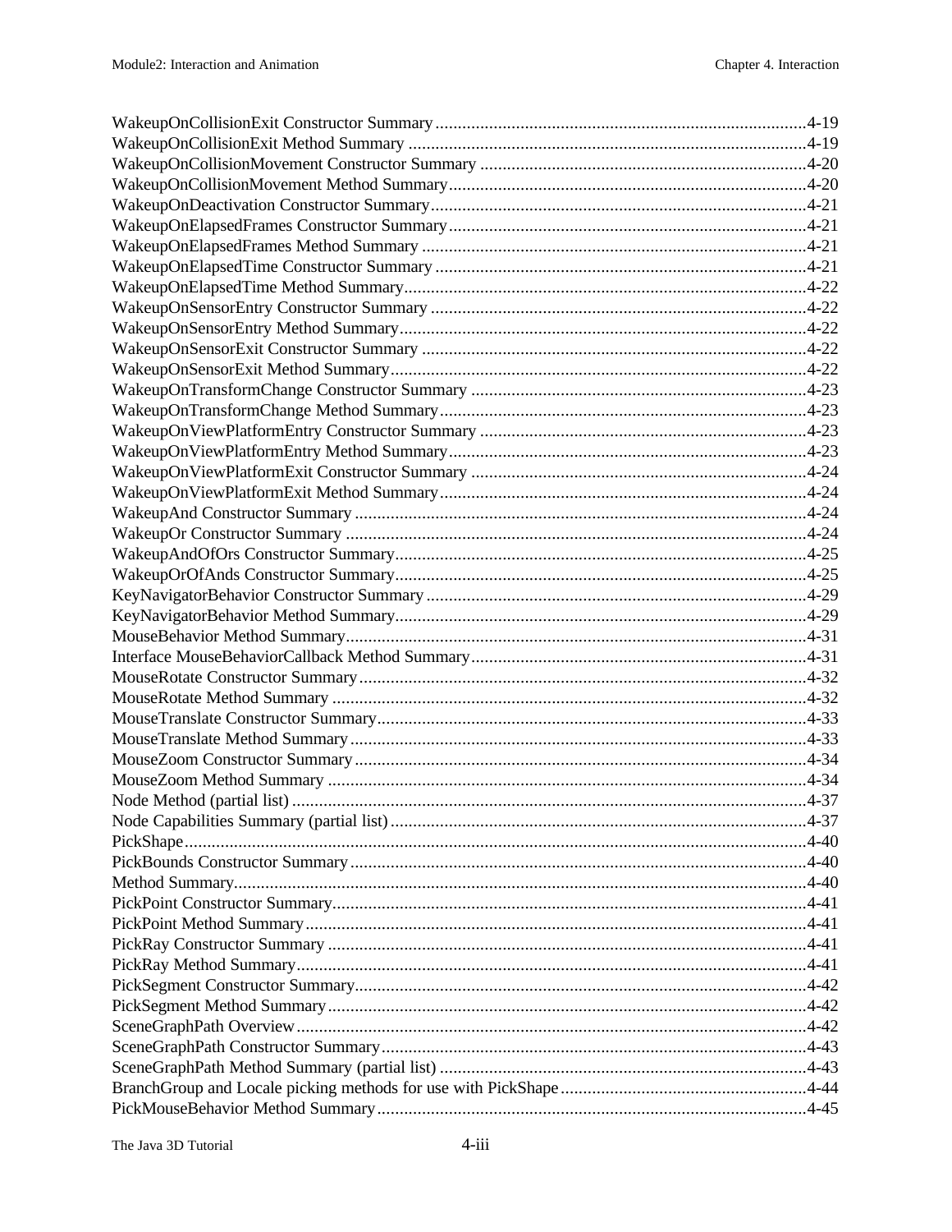WakeupOnCollisionExit Constructor Summary ....................................................................................4-19
WakeupOnCollisionExit Method Summary ..........................................................................................4-19
WakeupOnCollisionMovement Constructor Summary ..........................................................................4-20
WakeupOnCollisionMovement Method Summary................................................................................4-20
WakeupOnDeactivation Constructor Summary.....................................................................................4-21
WakeupOnElapsedFrames Constructor Summary.................................................................................4-21
WakeupOnElapsedFrames Method Summary .......................................................................................4-21
WakeupOnElapsedTime Constructor Summary ...................................................................................4-21
WakeupOnElapsedTime Method Summary...........................................................................................4-22
WakeupOnSensorEntry Constructor Summary .....................................................................................4-22
WakeupOnSensorEntry Method Summary.............................................................................................4-22
WakeupOnSensorExit Constructor Summary .......................................................................................4-22
WakeupOnSensorExit Method Summary...............................................................................................4-22
WakeupOnTransformChange Constructor Summary ............................................................................4-23
WakeupOnTransformChange Method Summary...................................................................................4-23
WakeupOnViewPlatformEntry Constructor Summary ..........................................................................4-23
WakeupOnViewPlatformEntry Method Summary.................................................................................4-23
WakeupOnViewPlatformExit Constructor Summary ............................................................................4-24
WakeupOnViewPlatformExit Method Summary...................................................................................4-24
WakeupAnd Constructor Summary .......................................................................................................4-24
WakeupOr Constructor Summary .........................................................................................................4-24
WakeupAndOfOrs Constructor Summary.............................................................................................4-25
WakeupOrOfAnds Constructor Summary.............................................................................................4-25
KeyNavigatorBehavior Constructor Summary ......................................................................................4-29
KeyNavigatorBehavior Method Summary.............................................................................................4-29
MouseBehavior Method Summary.........................................................................................................4-31
Interface MouseBehaviorCallback Method Summary...........................................................................4-31
MouseRotate Constructor Summary.......................................................................................................4-32
MouseRotate Method Summary ............................................................................................................4-32
MouseTranslate Constructor Summary..................................................................................................4-33
MouseTranslate Method Summary........................................................................................................4-33
MouseZoom Constructor Summary.......................................................................................................4-34
MouseZoom Method Summary .............................................................................................................4-34
Node Method (partial list) .....................................................................................................................4-37
Node Capabilities Summary (partial list) ..............................................................................................4-37
PickShape.............................................................................................................................................4-40
PickBounds Constructor Summary........................................................................................................4-40
Method Summary..................................................................................................................................4-40
PickPoint Constructor Summary............................................................................................................4-41
PickPoint Method Summary..................................................................................................................4-41
PickRay Constructor Summary .............................................................................................................4-41
PickRay Method Summary....................................................................................................................4-41
PickSegment Constructor Summary.......................................................................................................4-42
PickSegment Method Summary.............................................................................................................4-42
SceneGraphPath Overview ....................................................................................................................4-42
SceneGraphPath Constructor Summary.................................................................................................4-43
SceneGraphPath Method Summary (partial list) ...................................................................................4-43
BranchGroup and Locale picking methods for use with PickShape........................................................4-44
PickMouseBehavior Method Summary..................................................................................................4-45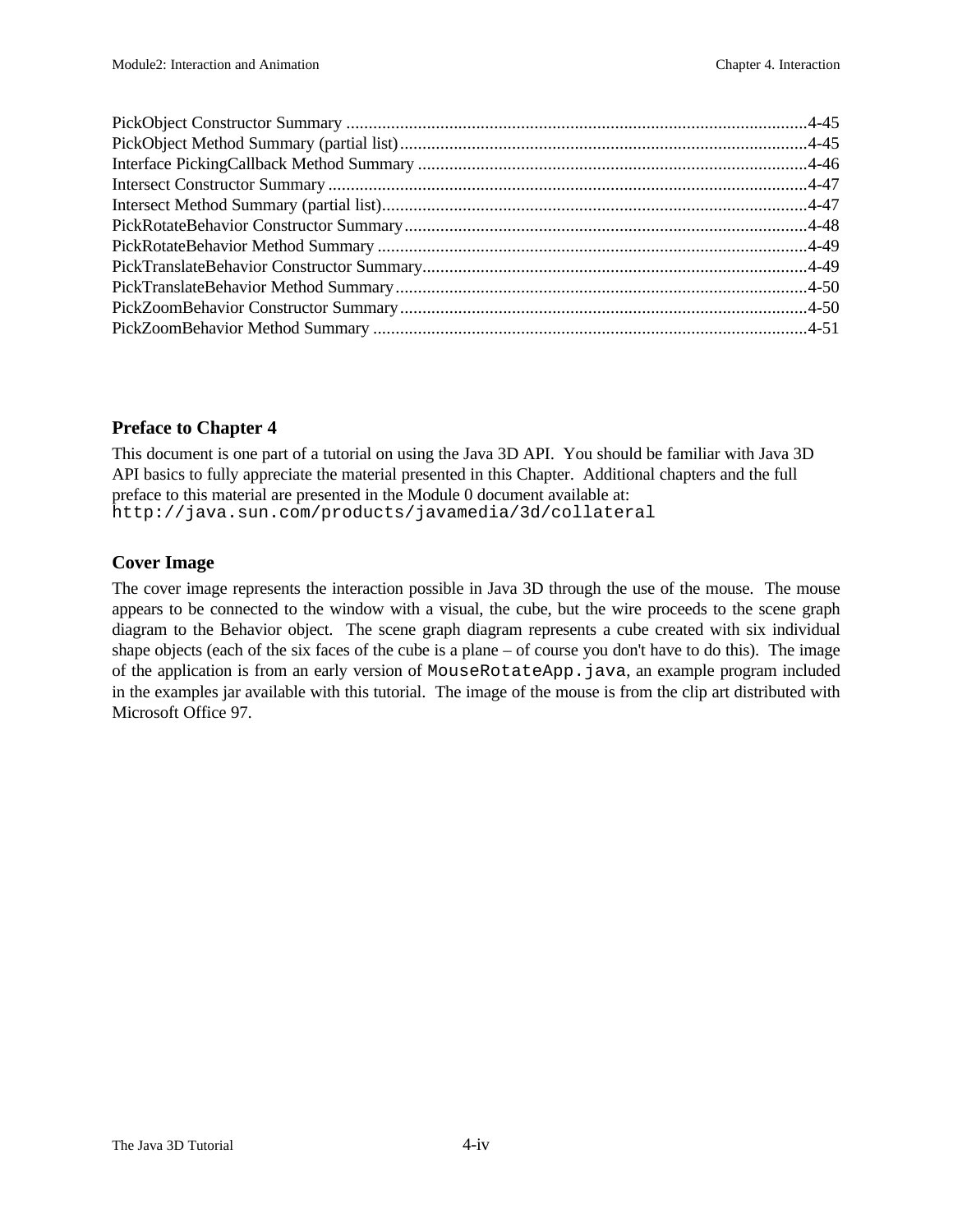PickObject Constructor Summary .......................................................................................................4-45
PickObject Method Summary (partial list)...........................................................................................4-45
Interface PickingCallback Method Summary .......................................................................................4-46
Intersect Constructor Summary ...........................................................................................................4-47
Intersect Method Summary (partial list)...............................................................................................4-47
PickRotateBehavior Constructor Summary..........................................................................................4-48
PickRotateBehavior Method Summary ................................................................................................4-49
PickTranslateBehavior Constructor Summary......................................................................................4-49
PickTranslateBehavior Method Summary............................................................................................4-50
PickZoomBehavior Constructor Summary...........................................................................................4-50
PickZoomBehavior Method Summary .................................................................................................4-51

## Preface to Chapter 4

This document is one part of a tutorial on using the Java 3D API. You should be familiar with Java 3D API basics to fully appreciate the material presented in this Chapter. Additional chapters and the full preface to this material are presented in the Module 0 document available at:
`http://java.sun.com/products/javamedia/3d/collateral`

## Cover Image

The cover image represents the interaction possible in Java 3D through the use of the mouse. The mouse appears to be connected to the window with a visual, the cube, but the wire proceeds to the scene graph diagram to the Behavior object. The scene graph diagram represents a cube created with six individual shape objects (each of the six faces of the cube is a plane – of course you don't have to do this). The image of the application is from an early version of `MouseRotateApp.java`, an example program included in the examples jar available with this tutorial. The image of the mouse is from the clip art distributed with Microsoft Office 97.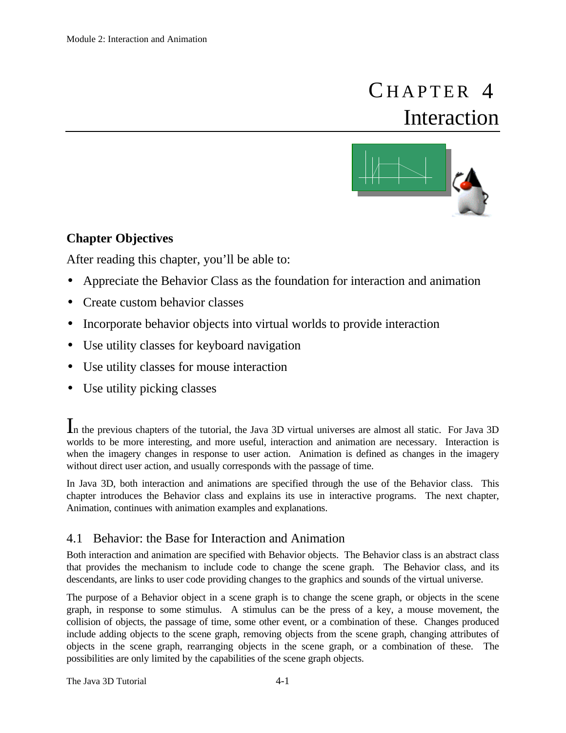# CHAPTER 4
# Interaction

## Chapter Objectives

After reading this chapter, you'll be able to:

- Appreciate the Behavior Class as the foundation for interaction and animation
- Create custom behavior classes
- Incorporate behavior objects into virtual worlds to provide interaction
- Use utility classes for keyboard navigation
- Use utility classes for mouse interaction
- Use utility picking classes

In the previous chapters of the tutorial, the Java 3D virtual universes are almost all static. For Java 3D worlds to be more interesting, and more useful, interaction and animation are necessary. Interaction is when the imagery changes in response to user action. Animation is defined as changes in the imagery without direct user action, and usually corresponds with the passage of time.

In Java 3D, both interaction and animations are specified through the use of the Behavior class. This chapter introduces the Behavior class and explains its use in interactive programs. The next chapter, Animation, continues with animation examples and explanations.

## 4.1 Behavior: the Base for Interaction and Animation

Both interaction and animation are specified with Behavior objects. The Behavior class is an abstract class that provides the mechanism to include code to change the scene graph. The Behavior class, and its descendants, are links to user code providing changes to the graphics and sounds of the virtual universe.

The purpose of a Behavior object in a scene graph is to change the scene graph, or objects in the scene graph, in response to some stimulus. A stimulus can be the press of a key, a mouse movement, the collision of objects, the passage of time, some other event, or a combination of these. Changes produced include adding objects to the scene graph, removing objects from the scene graph, changing attributes of objects in the scene graph, rearranging objects in the scene graph, or a combination of these. The possibilities are only limited by the capabilities of the scene graph objects.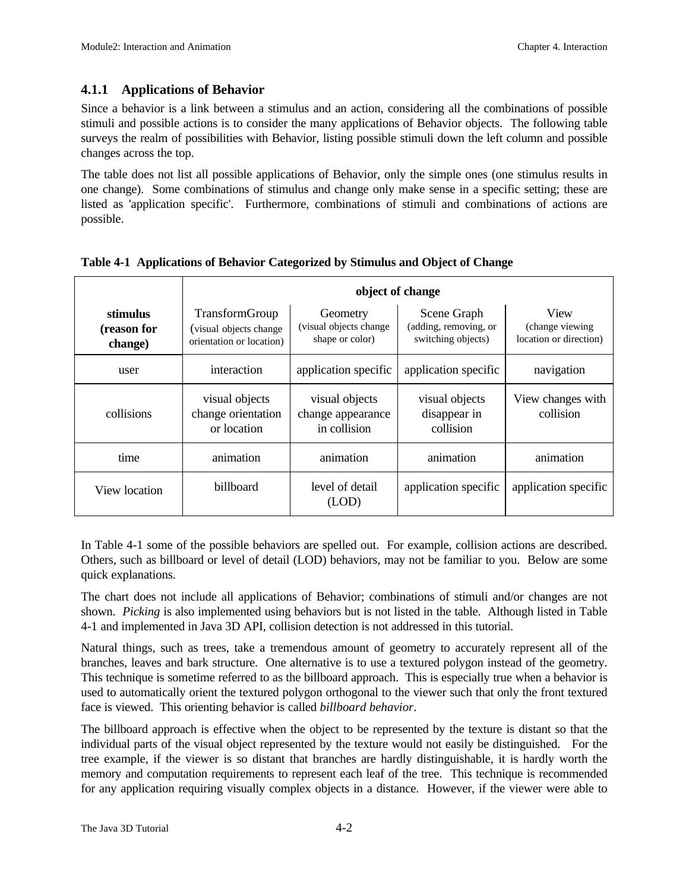### 4.1.1 Applications of Behavior

Since a behavior is a link between a stimulus and an action, considering all the combinations of possible stimuli and possible actions is to consider the many applications of Behavior objects. The following table surveys the realm of possibilities with Behavior, listing possible stimuli down the left column and possible changes across the top.

The table does not list all possible applications of Behavior, only the simple ones (one stimulus results in one change). Some combinations of stimulus and change only make sense in a specific setting; these are listed as 'application specific'. Furthermore, combinations of stimuli and combinations of actions are possible.

**Table 4-1 Applications of Behavior Categorized by Stimulus and Object of Change**

| | **object of change** | | | |
|---|---|---|---|---|
| **stimulus (reason for change)** | TransformGroup (visual objects change orientation or location) | Geometry (visual objects change shape or color) | Scene Graph (adding, removing, or switching objects) | View (change viewing location or direction) |
| user | interaction | application specific | application specific | navigation |
| collisions | visual objects change orientation or location | visual objects change appearance in collision | visual objects disappear in collision | View changes with collision |
| time | animation | animation | animation | animation |
| View location | billboard | level of detail (LOD) | application specific | application specific |

In Table 4-1 some of the possible behaviors are spelled out. For example, collision actions are described. Others, such as billboard or level of detail (LOD) behaviors, may not be familiar to you. Below are some quick explanations.

The chart does not include all applications of Behavior; combinations of stimuli and/or changes are not shown. *Picking* is also implemented using behaviors but is not listed in the table. Although listed in Table 4-1 and implemented in Java 3D API, collision detection is not addressed in this tutorial.

Natural things, such as trees, take a tremendous amount of geometry to accurately represent all of the branches, leaves and bark structure. One alternative is to use a textured polygon instead of the geometry. This technique is sometime referred to as the billboard approach. This is especially true when a behavior is used to automatically orient the textured polygon orthogonal to the viewer such that only the front textured face is viewed. This orienting behavior is called *billboard behavior*.

The billboard approach is effective when the object to be represented by the texture is distant so that the individual parts of the visual object represented by the texture would not easily be distinguished. For the tree example, if the viewer is so distant that branches are hardly distinguishable, it is hardly worth the memory and computation requirements to represent each leaf of the tree. This technique is recommended for any application requiring visually complex objects in a distance. However, if the viewer were able to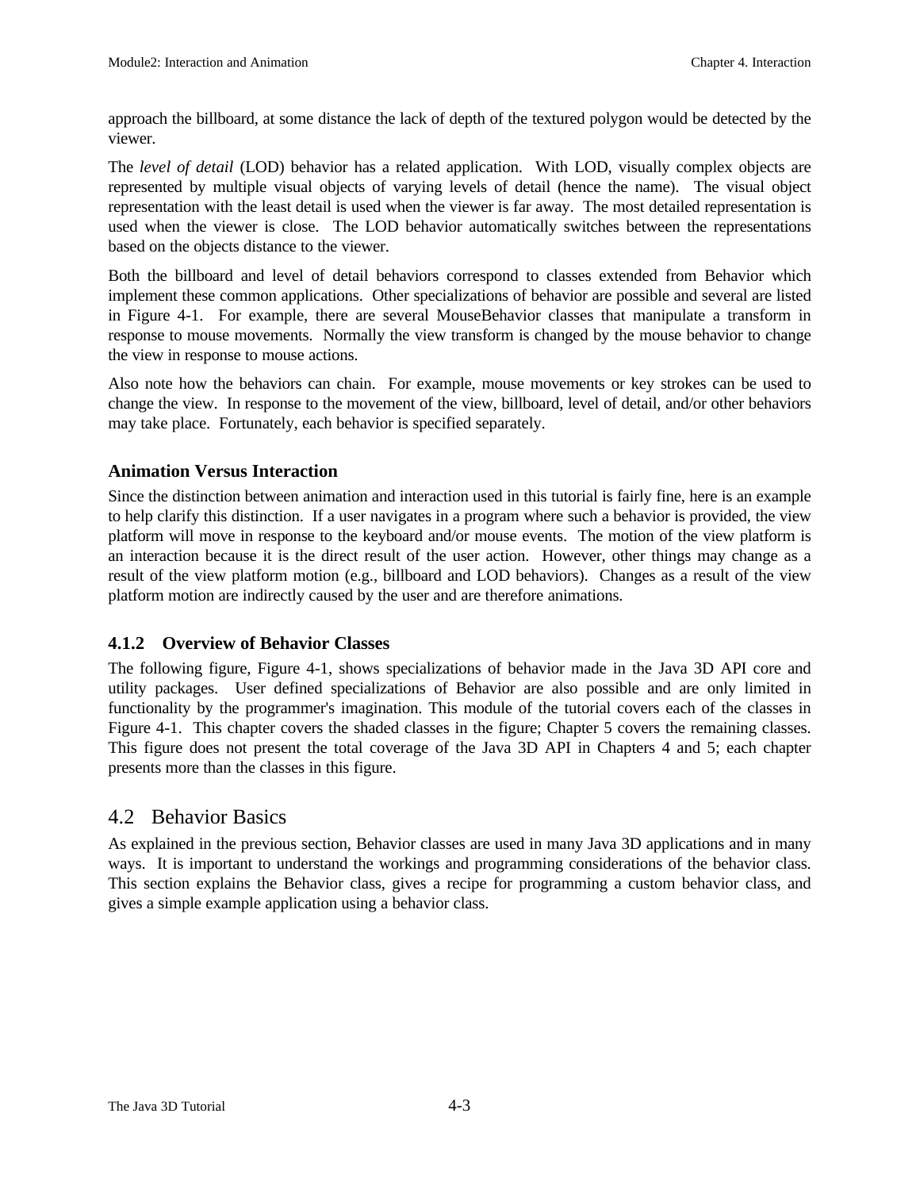approach the billboard, at some distance the lack of depth of the textured polygon would be detected by the viewer.

The *level of detail* (LOD) behavior has a related application. With LOD, visually complex objects are represented by multiple visual objects of varying levels of detail (hence the name). The visual object representation with the least detail is used when the viewer is far away. The most detailed representation is used when the viewer is close. The LOD behavior automatically switches between the representations based on the objects distance to the viewer.

Both the billboard and level of detail behaviors correspond to classes extended from Behavior which implement these common applications. Other specializations of behavior are possible and several are listed in Figure 4-1. For example, there are several MouseBehavior classes that manipulate a transform in response to mouse movements. Normally the view transform is changed by the mouse behavior to change the view in response to mouse actions.

Also note how the behaviors can chain. For example, mouse movements or key strokes can be used to change the view. In response to the movement of the view, billboard, level of detail, and/or other behaviors may take place. Fortunately, each behavior is specified separately.

### Animation Versus Interaction

Since the distinction between animation and interaction used in this tutorial is fairly fine, here is an example to help clarify this distinction. If a user navigates in a program where such a behavior is provided, the view platform will move in response to the keyboard and/or mouse events. The motion of the view platform is an interaction because it is the direct result of the user action. However, other things may change as a result of the view platform motion (e.g., billboard and LOD behaviors). Changes as a result of the view platform motion are indirectly caused by the user and are therefore animations.

### 4.1.2 Overview of Behavior Classes

The following figure, Figure 4-1, shows specializations of behavior made in the Java 3D API core and utility packages. User defined specializations of Behavior are also possible and are only limited in functionality by the programmer's imagination. This module of the tutorial covers each of the classes in Figure 4-1. This chapter covers the shaded classes in the figure; Chapter 5 covers the remaining classes. This figure does not present the total coverage of the Java 3D API in Chapters 4 and 5; each chapter presents more than the classes in this figure.

## 4.2 Behavior Basics

As explained in the previous section, Behavior classes are used in many Java 3D applications and in many ways. It is important to understand the workings and programming considerations of the behavior class. This section explains the Behavior class, gives a recipe for programming a custom behavior class, and gives a simple example application using a behavior class.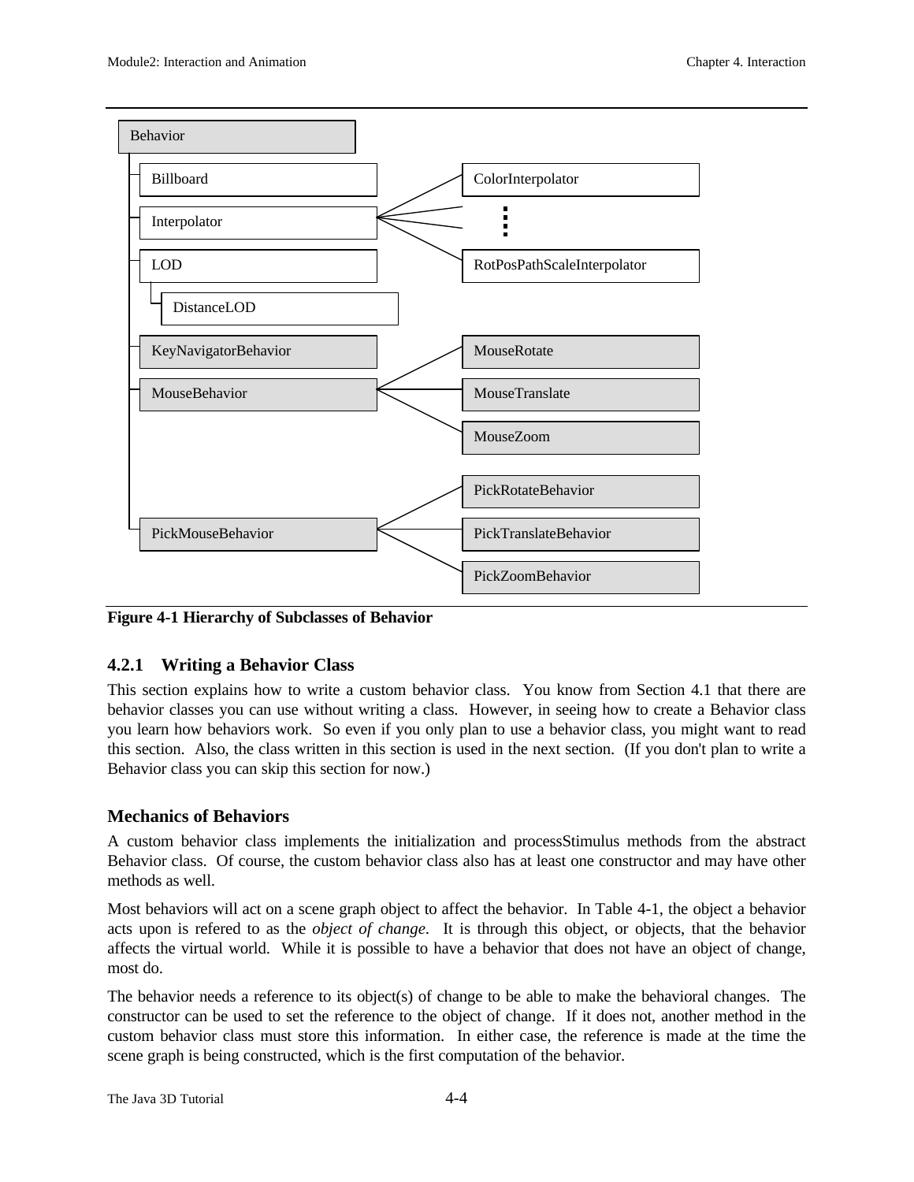Behavior
- Billboard
- Interpolator
  - ColorInterpolator
  - ⋮
  - RotPosPathScaleInterpolator
- LOD
  - DistanceLOD
- KeyNavigatorBehavior
- MouseBehavior
  - MouseRotate
  - MouseTranslate
  - MouseZoom
- PickMouseBehavior
  - PickRotateBehavior
  - PickTranslateBehavior
  - PickZoomBehavior

**Figure 4-1 Hierarchy of Subclasses of Behavior**

### 4.2.1 Writing a Behavior Class

This section explains how to write a custom behavior class. You know from Section 4.1 that there are behavior classes you can use without writing a class. However, in seeing how to create a Behavior class you learn how behaviors work. So even if you only plan to use a behavior class, you might want to read this section. Also, the class written in this section is used in the next section. (If you don't plan to write a Behavior class you can skip this section for now.)

#### Mechanics of Behaviors

A custom behavior class implements the initialization and processStimulus methods from the abstract Behavior class. Of course, the custom behavior class also has at least one constructor and may have other methods as well.

Most behaviors will act on a scene graph object to affect the behavior. In Table 4-1, the object a behavior acts upon is refered to as the *object of change*. It is through this object, or objects, that the behavior affects the virtual world. While it is possible to have a behavior that does not have an object of change, most do.

The behavior needs a reference to its object(s) of change to be able to make the behavioral changes. The constructor can be used to set the reference to the object of change. If it does not, another method in the custom behavior class must store this information. In either case, the reference is made at the time the scene graph is being constructed, which is the first computation of the behavior.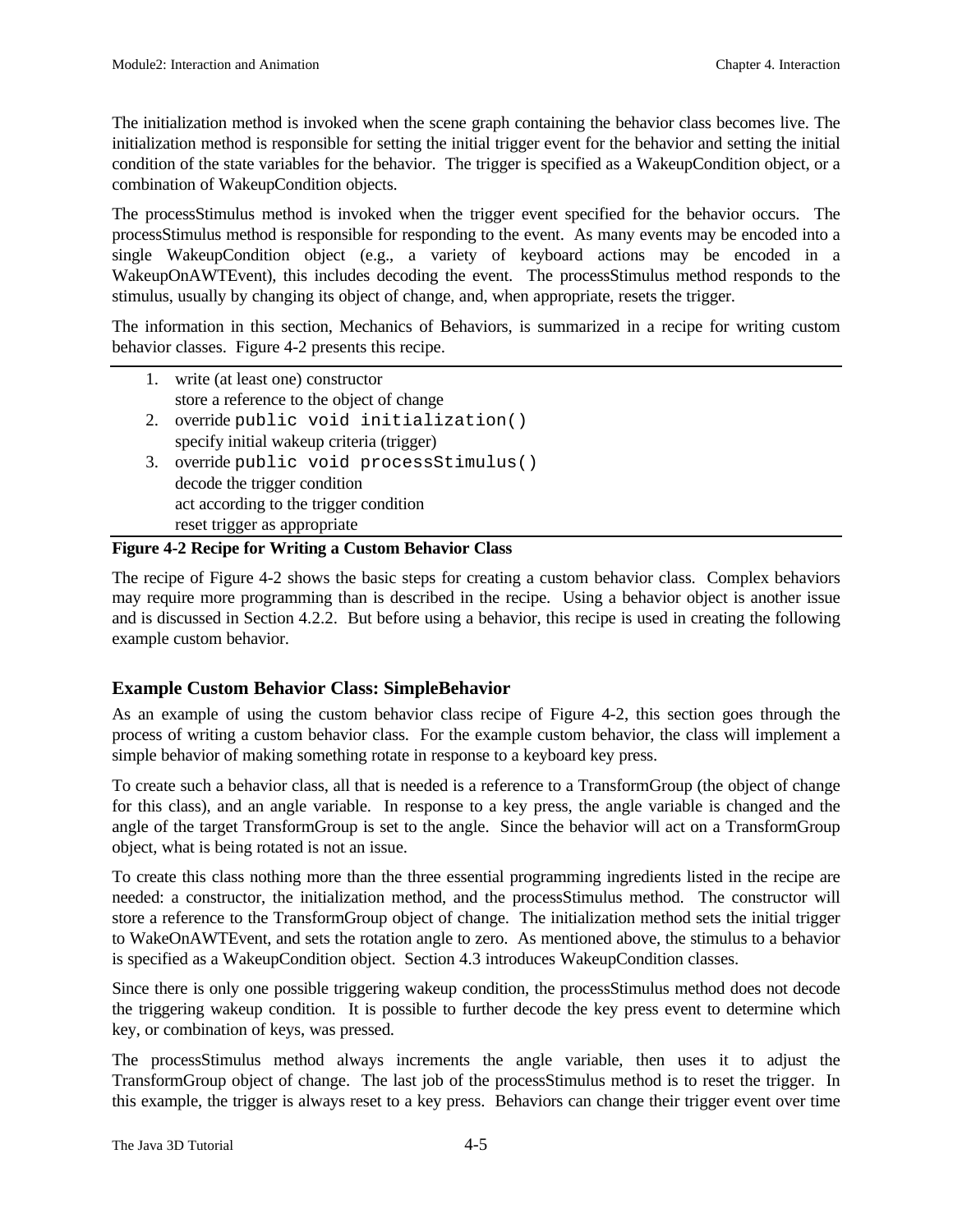The initialization method is invoked when the scene graph containing the behavior class becomes live. The initialization method is responsible for setting the initial trigger event for the behavior and setting the initial condition of the state variables for the behavior. The trigger is specified as a WakeupCondition object, or a combination of WakeupCondition objects.

The processStimulus method is invoked when the trigger event specified for the behavior occurs. The processStimulus method is responsible for responding to the event. As many events may be encoded into a single WakeupCondition object (e.g., a variety of keyboard actions may be encoded in a WakeupOnAWTEvent), this includes decoding the event. The processStimulus method responds to the stimulus, usually by changing its object of change, and, when appropriate, resets the trigger.

The information in this section, Mechanics of Behaviors, is summarized in a recipe for writing custom behavior classes. Figure 4-2 presents this recipe.

1. write (at least one) constructor
   store a reference to the object of change
2. override `public void initialization()`
   specify initial wakeup criteria (trigger)
3. override `public void processStimulus()`
   decode the trigger condition
   act according to the trigger condition
   reset trigger as appropriate

**Figure 4-2 Recipe for Writing a Custom Behavior Class**

The recipe of Figure 4-2 shows the basic steps for creating a custom behavior class. Complex behaviors may require more programming than is described in the recipe. Using a behavior object is another issue and is discussed in Section 4.2.2. But before using a behavior, this recipe is used in creating the following example custom behavior.

### Example Custom Behavior Class: SimpleBehavior

As an example of using the custom behavior class recipe of Figure 4-2, this section goes through the process of writing a custom behavior class. For the example custom behavior, the class will implement a simple behavior of making something rotate in response to a keyboard key press.

To create such a behavior class, all that is needed is a reference to a TransformGroup (the object of change for this class), and an angle variable. In response to a key press, the angle variable is changed and the angle of the target TransformGroup is set to the angle. Since the behavior will act on a TransformGroup object, what is being rotated is not an issue.

To create this class nothing more than the three essential programming ingredients listed in the recipe are needed: a constructor, the initialization method, and the processStimulus method. The constructor will store a reference to the TransformGroup object of change. The initialization method sets the initial trigger to WakeOnAWTEvent, and sets the rotation angle to zero. As mentioned above, the stimulus to a behavior is specified as a WakeupCondition object. Section 4.3 introduces WakeupCondition classes.

Since there is only one possible triggering wakeup condition, the processStimulus method does not decode the triggering wakeup condition. It is possible to further decode the key press event to determine which key, or combination of keys, was pressed.

The processStimulus method always increments the angle variable, then uses it to adjust the TransformGroup object of change. The last job of the processStimulus method is to reset the trigger. In this example, the trigger is always reset to a key press. Behaviors can change their trigger event over time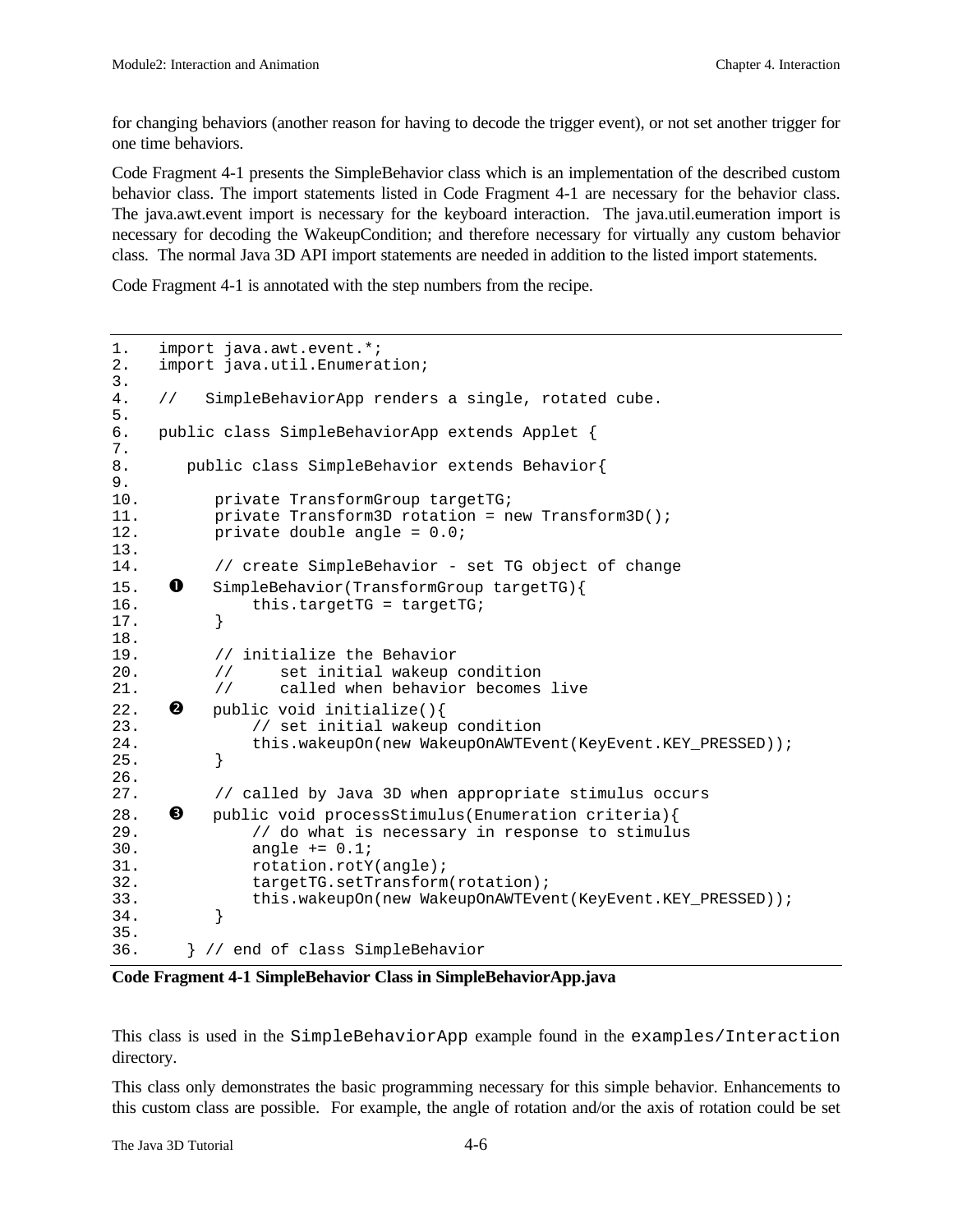for changing behaviors (another reason for having to decode the trigger event), or not set another trigger for one time behaviors.

Code Fragment 4-1 presents the SimpleBehavior class which is an implementation of the described custom behavior class. The import statements listed in Code Fragment 4-1 are necessary for the behavior class. The java.awt.event import is necessary for the keyboard interaction. The java.util.eumeration import is necessary for decoding the WakeupCondition; and therefore necessary for virtually any custom behavior class. The normal Java 3D API import statements are needed in addition to the listed import statements.

Code Fragment 4-1 is annotated with the step numbers from the recipe.

```
1.    import java.awt.event.*;
2.    import java.util.Enumeration;
3.
4.    //   SimpleBehaviorApp renders a single, rotated cube.
5.
6.    public class SimpleBehaviorApp extends Applet {
7.
8.       public class SimpleBehavior extends Behavior{
9.
10.         private TransformGroup targetTG;
11.         private Transform3D rotation = new Transform3D();
12.         private double angle = 0.0;
13.
14.         // create SimpleBehavior - set TG object of change
15.   ❶     SimpleBehavior(TransformGroup targetTG){
16.             this.targetTG = targetTG;
17.         }
18.
19.         // initialize the Behavior
20.         //     set initial wakeup condition
21.         //     called when behavior becomes live
22.   ❷     public void initialize(){
23.             // set initial wakeup condition
24.             this.wakeupOn(new WakeupOnAWTEvent(KeyEvent.KEY_PRESSED));
25.         }
26.
27.         // called by Java 3D when appropriate stimulus occurs
28.   ❸     public void processStimulus(Enumeration criteria){
29.             // do what is necessary in response to stimulus
30.             angle += 0.1;
31.             rotation.rotY(angle);
32.             targetTG.setTransform(rotation);
33.             this.wakeupOn(new WakeupOnAWTEvent(KeyEvent.KEY_PRESSED));
34.         }
35.
36.      } // end of class SimpleBehavior
```

**Code Fragment 4-1 SimpleBehavior Class in SimpleBehaviorApp.java**

This class is used in the `SimpleBehaviorApp` example found in the `examples/Interaction` directory.

This class only demonstrates the basic programming necessary for this simple behavior. Enhancements to this custom class are possible. For example, the angle of rotation and/or the axis of rotation could be set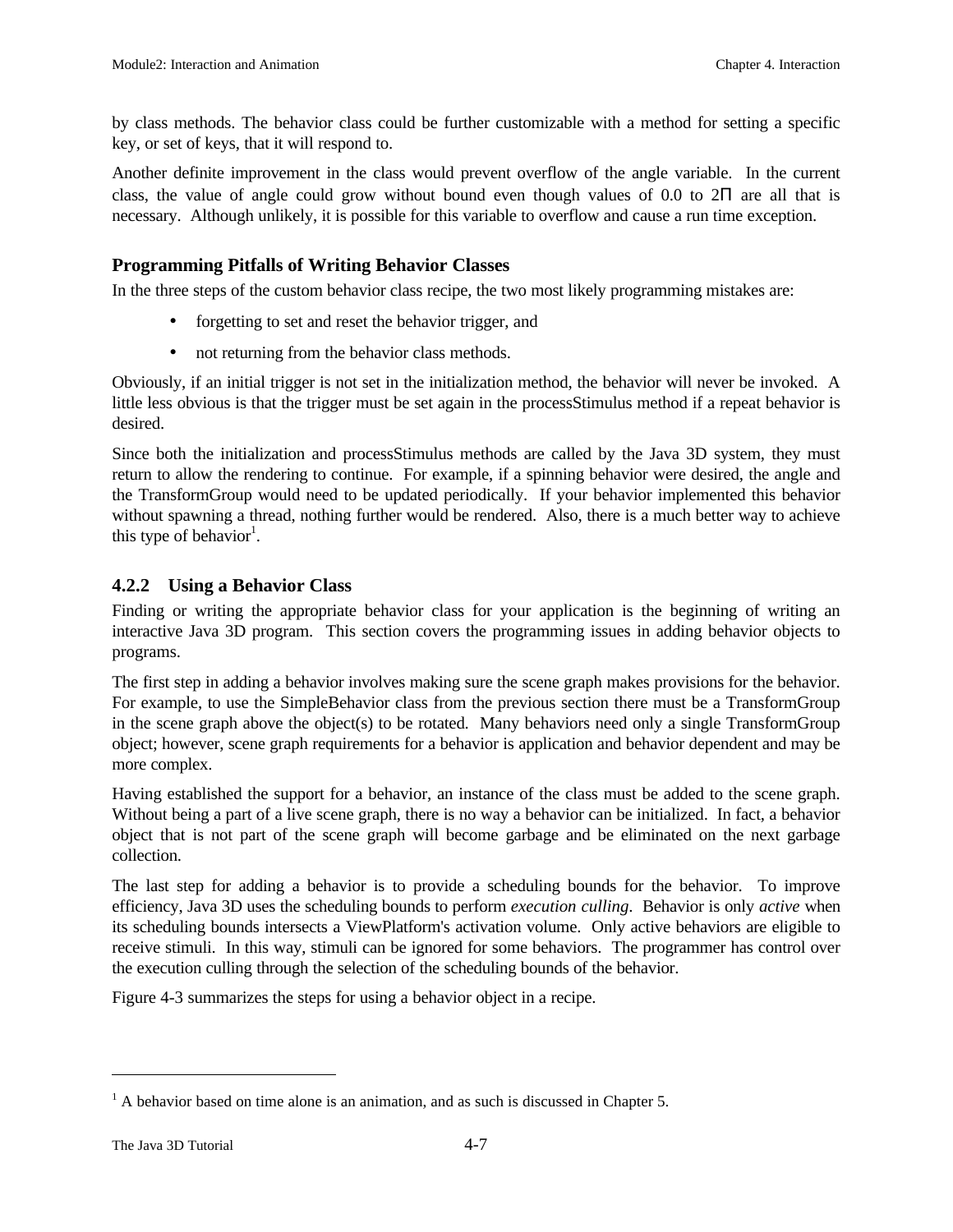by class methods. The behavior class could be further customizable with a method for setting a specific key, or set of keys, that it will respond to.

Another definite improvement in the class would prevent overflow of the angle variable. In the current class, the value of angle could grow without bound even though values of 0.0 to $2\Pi$ are all that is necessary. Although unlikely, it is possible for this variable to overflow and cause a run time exception.

### Programming Pitfalls of Writing Behavior Classes

In the three steps of the custom behavior class recipe, the two most likely programming mistakes are:

- forgetting to set and reset the behavior trigger, and
- not returning from the behavior class methods.

Obviously, if an initial trigger is not set in the initialization method, the behavior will never be invoked. A little less obvious is that the trigger must be set again in the processStimulus method if a repeat behavior is desired.

Since both the initialization and processStimulus methods are called by the Java 3D system, they must return to allow the rendering to continue. For example, if a spinning behavior were desired, the angle and the TransformGroup would need to be updated periodically. If your behavior implemented this behavior without spawning a thread, nothing further would be rendered. Also, there is a much better way to achieve this type of behavior[1].

## 4.2.2 Using a Behavior Class

Finding or writing the appropriate behavior class for your application is the beginning of writing an interactive Java 3D program. This section covers the programming issues in adding behavior objects to programs.

The first step in adding a behavior involves making sure the scene graph makes provisions for the behavior. For example, to use the SimpleBehavior class from the previous section there must be a TransformGroup in the scene graph above the object(s) to be rotated. Many behaviors need only a single TransformGroup object; however, scene graph requirements for a behavior is application and behavior dependent and may be more complex.

Having established the support for a behavior, an instance of the class must be added to the scene graph. Without being a part of a live scene graph, there is no way a behavior can be initialized. In fact, a behavior object that is not part of the scene graph will become garbage and be eliminated on the next garbage collection.

The last step for adding a behavior is to provide a scheduling bounds for the behavior. To improve efficiency, Java 3D uses the scheduling bounds to perform *execution culling*. Behavior is only *active* when its scheduling bounds intersects a ViewPlatform's activation volume. Only active behaviors are eligible to receive stimuli. In this way, stimuli can be ignored for some behaviors. The programmer has control over the execution culling through the selection of the scheduling bounds of the behavior.

Figure 4-3 summarizes the steps for using a behavior object in a recipe.

---

[1] A behavior based on time alone is an animation, and as such is discussed in Chapter 5.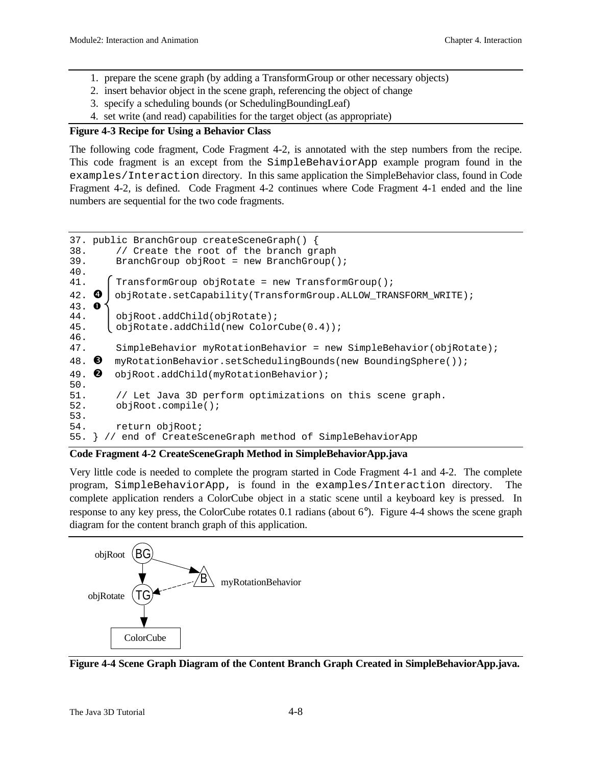1. prepare the scene graph (by adding a TransformGroup or other necessary objects)
2. insert behavior object in the scene graph, referencing the object of change
3. specify a scheduling bounds (or SchedulingBoundingLeaf)
4. set write (and read) capabilities for the target object (as appropriate)

**Figure 4-3 Recipe for Using a Behavior Class**

The following code fragment, Code Fragment 4-2, is annotated with the step numbers from the recipe. This code fragment is an except from the `SimpleBehaviorApp` example program found in the `examples/Interaction` directory. In this same application the SimpleBehavior class, found in Code Fragment 4-2, is defined. Code Fragment 4-2 continues where Code Fragment 4-1 ended and the line numbers are sequential for the two code fragments.

```
37. public BranchGroup createSceneGraph() {
38.     // Create the root of the branch graph
39.     BranchGroup objRoot = new BranchGroup();
40.
41.     TransformGroup objRotate = new TransformGroup();
42. ❹   objRotate.setCapability(TransformGroup.ALLOW_TRANSFORM_WRITE);
43. ❶
44.     objRoot.addChild(objRotate);
45.     objRotate.addChild(new ColorCube(0.4));
46.
47.     SimpleBehavior myRotationBehavior = new SimpleBehavior(objRotate);
48. ❸   myRotationBehavior.setSchedulingBounds(new BoundingSphere());
49. ❷   objRoot.addChild(myRotationBehavior);
50.
51.     // Let Java 3D perform optimizations on this scene graph.
52.     objRoot.compile();
53.
54.     return objRoot;
55. } // end of CreateSceneGraph method of SimpleBehaviorApp
```

**Code Fragment 4-2 CreateSceneGraph Method in SimpleBehaviorApp.java**

Very little code is needed to complete the program started in Code Fragment 4-1 and 4-2. The complete program, `SimpleBehaviorApp,` is found in the `examples/Interaction` directory. The complete application renders a ColorCube object in a static scene until a keyboard key is pressed. In response to any key press, the ColorCube rotates 0.1 radians (about 6°). Figure 4-4 shows the scene graph diagram for the content branch graph of this application.

objRoot BG → myRotationBehavior B; objRotate TG; ColorCube

**Figure 4-4 Scene Graph Diagram of the Content Branch Graph Created in SimpleBehaviorApp.java.**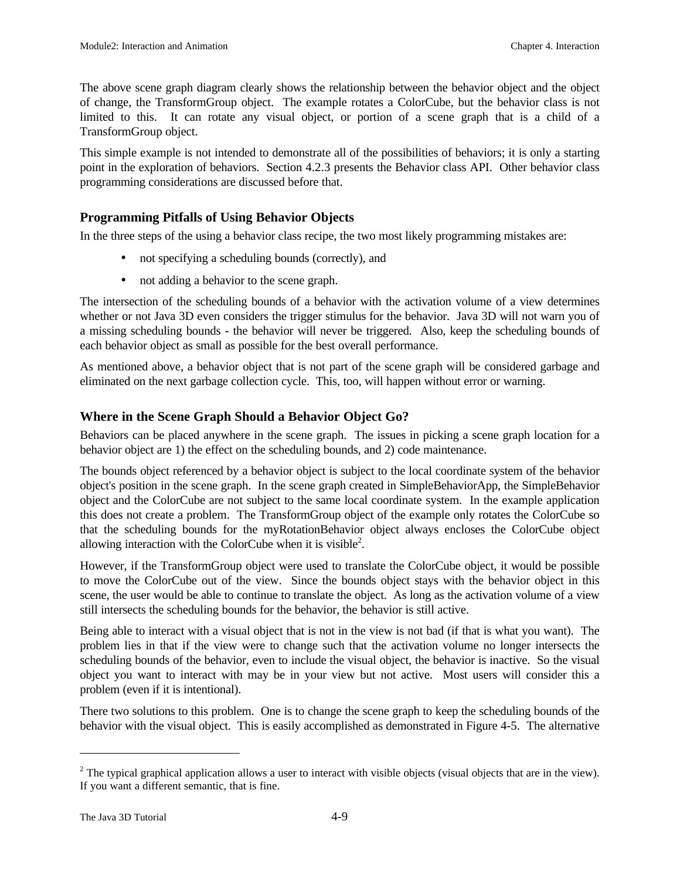The above scene graph diagram clearly shows the relationship between the behavior object and the object of change, the TransformGroup object. The example rotates a ColorCube, but the behavior class is not limited to this. It can rotate any visual object, or portion of a scene graph that is a child of a TransformGroup object.

This simple example is not intended to demonstrate all of the possibilities of behaviors; it is only a starting point in the exploration of behaviors. Section 4.2.3 presents the Behavior class API. Other behavior class programming considerations are discussed before that.

### Programming Pitfalls of Using Behavior Objects

In the three steps of the using a behavior class recipe, the two most likely programming mistakes are:

- not specifying a scheduling bounds (correctly), and
- not adding a behavior to the scene graph.

The intersection of the scheduling bounds of a behavior with the activation volume of a view determines whether or not Java 3D even considers the trigger stimulus for the behavior. Java 3D will not warn you of a missing scheduling bounds - the behavior will never be triggered. Also, keep the scheduling bounds of each behavior object as small as possible for the best overall performance.

As mentioned above, a behavior object that is not part of the scene graph will be considered garbage and eliminated on the next garbage collection cycle. This, too, will happen without error or warning.

### Where in the Scene Graph Should a Behavior Object Go?

Behaviors can be placed anywhere in the scene graph. The issues in picking a scene graph location for a behavior object are 1) the effect on the scheduling bounds, and 2) code maintenance.

The bounds object referenced by a behavior object is subject to the local coordinate system of the behavior object's position in the scene graph. In the scene graph created in SimpleBehaviorApp, the SimpleBehavior object and the ColorCube are not subject to the same local coordinate system. In the example application this does not create a problem. The TransformGroup object of the example only rotates the ColorCube so that the scheduling bounds for the myRotationBehavior object always encloses the ColorCube object allowing interaction with the ColorCube when it is visible[2].

However, if the TransformGroup object were used to translate the ColorCube object, it would be possible to move the ColorCube out of the view. Since the bounds object stays with the behavior object in this scene, the user would be able to continue to translate the object. As long as the activation volume of a view still intersects the scheduling bounds for the behavior, the behavior is still active.

Being able to interact with a visual object that is not in the view is not bad (if that is what you want). The problem lies in that if the view were to change such that the activation volume no longer intersects the scheduling bounds of the behavior, even to include the visual object, the behavior is inactive. So the visual object you want to interact with may be in your view but not active. Most users will consider this a problem (even if it is intentional).

There two solutions to this problem. One is to change the scene graph to keep the scheduling bounds of the behavior with the visual object. This is easily accomplished as demonstrated in Figure 4-5. The alternative

---

[2] The typical graphical application allows a user to interact with visible objects (visual objects that are in the view). If you want a different semantic, that is fine.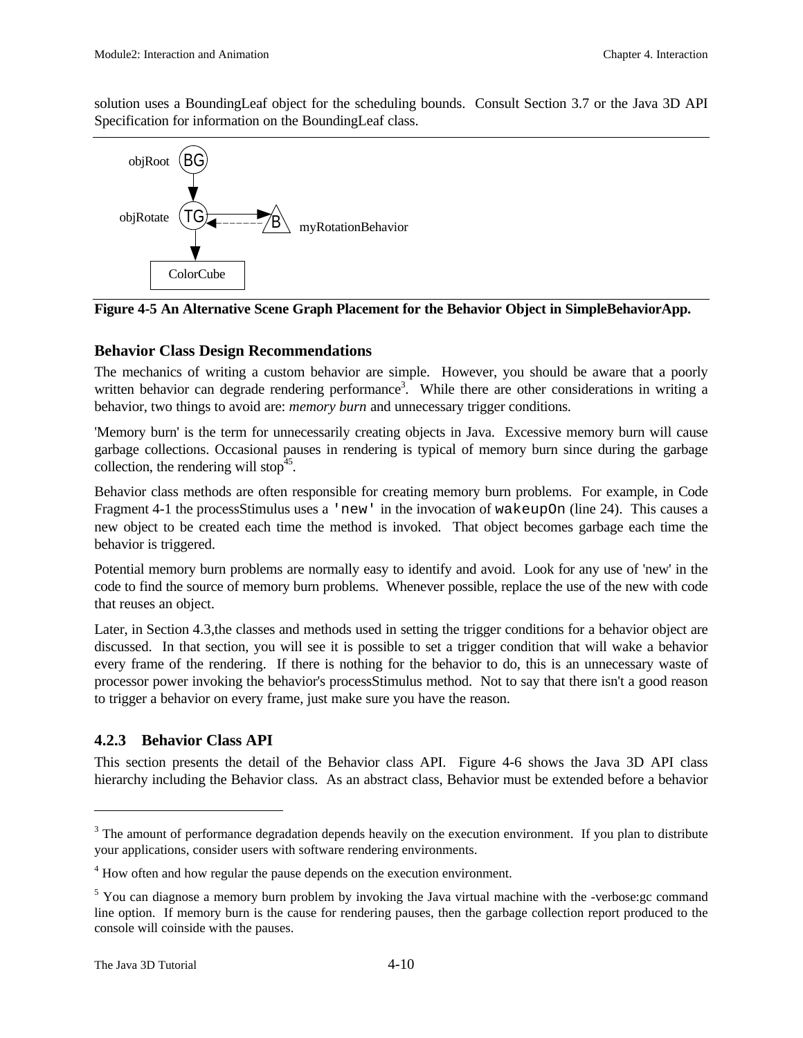solution uses a BoundingLeaf object for the scheduling bounds. Consult Section 3.7 or the Java 3D API Specification for information on the BoundingLeaf class.

**Figure 4-5 An Alternative Scene Graph Placement for the Behavior Object in SimpleBehaviorApp.**

### Behavior Class Design Recommendations

The mechanics of writing a custom behavior are simple. However, you should be aware that a poorly written behavior can degrade rendering performance[3]. While there are other considerations in writing a behavior, two things to avoid are: *memory burn* and unnecessary trigger conditions.

'Memory burn' is the term for unnecessarily creating objects in Java. Excessive memory burn will cause garbage collections. Occasional pauses in rendering is typical of memory burn since during the garbage collection, the rendering will stop[4,5].

Behavior class methods are often responsible for creating memory burn problems. For example, in Code Fragment 4-1 the processStimulus uses a `'new'` in the invocation of `wakeupOn` (line 24). This causes a new object to be created each time the method is invoked. That object becomes garbage each time the behavior is triggered.

Potential memory burn problems are normally easy to identify and avoid. Look for any use of 'new' in the code to find the source of memory burn problems. Whenever possible, replace the use of the new with code that reuses an object.

Later, in Section 4.3,the classes and methods used in setting the trigger conditions for a behavior object are discussed. In that section, you will see it is possible to set a trigger condition that will wake a behavior every frame of the rendering. If there is nothing for the behavior to do, this is an unnecessary waste of processor power invoking the behavior's processStimulus method. Not to say that there isn't a good reason to trigger a behavior on every frame, just make sure you have the reason.

## 4.2.3 Behavior Class API

This section presents the detail of the Behavior class API. Figure 4-6 shows the Java 3D API class hierarchy including the Behavior class. As an abstract class, Behavior must be extended before a behavior

---

[3] The amount of performance degradation depends heavily on the execution environment. If you plan to distribute your applications, consider users with software rendering environments.

[4] How often and how regular the pause depends on the execution environment.

[5] You can diagnose a memory burn problem by invoking the Java virtual machine with the -verbose:gc command line option. If memory burn is the cause for rendering pauses, then the garbage collection report produced to the console will coinside with the pauses.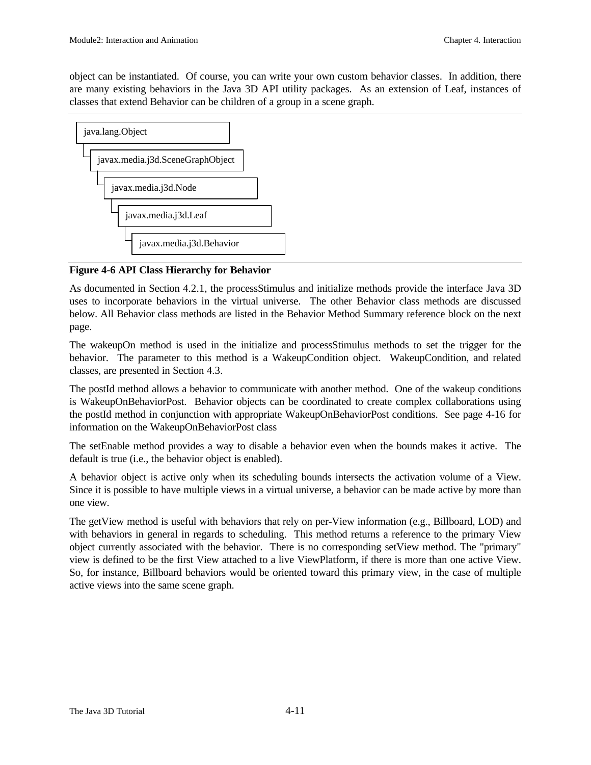object can be instantiated. Of course, you can write your own custom behavior classes. In addition, there are many existing behaviors in the Java 3D API utility packages. As an extension of Leaf, instances of classes that extend Behavior can be children of a group in a scene graph.

```
java.lang.Object
 └ javax.media.j3d.SceneGraphObject
    └ javax.media.j3d.Node
       └ javax.media.j3d.Leaf
          └ javax.media.j3d.Behavior
```

**Figure 4-6 API Class Hierarchy for Behavior**

As documented in Section 4.2.1, the processStimulus and initialize methods provide the interface Java 3D uses to incorporate behaviors in the virtual universe. The other Behavior class methods are discussed below. All Behavior class methods are listed in the Behavior Method Summary reference block on the next page.

The wakeupOn method is used in the initialize and processStimulus methods to set the trigger for the behavior. The parameter to this method is a WakeupCondition object. WakeupCondition, and related classes, are presented in Section 4.3.

The postId method allows a behavior to communicate with another method. One of the wakeup conditions is WakeupOnBehaviorPost. Behavior objects can be coordinated to create complex collaborations using the postId method in conjunction with appropriate WakeupOnBehaviorPost conditions. See page 4-16 for information on the WakeupOnBehaviorPost class

The setEnable method provides a way to disable a behavior even when the bounds makes it active. The default is true (i.e., the behavior object is enabled).

A behavior object is active only when its scheduling bounds intersects the activation volume of a View. Since it is possible to have multiple views in a virtual universe, a behavior can be made active by more than one view.

The getView method is useful with behaviors that rely on per-View information (e.g., Billboard, LOD) and with behaviors in general in regards to scheduling. This method returns a reference to the primary View object currently associated with the behavior. There is no corresponding setView method. The "primary" view is defined to be the first View attached to a live ViewPlatform, if there is more than one active View. So, for instance, Billboard behaviors would be oriented toward this primary view, in the case of multiple active views into the same scene graph.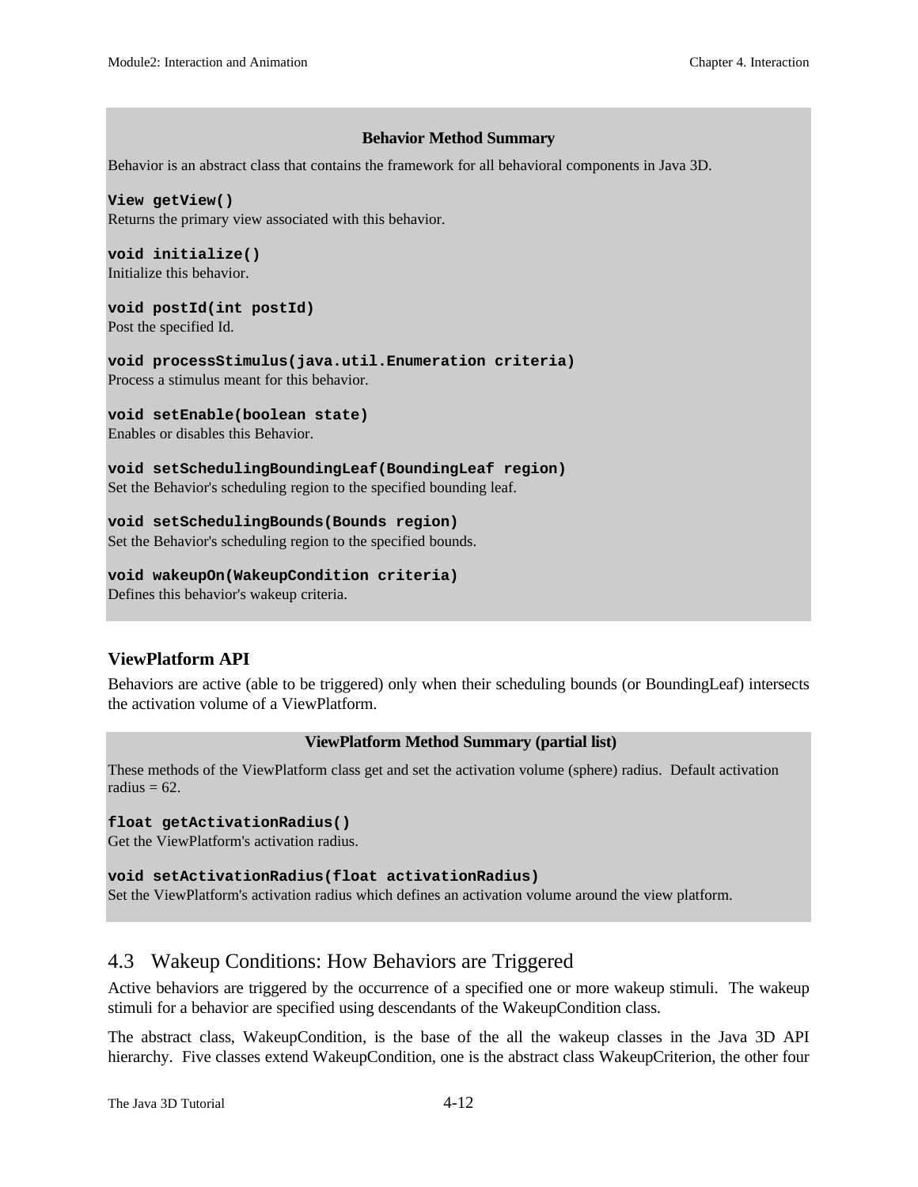**Behavior Method Summary**

Behavior is an abstract class that contains the framework for all behavioral components in Java 3D.

**`View getView()`**
Returns the primary view associated with this behavior.

**`void initialize()`**
Initialize this behavior.

**`void postId(int postId)`**
Post the specified Id.

**`void processStimulus(java.util.Enumeration criteria)`**
Process a stimulus meant for this behavior.

**`void setEnable(boolean state)`**
Enables or disables this Behavior.

**`void setSchedulingBoundingLeaf(BoundingLeaf region)`**
Set the Behavior's scheduling region to the specified bounding leaf.

**`void setSchedulingBounds(Bounds region)`**
Set the Behavior's scheduling region to the specified bounds.

**`void wakeupOn(WakeupCondition criteria)`**
Defines this behavior's wakeup criteria.

### ViewPlatform API

Behaviors are active (able to be triggered) only when their scheduling bounds (or BoundingLeaf) intersects the activation volume of a ViewPlatform.

**ViewPlatform Method Summary (partial list)**

These methods of the ViewPlatform class get and set the activation volume (sphere) radius. Default activation radius = 62.

**`float getActivationRadius()`**
Get the ViewPlatform's activation radius.

**`void setActivationRadius(float activationRadius)`**
Set the ViewPlatform's activation radius which defines an activation volume around the view platform.

## 4.3 Wakeup Conditions: How Behaviors are Triggered

Active behaviors are triggered by the occurrence of a specified one or more wakeup stimuli. The wakeup stimuli for a behavior are specified using descendants of the WakeupCondition class.

The abstract class, WakeupCondition, is the base of the all the wakeup classes in the Java 3D API hierarchy. Five classes extend WakeupCondition, one is the abstract class WakeupCriterion, the other four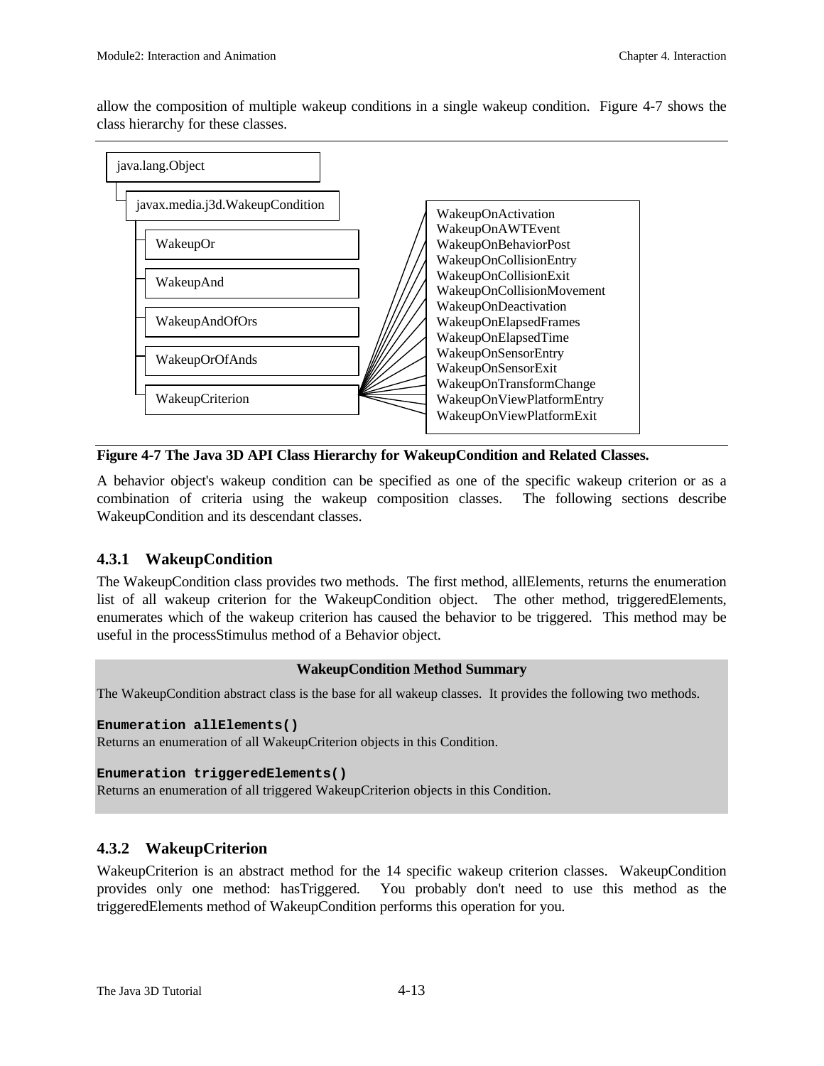allow the composition of multiple wakeup conditions in a single wakeup condition. Figure 4-7 shows the class hierarchy for these classes.

```
java.lang.Object
  javax.media.j3d.WakeupCondition
    WakeupOr
    WakeupAnd
    WakeupAndOfOrs
    WakeupOrOfAnds
    WakeupCriterion
      WakeupOnActivation
      WakeupOnAWTEvent
      WakeupOnBehaviorPost
      WakeupOnCollisionEntry
      WakeupOnCollisionExit
      WakeupOnCollisionMovement
      WakeupOnDeactivation
      WakeupOnElapsedFrames
      WakeupOnElapsedTime
      WakeupOnSensorEntry
      WakeupOnSensorExit
      WakeupOnTransformChange
      WakeupOnViewPlatformEntry
      WakeupOnViewPlatformExit
```

**Figure 4-7 The Java 3D API Class Hierarchy for WakeupCondition and Related Classes.**

A behavior object's wakeup condition can be specified as one of the specific wakeup criterion or as a combination of criteria using the wakeup composition classes. The following sections describe WakeupCondition and its descendant classes.

### 4.3.1 WakeupCondition

The WakeupCondition class provides two methods. The first method, allElements, returns the enumeration list of all wakeup criterion for the WakeupCondition object. The other method, triggeredElements, enumerates which of the wakeup criterion has caused the behavior to be triggered. This method may be useful in the processStimulus method of a Behavior object.

**WakeupCondition Method Summary**

The WakeupCondition abstract class is the base for all wakeup classes. It provides the following two methods.

**`Enumeration allElements()`**
Returns an enumeration of all WakeupCriterion objects in this Condition.

**`Enumeration triggeredElements()`**
Returns an enumeration of all triggered WakeupCriterion objects in this Condition.

### 4.3.2 WakeupCriterion

WakeupCriterion is an abstract method for the 14 specific wakeup criterion classes. WakeupCondition provides only one method: hasTriggered. You probably don't need to use this method as the triggeredElements method of WakeupCondition performs this operation for you.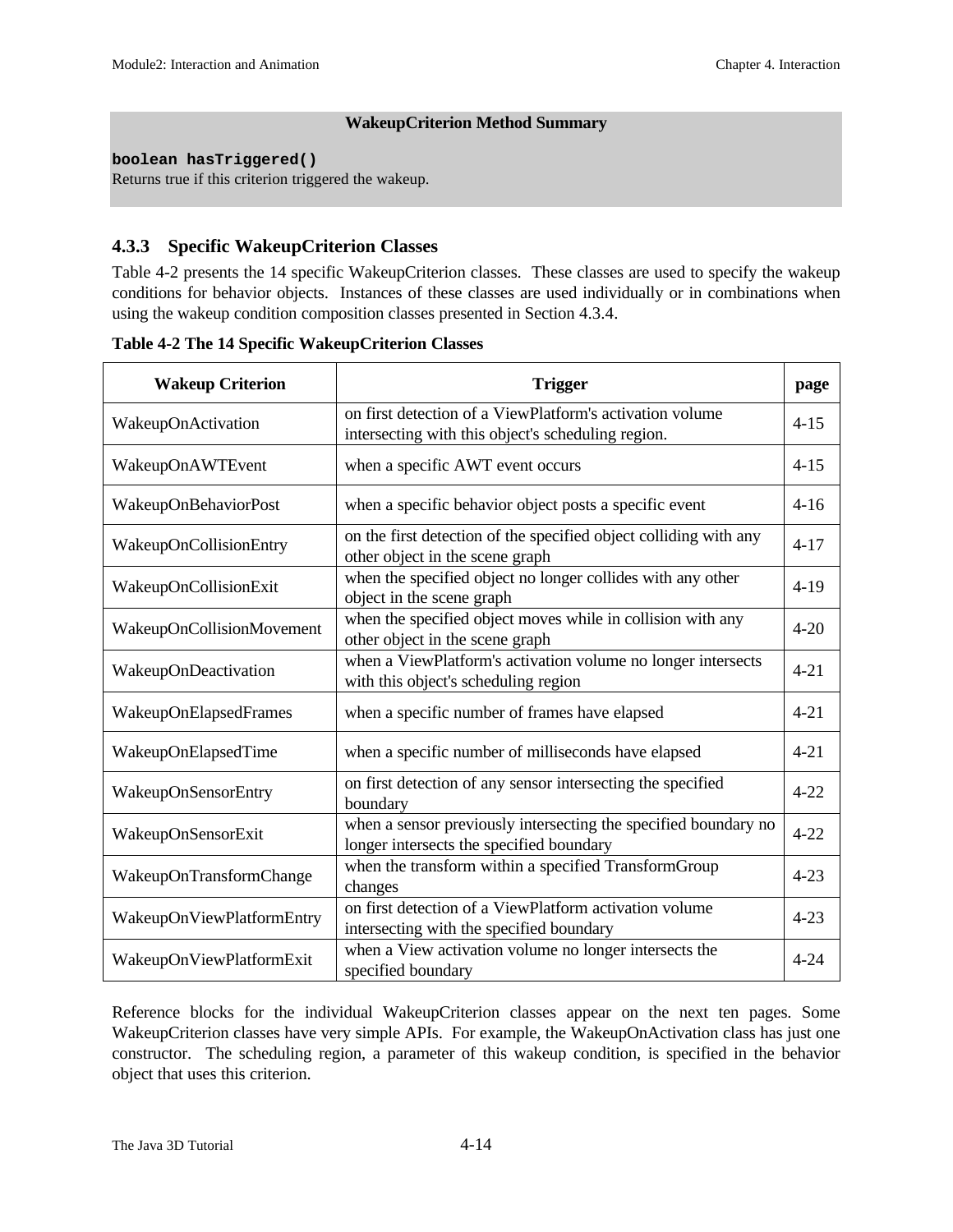**WakeupCriterion Method Summary**

**`boolean hasTriggered()`**
Returns true if this criterion triggered the wakeup.

### 4.3.3 Specific WakeupCriterion Classes

Table 4-2 presents the 14 specific WakeupCriterion classes. These classes are used to specify the wakeup conditions for behavior objects. Instances of these classes are used individually or in combinations when using the wakeup condition composition classes presented in Section 4.3.4.

**Table 4-2 The 14 Specific WakeupCriterion Classes**

| Wakeup Criterion | Trigger | page |
|---|---|---|
| WakeupOnActivation | on first detection of a ViewPlatform's activation volume intersecting with this object's scheduling region. | 4-15 |
| WakeupOnAWTEvent | when a specific AWT event occurs | 4-15 |
| WakeupOnBehaviorPost | when a specific behavior object posts a specific event | 4-16 |
| WakeupOnCollisionEntry | on the first detection of the specified object colliding with any other object in the scene graph | 4-17 |
| WakeupOnCollisionExit | when the specified object no longer collides with any other object in the scene graph | 4-19 |
| WakeupOnCollisionMovement | when the specified object moves while in collision with any other object in the scene graph | 4-20 |
| WakeupOnDeactivation | when a ViewPlatform's activation volume no longer intersects with this object's scheduling region | 4-21 |
| WakeupOnElapsedFrames | when a specific number of frames have elapsed | 4-21 |
| WakeupOnElapsedTime | when a specific number of milliseconds have elapsed | 4-21 |
| WakeupOnSensorEntry | on first detection of any sensor intersecting the specified boundary | 4-22 |
| WakeupOnSensorExit | when a sensor previously intersecting the specified boundary no longer intersects the specified boundary | 4-22 |
| WakeupOnTransformChange | when the transform within a specified TransformGroup changes | 4-23 |
| WakeupOnViewPlatformEntry | on first detection of a ViewPlatform activation volume intersecting with the specified boundary | 4-23 |
| WakeupOnViewPlatformExit | when a View activation volume no longer intersects the specified boundary | 4-24 |

Reference blocks for the individual WakeupCriterion classes appear on the next ten pages. Some WakeupCriterion classes have very simple APIs. For example, the WakeupOnActivation class has just one constructor. The scheduling region, a parameter of this wakeup condition, is specified in the behavior object that uses this criterion.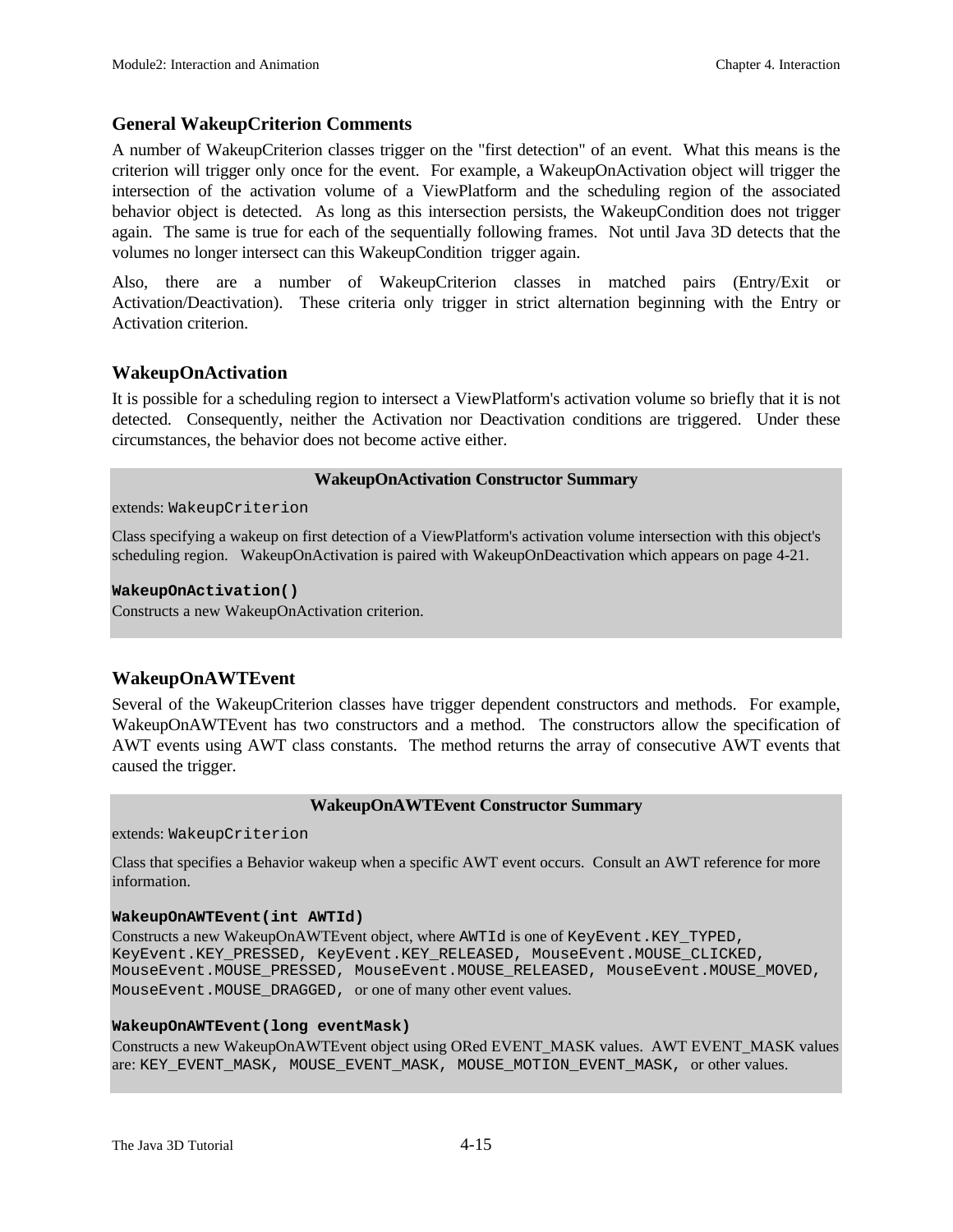### General WakeupCriterion Comments

A number of WakeupCriterion classes trigger on the "first detection" of an event. What this means is the criterion will trigger only once for the event. For example, a WakeupOnActivation object will trigger the intersection of the activation volume of a ViewPlatform and the scheduling region of the associated behavior object is detected. As long as this intersection persists, the WakeupCondition does not trigger again. The same is true for each of the sequentially following frames. Not until Java 3D detects that the volumes no longer intersect can this WakeupCondition trigger again.

Also, there are a number of WakeupCriterion classes in matched pairs (Entry/Exit or Activation/Deactivation). These criteria only trigger in strict alternation beginning with the Entry or Activation criterion.

### WakeupOnActivation

It is possible for a scheduling region to intersect a ViewPlatform's activation volume so briefly that it is not detected. Consequently, neither the Activation nor Deactivation conditions are triggered. Under these circumstances, the behavior does not become active either.

**WakeupOnActivation Constructor Summary**

extends: `WakeupCriterion`

Class specifying a wakeup on first detection of a ViewPlatform's activation volume intersection with this object's scheduling region. WakeupOnActivation is paired with WakeupOnDeactivation which appears on page 4-21.

**`WakeupOnActivation()`**
Constructs a new WakeupOnActivation criterion.

### WakeupOnAWTEvent

Several of the WakeupCriterion classes have trigger dependent constructors and methods. For example, WakeupOnAWTEvent has two constructors and a method. The constructors allow the specification of AWT events using AWT class constants. The method returns the array of consecutive AWT events that caused the trigger.

**WakeupOnAWTEvent Constructor Summary**

extends: `WakeupCriterion`

Class that specifies a Behavior wakeup when a specific AWT event occurs. Consult an AWT reference for more information.

**`WakeupOnAWTEvent(int AWTId)`**
Constructs a new WakeupOnAWTEvent object, where `AWTId` is one of `KeyEvent.KEY_TYPED, KeyEvent.KEY_PRESSED, KeyEvent.KEY_RELEASED, MouseEvent.MOUSE_CLICKED, MouseEvent.MOUSE_PRESSED, MouseEvent.MOUSE_RELEASED, MouseEvent.MOUSE_MOVED, MouseEvent.MOUSE_DRAGGED,` or one of many other event values.

**`WakeupOnAWTEvent(long eventMask)`**
Constructs a new WakeupOnAWTEvent object using ORed EVENT_MASK values. AWT EVENT_MASK values are: `KEY_EVENT_MASK, MOUSE_EVENT_MASK, MOUSE_MOTION_EVENT_MASK,` or other values.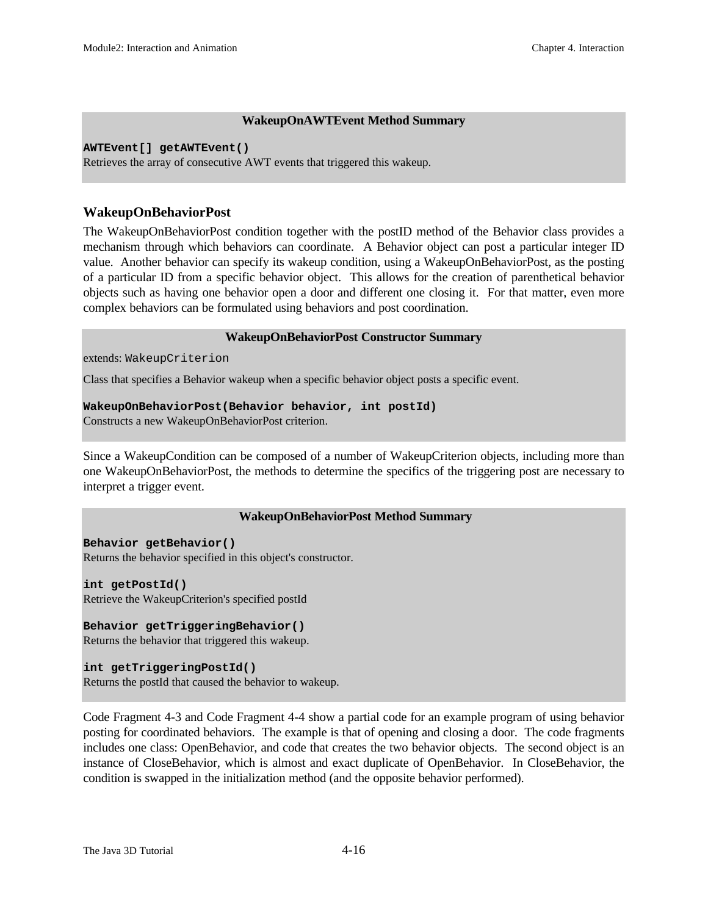**WakeupOnAWTEvent Method Summary**

**`AWTEvent[] getAWTEvent()`**
Retrieves the array of consecutive AWT events that triggered this wakeup.

### WakeupOnBehaviorPost

The WakeupOnBehaviorPost condition together with the postID method of the Behavior class provides a mechanism through which behaviors can coordinate. A Behavior object can post a particular integer ID value. Another behavior can specify its wakeup condition, using a WakeupOnBehaviorPost, as the posting of a particular ID from a specific behavior object. This allows for the creation of parenthetical behavior objects such as having one behavior open a door and different one closing it. For that matter, even more complex behaviors can be formulated using behaviors and post coordination.

**WakeupOnBehaviorPost Constructor Summary**

extends: `WakeupCriterion`

Class that specifies a Behavior wakeup when a specific behavior object posts a specific event.

**`WakeupOnBehaviorPost(Behavior behavior, int postId)`**
Constructs a new WakeupOnBehaviorPost criterion.

Since a WakeupCondition can be composed of a number of WakeupCriterion objects, including more than one WakeupOnBehaviorPost, the methods to determine the specifics of the triggering post are necessary to interpret a trigger event.

**WakeupOnBehaviorPost Method Summary**

**`Behavior getBehavior()`**
Returns the behavior specified in this object's constructor.

**`int getPostId()`**
Retrieve the WakeupCriterion's specified postId

**`Behavior getTriggeringBehavior()`**
Returns the behavior that triggered this wakeup.

**`int getTriggeringPostId()`**
Returns the postId that caused the behavior to wakeup.

Code Fragment 4-3 and Code Fragment 4-4 show a partial code for an example program of using behavior posting for coordinated behaviors. The example is that of opening and closing a door. The code fragments includes one class: OpenBehavior, and code that creates the two behavior objects. The second object is an instance of CloseBehavior, which is almost and exact duplicate of OpenBehavior. In CloseBehavior, the condition is swapped in the initialization method (and the opposite behavior performed).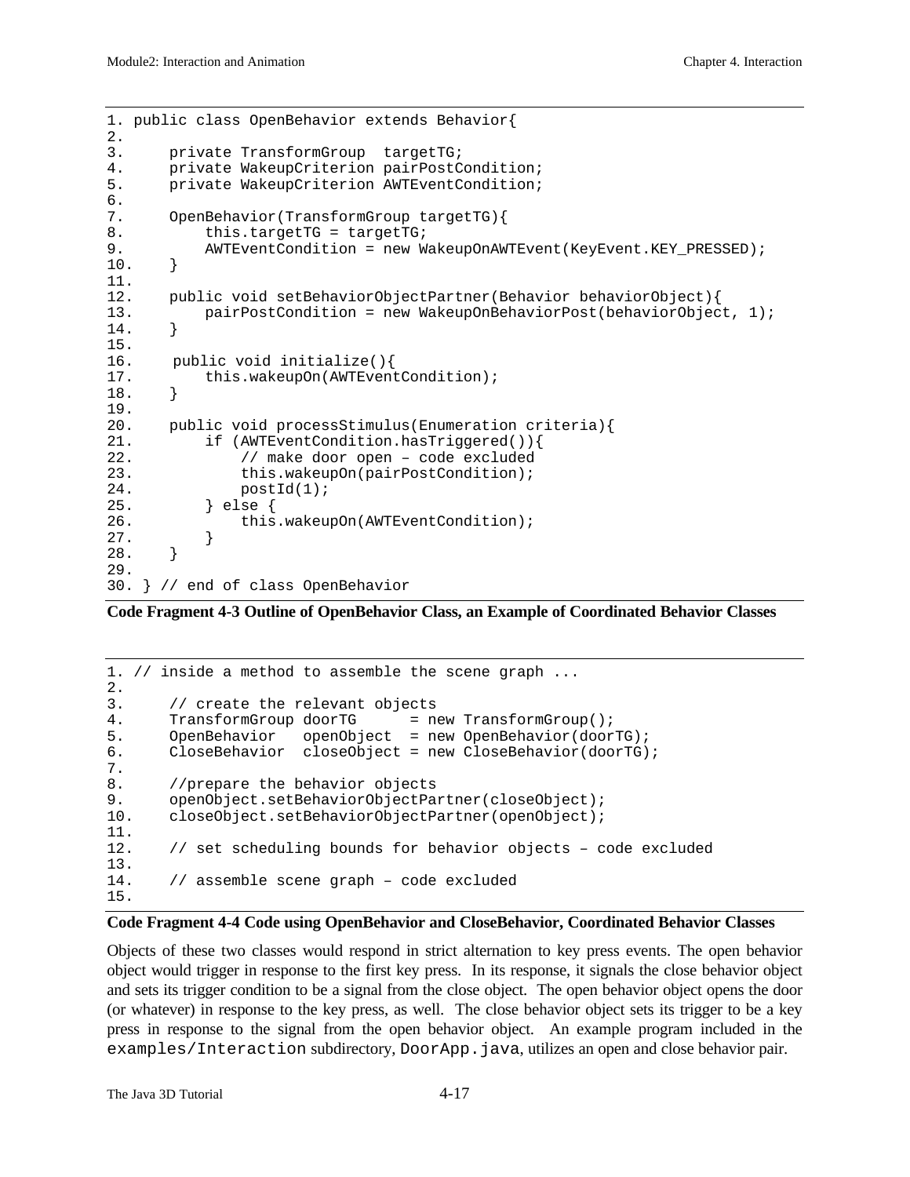```
1. public class OpenBehavior extends Behavior{
2.
3.     private TransformGroup  targetTG;
4.     private WakeupCriterion pairPostCondition;
5.     private WakeupCriterion AWTEventCondition;
6.
7.     OpenBehavior(TransformGroup targetTG){
8.         this.targetTG = targetTG;
9.         AWTEventCondition = new WakeupOnAWTEvent(KeyEvent.KEY_PRESSED);
10.    }
11.
12.    public void setBehaviorObjectPartner(Behavior behaviorObject){
13.        pairPostCondition = new WakeupOnBehaviorPost(behaviorObject, 1);
14.    }
15.
16.     public void initialize(){
17.        this.wakeupOn(AWTEventCondition);
18.    }
19.
20.    public void processStimulus(Enumeration criteria){
21.        if (AWTEventCondition.hasTriggered()){
22.            // make door open – code excluded
23.            this.wakeupOn(pairPostCondition);
24.            postId(1);
25.        } else {
26.            this.wakeupOn(AWTEventCondition);
27.        }
28.    }
29.
30. } // end of class OpenBehavior
```

**Code Fragment 4-3 Outline of OpenBehavior Class, an Example of Coordinated Behavior Classes**

```
1. // inside a method to assemble the scene graph ...
2.
3.     // create the relevant objects
4.     TransformGroup doorTG      = new TransformGroup();
5.     OpenBehavior   openObject  = new OpenBehavior(doorTG);
6.     CloseBehavior  closeObject = new CloseBehavior(doorTG);
7.
8.     //prepare the behavior objects
9.     openObject.setBehaviorObjectPartner(closeObject);
10.    closeObject.setBehaviorObjectPartner(openObject);
11.
12.    // set scheduling bounds for behavior objects – code excluded
13.
14.    // assemble scene graph – code excluded
15.
```

**Code Fragment 4-4 Code using OpenBehavior and CloseBehavior, Coordinated Behavior Classes**

Objects of these two classes would respond in strict alternation to key press events. The open behavior object would trigger in response to the first key press. In its response, it signals the close behavior object and sets its trigger condition to be a signal from the close object. The open behavior object opens the door (or whatever) in response to the key press, as well. The close behavior object sets its trigger to be a key press in response to the signal from the open behavior object. An example program included in the `examples/Interaction` subdirectory, `DoorApp.java`, utilizes an open and close behavior pair.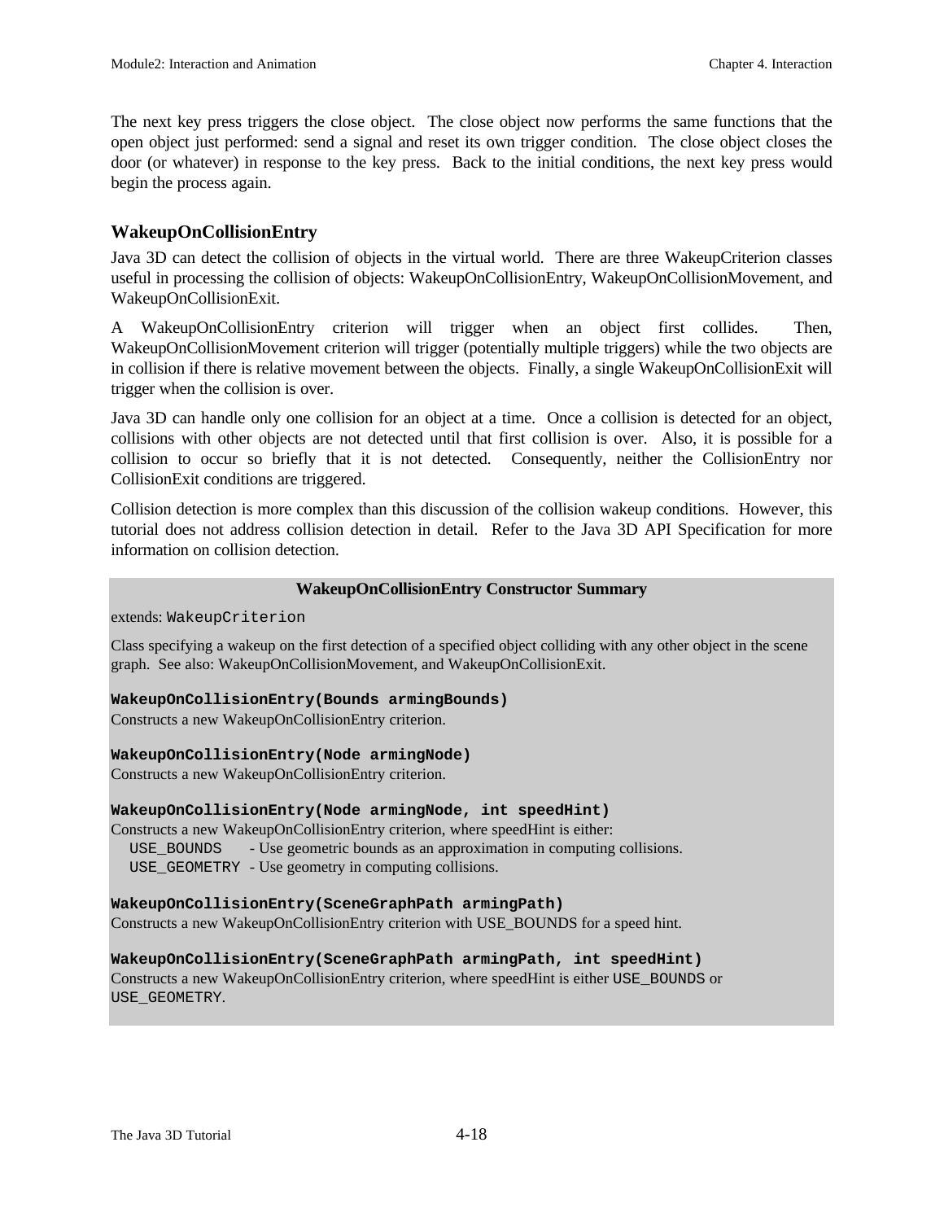The next key press triggers the close object. The close object now performs the same functions that the open object just performed: send a signal and reset its own trigger condition. The close object closes the door (or whatever) in response to the key press. Back to the initial conditions, the next key press would begin the process again.

### WakeupOnCollisionEntry

Java 3D can detect the collision of objects in the virtual world. There are three WakeupCriterion classes useful in processing the collision of objects: WakeupOnCollisionEntry, WakeupOnCollisionMovement, and WakeupOnCollisionExit.

A WakeupOnCollisionEntry criterion will trigger when an object first collides. Then, WakeupOnCollisionMovement criterion will trigger (potentially multiple triggers) while the two objects are in collision if there is relative movement between the objects. Finally, a single WakeupOnCollisionExit will trigger when the collision is over.

Java 3D can handle only one collision for an object at a time. Once a collision is detected for an object, collisions with other objects are not detected until that first collision is over. Also, it is possible for a collision to occur so briefly that it is not detected. Consequently, neither the CollisionEntry nor CollisionExit conditions are triggered.

Collision detection is more complex than this discussion of the collision wakeup conditions. However, this tutorial does not address collision detection in detail. Refer to the Java 3D API Specification for more information on collision detection.

**WakeupOnCollisionEntry Constructor Summary**

extends: `WakeupCriterion`

Class specifying a wakeup on the first detection of a specified object colliding with any other object in the scene graph. See also: WakeupOnCollisionMovement, and WakeupOnCollisionExit.

**`WakeupOnCollisionEntry(Bounds armingBounds)`**
Constructs a new WakeupOnCollisionEntry criterion.

**`WakeupOnCollisionEntry(Node armingNode)`**
Constructs a new WakeupOnCollisionEntry criterion.

**`WakeupOnCollisionEntry(Node armingNode, int speedHint)`**
Constructs a new WakeupOnCollisionEntry criterion, where speedHint is either:
- `USE_BOUNDS` - Use geometric bounds as an approximation in computing collisions.
- `USE_GEOMETRY` - Use geometry in computing collisions.

**`WakeupOnCollisionEntry(SceneGraphPath armingPath)`**
Constructs a new WakeupOnCollisionEntry criterion with USE_BOUNDS for a speed hint.

**`WakeupOnCollisionEntry(SceneGraphPath armingPath, int speedHint)`**
Constructs a new WakeupOnCollisionEntry criterion, where speedHint is either `USE_BOUNDS` or `USE_GEOMETRY`.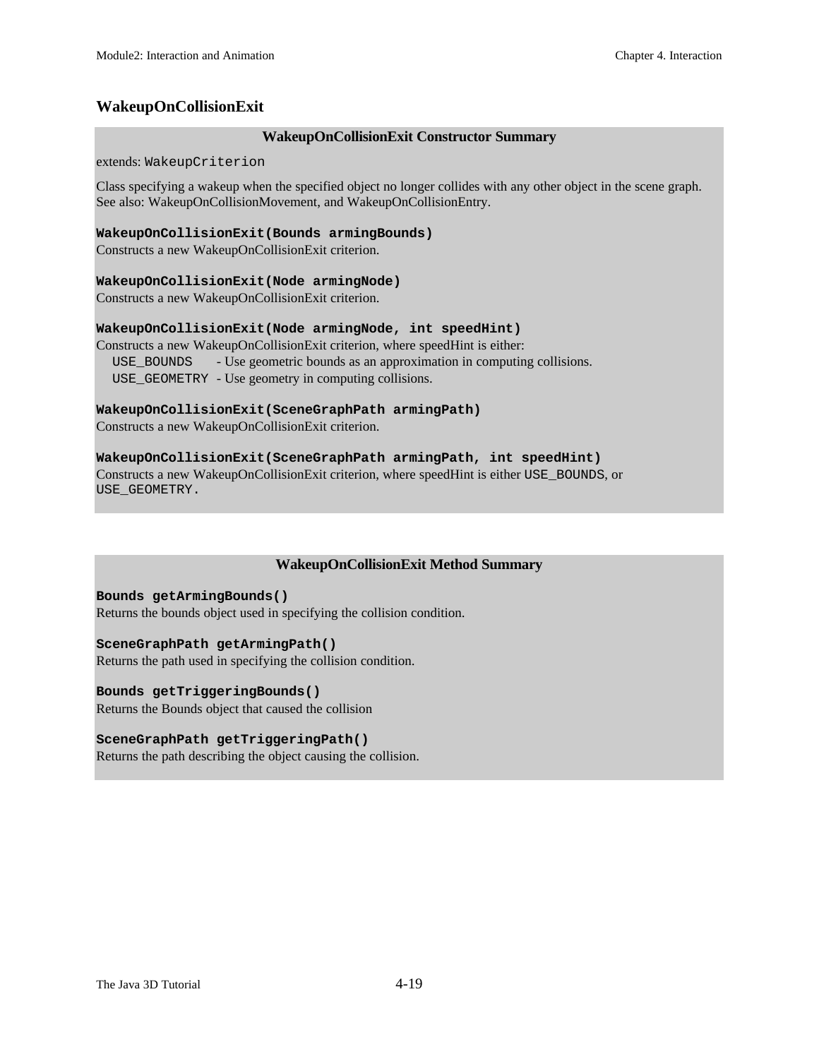### WakeupOnCollisionExit

**WakeupOnCollisionExit Constructor Summary**

extends: `WakeupCriterion`

Class specifying a wakeup when the specified object no longer collides with any other object in the scene graph. See also: WakeupOnCollisionMovement, and WakeupOnCollisionEntry.

**`WakeupOnCollisionExit(Bounds armingBounds)`**
Constructs a new WakeupOnCollisionExit criterion.

**`WakeupOnCollisionExit(Node armingNode)`**
Constructs a new WakeupOnCollisionExit criterion.

**`WakeupOnCollisionExit(Node armingNode, int speedHint)`**
Constructs a new WakeupOnCollisionExit criterion, where speedHint is either:
- `USE_BOUNDS` - Use geometric bounds as an approximation in computing collisions.
- `USE_GEOMETRY` - Use geometry in computing collisions.

**`WakeupOnCollisionExit(SceneGraphPath armingPath)`**
Constructs a new WakeupOnCollisionExit criterion.

**`WakeupOnCollisionExit(SceneGraphPath armingPath, int speedHint)`**
Constructs a new WakeupOnCollisionExit criterion, where speedHint is either `USE_BOUNDS`, or `USE_GEOMETRY`.

**WakeupOnCollisionExit Method Summary**

**`Bounds getArmingBounds()`**
Returns the bounds object used in specifying the collision condition.

**`SceneGraphPath getArmingPath()`**
Returns the path used in specifying the collision condition.

**`Bounds getTriggeringBounds()`**
Returns the Bounds object that caused the collision

**`SceneGraphPath getTriggeringPath()`**
Returns the path describing the object causing the collision.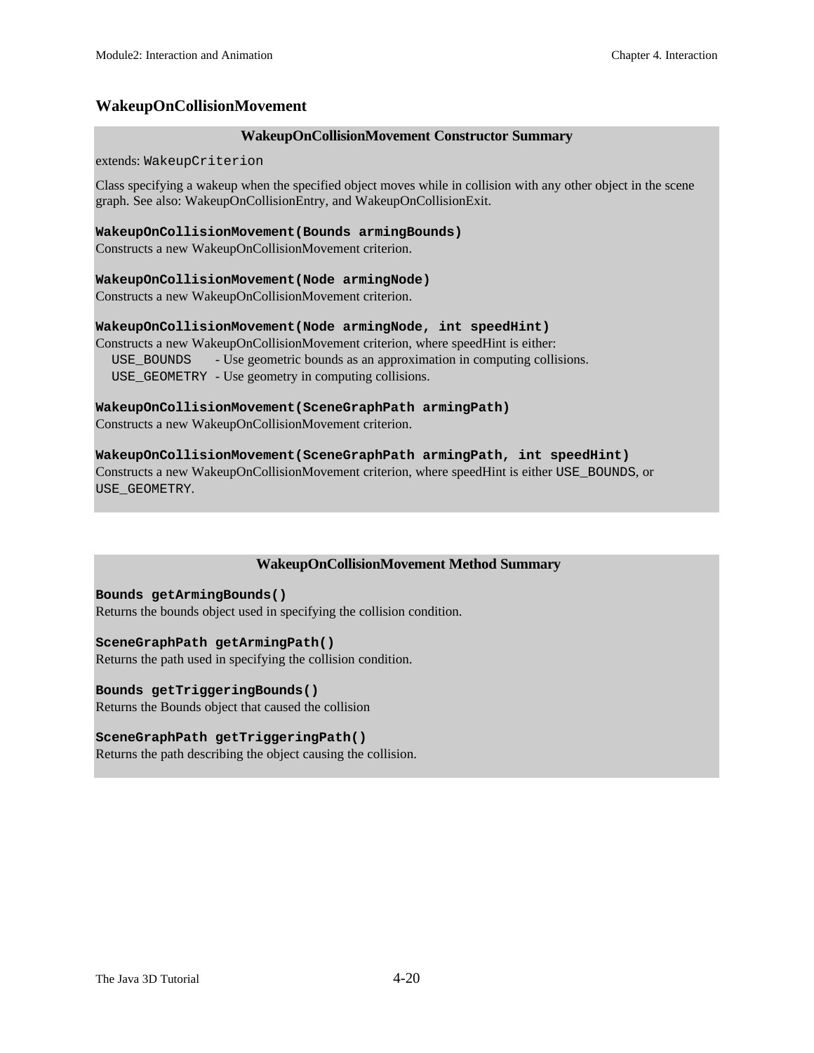### WakeupOnCollisionMovement

**WakeupOnCollisionMovement Constructor Summary**

extends: `WakeupCriterion`

Class specifying a wakeup when the specified object moves while in collision with any other object in the scene graph. See also: WakeupOnCollisionEntry, and WakeupOnCollisionExit.

**`WakeupOnCollisionMovement(Bounds armingBounds)`**
Constructs a new WakeupOnCollisionMovement criterion.

**`WakeupOnCollisionMovement(Node armingNode)`**
Constructs a new WakeupOnCollisionMovement criterion.

**`WakeupOnCollisionMovement(Node armingNode, int speedHint)`**
Constructs a new WakeupOnCollisionMovement criterion, where speedHint is either:
- `USE_BOUNDS` - Use geometric bounds as an approximation in computing collisions.
- `USE_GEOMETRY` - Use geometry in computing collisions.

**`WakeupOnCollisionMovement(SceneGraphPath armingPath)`**
Constructs a new WakeupOnCollisionMovement criterion.

**`WakeupOnCollisionMovement(SceneGraphPath armingPath, int speedHint)`**
Constructs a new WakeupOnCollisionMovement criterion, where speedHint is either `USE_BOUNDS`, or `USE_GEOMETRY`.

**WakeupOnCollisionMovement Method Summary**

**`Bounds getArmingBounds()`**
Returns the bounds object used in specifying the collision condition.

**`SceneGraphPath getArmingPath()`**
Returns the path used in specifying the collision condition.

**`Bounds getTriggeringBounds()`**
Returns the Bounds object that caused the collision

**`SceneGraphPath getTriggeringPath()`**
Returns the path describing the object causing the collision.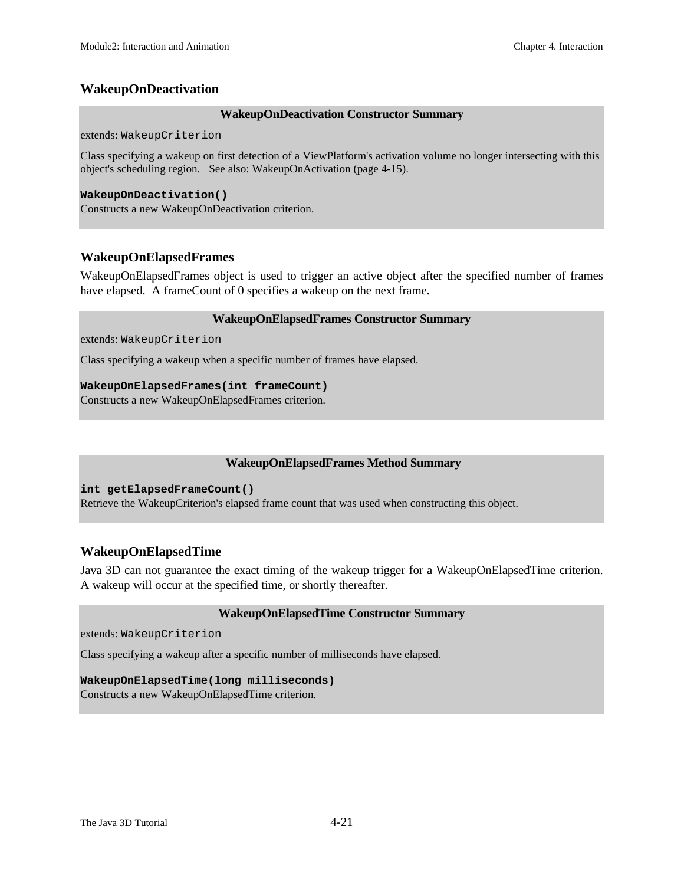### WakeupOnDeactivation

**WakeupOnDeactivation Constructor Summary**

extends: `WakeupCriterion`

Class specifying a wakeup on first detection of a ViewPlatform's activation volume no longer intersecting with this object's scheduling region. See also: WakeupOnActivation (page 4-15).

**`WakeupOnDeactivation()`**
Constructs a new WakeupOnDeactivation criterion.

### WakeupOnElapsedFrames

WakeupOnElapsedFrames object is used to trigger an active object after the specified number of frames have elapsed. A frameCount of 0 specifies a wakeup on the next frame.

**WakeupOnElapsedFrames Constructor Summary**

extends: `WakeupCriterion`

Class specifying a wakeup when a specific number of frames have elapsed.

**`WakeupOnElapsedFrames(int frameCount)`**
Constructs a new WakeupOnElapsedFrames criterion.

**WakeupOnElapsedFrames Method Summary**

**`int getElapsedFrameCount()`**
Retrieve the WakeupCriterion's elapsed frame count that was used when constructing this object.

### WakeupOnElapsedTime

Java 3D can not guarantee the exact timing of the wakeup trigger for a WakeupOnElapsedTime criterion. A wakeup will occur at the specified time, or shortly thereafter.

**WakeupOnElapsedTime Constructor Summary**

extends: `WakeupCriterion`

Class specifying a wakeup after a specific number of milliseconds have elapsed.

**`WakeupOnElapsedTime(long milliseconds)`**
Constructs a new WakeupOnElapsedTime criterion.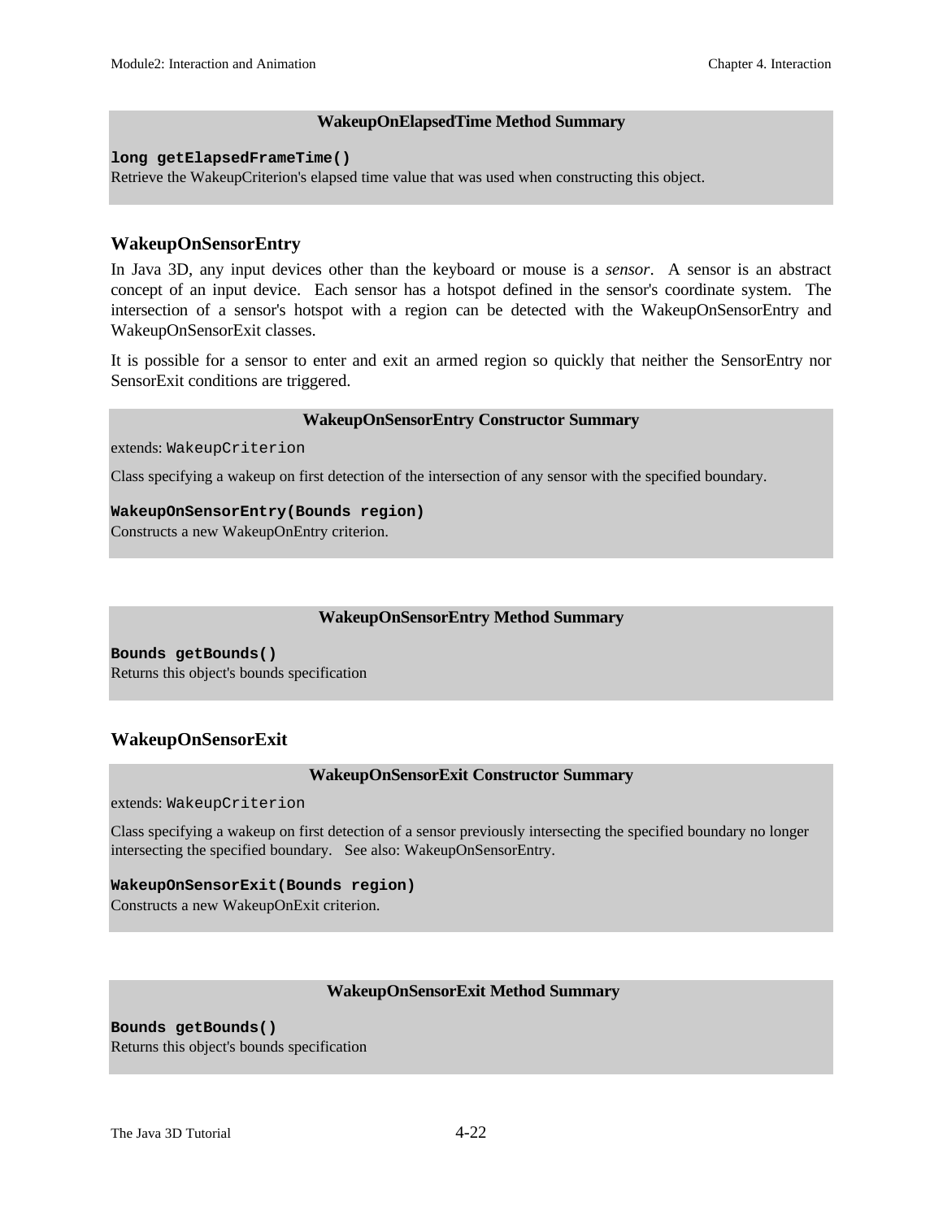**WakeupOnElapsedTime Method Summary**

**`long getElapsedFrameTime()`**
Retrieve the WakeupCriterion's elapsed time value that was used when constructing this object.

## WakeupOnSensorEntry

In Java 3D, any input devices other than the keyboard or mouse is a *sensor*. A sensor is an abstract concept of an input device. Each sensor has a hotspot defined in the sensor's coordinate system. The intersection of a sensor's hotspot with a region can be detected with the WakeupOnSensorEntry and WakeupOnSensorExit classes.

It is possible for a sensor to enter and exit an armed region so quickly that neither the SensorEntry nor SensorExit conditions are triggered.

**WakeupOnSensorEntry Constructor Summary**

extends: `WakeupCriterion`

Class specifying a wakeup on first detection of the intersection of any sensor with the specified boundary.

**`WakeupOnSensorEntry(Bounds region)`**
Constructs a new WakeupOnEntry criterion.

**WakeupOnSensorEntry Method Summary**

**`Bounds getBounds()`**
Returns this object's bounds specification

## WakeupOnSensorExit

**WakeupOnSensorExit Constructor Summary**

extends: `WakeupCriterion`

Class specifying a wakeup on first detection of a sensor previously intersecting the specified boundary no longer intersecting the specified boundary. See also: WakeupOnSensorEntry.

**`WakeupOnSensorExit(Bounds region)`**
Constructs a new WakeupOnExit criterion.

**WakeupOnSensorExit Method Summary**

**`Bounds getBounds()`**
Returns this object's bounds specification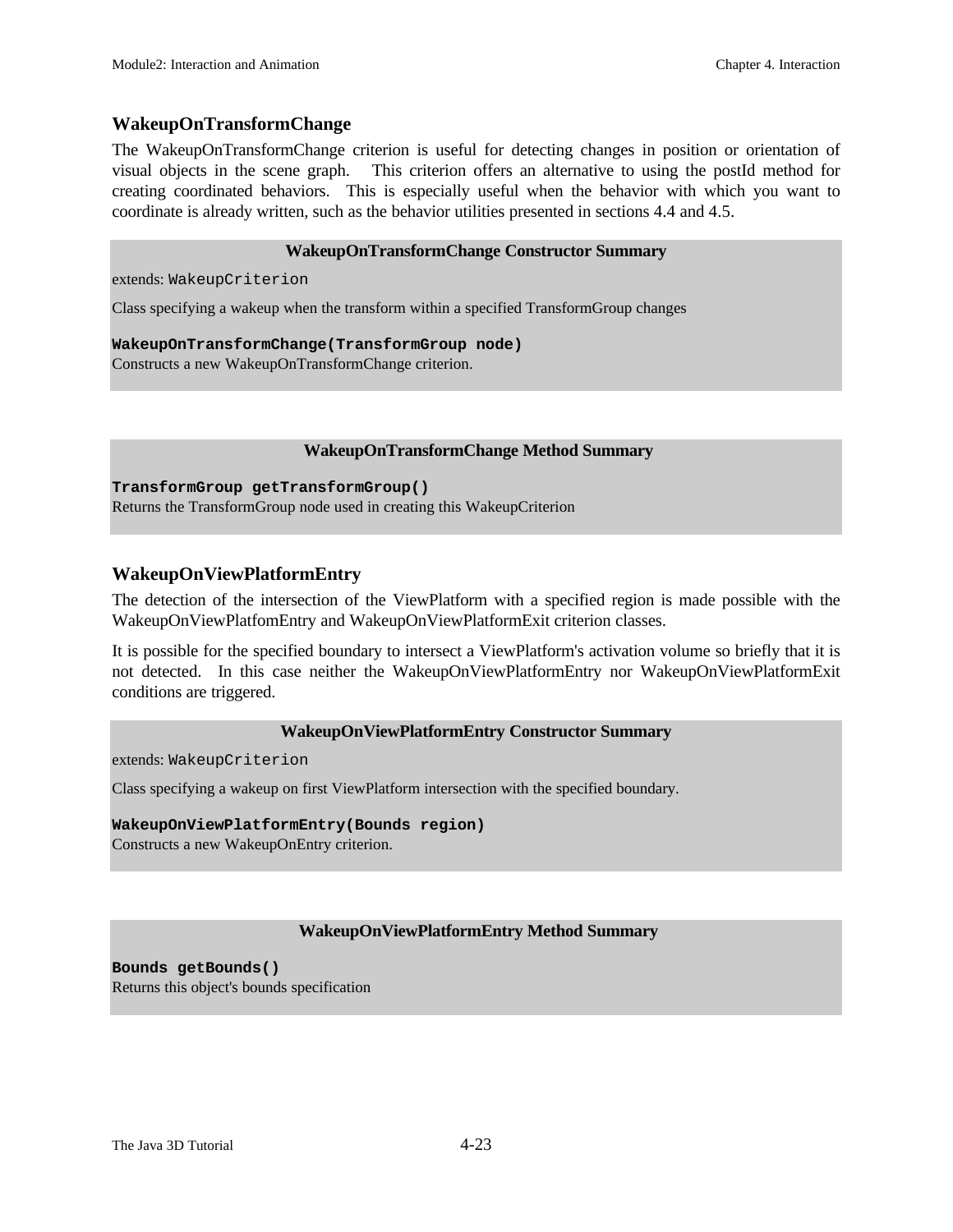### WakeupOnTransformChange

The WakeupOnTransformChange criterion is useful for detecting changes in position or orientation of visual objects in the scene graph. This criterion offers an alternative to using the postId method for creating coordinated behaviors. This is especially useful when the behavior with which you want to coordinate is already written, such as the behavior utilities presented in sections 4.4 and 4.5.

**WakeupOnTransformChange Constructor Summary**

extends: `WakeupCriterion`

Class specifying a wakeup when the transform within a specified TransformGroup changes

**`WakeupOnTransformChange(TransformGroup node)`**
Constructs a new WakeupOnTransformChange criterion.

**WakeupOnTransformChange Method Summary**

**`TransformGroup getTransformGroup()`**
Returns the TransformGroup node used in creating this WakeupCriterion

### WakeupOnViewPlatformEntry

The detection of the intersection of the ViewPlatform with a specified region is made possible with the WakeupOnViewPlatfomEntry and WakeupOnViewPlatformExit criterion classes.

It is possible for the specified boundary to intersect a ViewPlatform's activation volume so briefly that it is not detected. In this case neither the WakeupOnViewPlatformEntry nor WakeupOnViewPlatformExit conditions are triggered.

**WakeupOnViewPlatformEntry Constructor Summary**

extends: `WakeupCriterion`

Class specifying a wakeup on first ViewPlatform intersection with the specified boundary.

**`WakeupOnViewPlatformEntry(Bounds region)`**
Constructs a new WakeupOnEntry criterion.

**WakeupOnViewPlatformEntry Method Summary**

**`Bounds getBounds()`**
Returns this object's bounds specification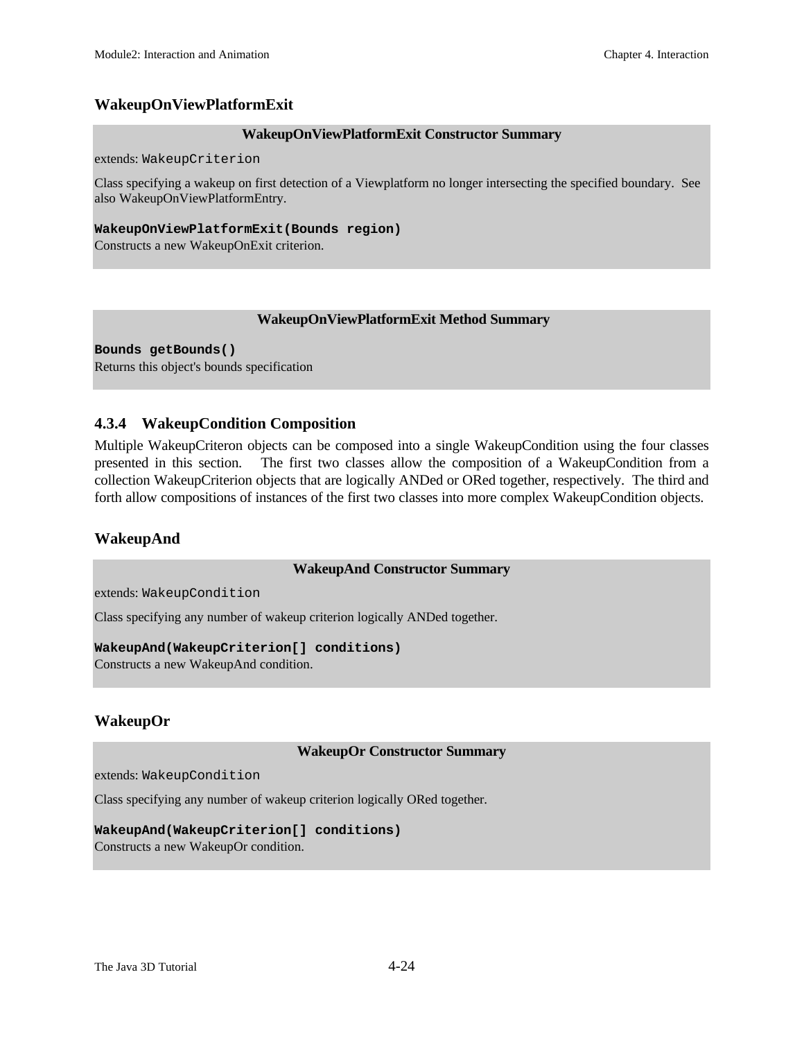### WakeupOnViewPlatformExit

**WakeupOnViewPlatformExit Constructor Summary**

extends: `WakeupCriterion`

Class specifying a wakeup on first detection of a Viewplatform no longer intersecting the specified boundary. See also WakeupOnViewPlatformEntry.

**`WakeupOnViewPlatformExit(Bounds region)`**
Constructs a new WakeupOnExit criterion.

**WakeupOnViewPlatformExit Method Summary**

**`Bounds getBounds()`**
Returns this object's bounds specification

## 4.3.4 WakeupCondition Composition

Multiple WakeupCriteron objects can be composed into a single WakeupCondition using the four classes presented in this section. The first two classes allow the composition of a WakeupCondition from a collection WakeupCriterion objects that are logically ANDed or ORed together, respectively. The third and forth allow compositions of instances of the first two classes into more complex WakeupCondition objects.

### WakeupAnd

**WakeupAnd Constructor Summary**

extends: `WakeupCondition`

Class specifying any number of wakeup criterion logically ANDed together.

**`WakeupAnd(WakeupCriterion[] conditions)`**
Constructs a new WakeupAnd condition.

### WakeupOr

**WakeupOr Constructor Summary**

extends: `WakeupCondition`

Class specifying any number of wakeup criterion logically ORed together.

**`WakeupAnd(WakeupCriterion[] conditions)`**
Constructs a new WakeupOr condition.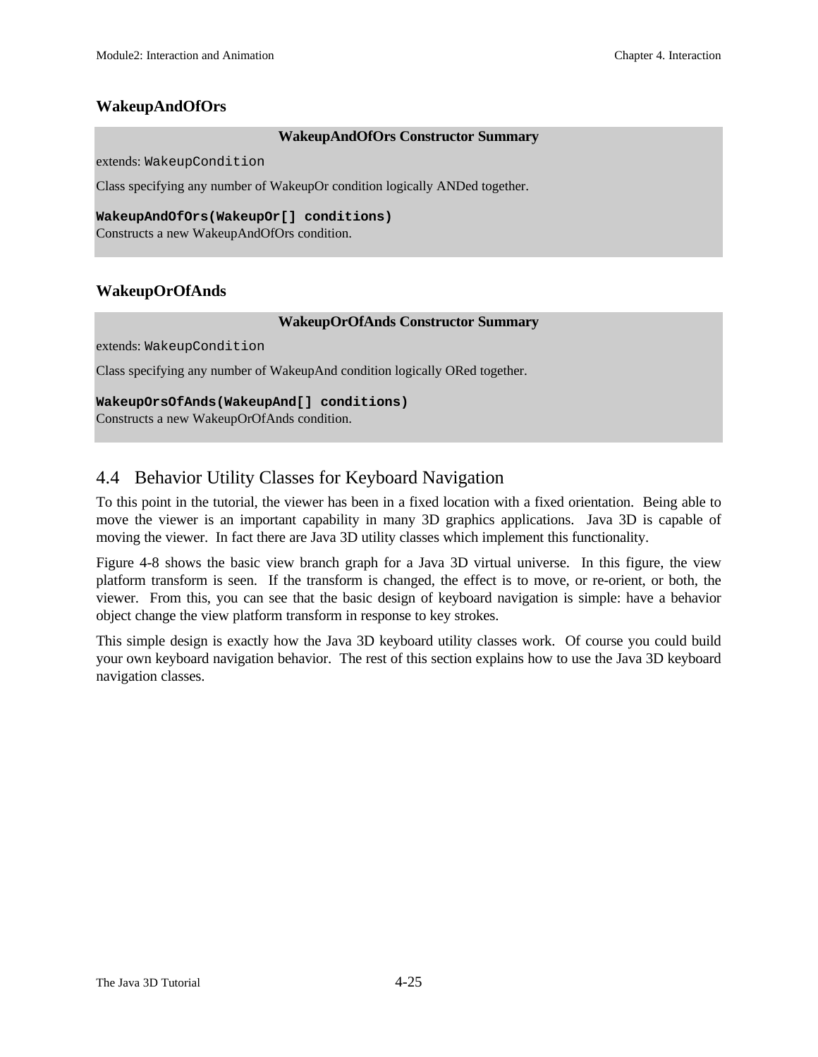### WakeupAndOfOrs

**WakeupAndOfOrs Constructor Summary**

extends: `WakeupCondition`

Class specifying any number of WakeupOr condition logically ANDed together.

**`WakeupAndOfOrs(WakeupOr[] conditions)`**
Constructs a new WakeupAndOfOrs condition.

### WakeupOrOfAnds

**WakeupOrOfAnds Constructor Summary**

extends: `WakeupCondition`

Class specifying any number of WakeupAnd condition logically ORed together.

**`WakeupOrsOfAnds(WakeupAnd[] conditions)`**
Constructs a new WakeupOrOfAnds condition.

## 4.4 Behavior Utility Classes for Keyboard Navigation

To this point in the tutorial, the viewer has been in a fixed location with a fixed orientation. Being able to move the viewer is an important capability in many 3D graphics applications. Java 3D is capable of moving the viewer. In fact there are Java 3D utility classes which implement this functionality.

Figure 4-8 shows the basic view branch graph for a Java 3D virtual universe. In this figure, the view platform transform is seen. If the transform is changed, the effect is to move, or re-orient, or both, the viewer. From this, you can see that the basic design of keyboard navigation is simple: have a behavior object change the view platform transform in response to key strokes.

This simple design is exactly how the Java 3D keyboard utility classes work. Of course you could build your own keyboard navigation behavior. The rest of this section explains how to use the Java 3D keyboard navigation classes.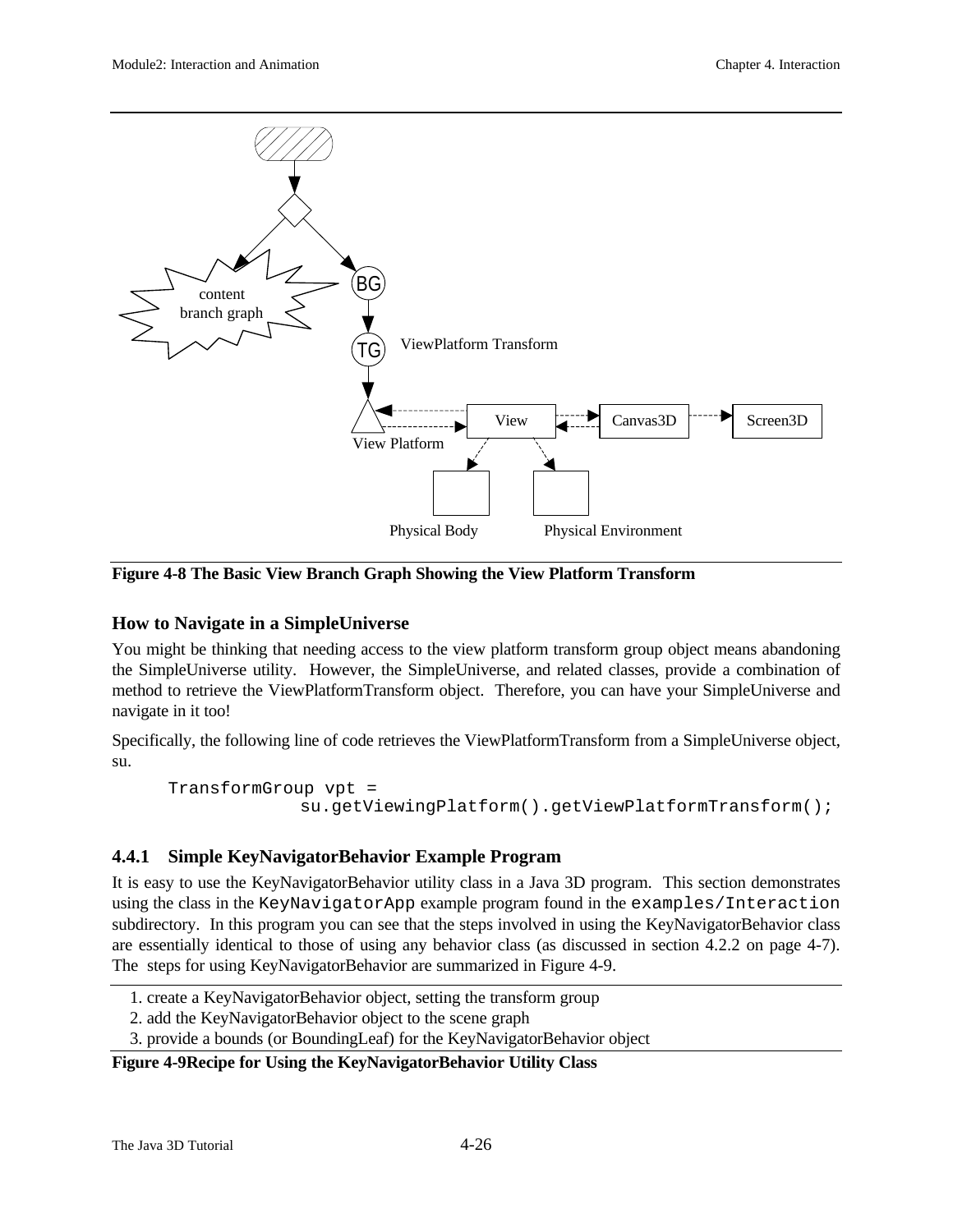**Figure 4-8 The Basic View Branch Graph Showing the View Platform Transform**

### How to Navigate in a SimpleUniverse

You might be thinking that needing access to the view platform transform group object means abandoning the SimpleUniverse utility. However, the SimpleUniverse, and related classes, provide a combination of method to retrieve the ViewPlatformTransform object. Therefore, you can have your SimpleUniverse and navigate in it too!

Specifically, the following line of code retrieves the ViewPlatformTransform from a SimpleUniverse object, su.

```
TransformGroup vpt =
            su.getViewingPlatform().getViewPlatformTransform();
```

### 4.4.1 Simple KeyNavigatorBehavior Example Program

It is easy to use the KeyNavigatorBehavior utility class in a Java 3D program. This section demonstrates using the class in the `KeyNavigatorApp` example program found in the `examples/Interaction` subdirectory. In this program you can see that the steps involved in using the KeyNavigatorBehavior class are essentially identical to those of using any behavior class (as discussed in section 4.2.2 on page 4-7). The steps for using KeyNavigatorBehavior are summarized in Figure 4-9.

1. create a KeyNavigatorBehavior object, setting the transform group
2. add the KeyNavigatorBehavior object to the scene graph
3. provide a bounds (or BoundingLeaf) for the KeyNavigatorBehavior object

**Figure 4-9Recipe for Using the KeyNavigatorBehavior Utility Class**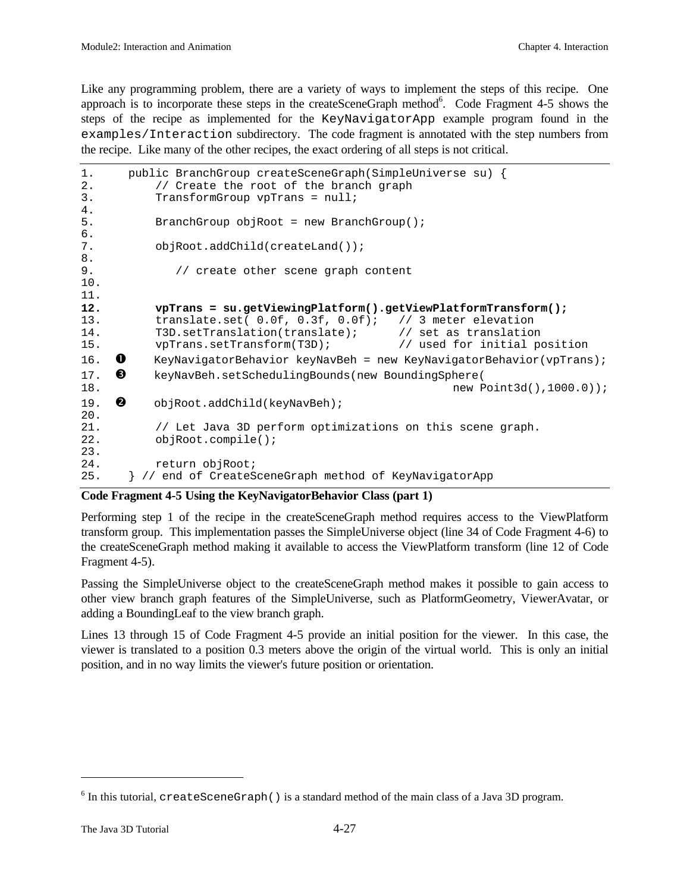Like any programming problem, there are a variety of ways to implement the steps of this recipe. One approach is to incorporate these steps in the createSceneGraph method[6]. Code Fragment 4-5 shows the steps of the recipe as implemented for the `KeyNavigatorApp` example program found in the `examples/Interaction` subdirectory. The code fragment is annotated with the step numbers from the recipe. Like many of the other recipes, the exact ordering of all steps is not critical.

```
1.      public BranchGroup createSceneGraph(SimpleUniverse su) {
2.          // Create the root of the branch graph
3.          TransformGroup vpTrans = null;
4.
5.          BranchGroup objRoot = new BranchGroup();
6.
7.          objRoot.addChild(createLand());
8.
9.             // create other scene graph content
10.
11.
12.         vpTrans = su.getViewingPlatform().getViewPlatformTransform();
13.         translate.set( 0.0f, 0.3f, 0.0f);   // 3 meter elevation
14.         T3D.setTranslation(translate);      // set as translation
15.         vpTrans.setTransform(T3D);          // used for initial position
16.  ❶     KeyNavigatorBehavior keyNavBeh = new KeyNavigatorBehavior(vpTrans);
17.  ❸     keyNavBeh.setSchedulingBounds(new BoundingSphere(
18.                                                 new Point3d(),1000.0));
19.  ❷     objRoot.addChild(keyNavBeh);
20.
21.         // Let Java 3D perform optimizations on this scene graph.
22.         objRoot.compile();
23.
24.         return objRoot;
25.     } // end of CreateSceneGraph method of KeyNavigatorApp
```

**Code Fragment 4-5 Using the KeyNavigatorBehavior Class (part 1)**

Performing step 1 of the recipe in the createSceneGraph method requires access to the ViewPlatform transform group. This implementation passes the SimpleUniverse object (line 34 of Code Fragment 4-6) to the createSceneGraph method making it available to access the ViewPlatform transform (line 12 of Code Fragment 4-5).

Passing the SimpleUniverse object to the createSceneGraph method makes it possible to gain access to other view branch graph features of the SimpleUniverse, such as PlatformGeometry, ViewerAvatar, or adding a BoundingLeaf to the view branch graph.

Lines 13 through 15 of Code Fragment 4-5 provide an initial position for the viewer. In this case, the viewer is translated to a position 0.3 meters above the origin of the virtual world. This is only an initial position, and in no way limits the viewer's future position or orientation.

---

[6] In this tutorial, `createSceneGraph()` is a standard method of the main class of a Java 3D program.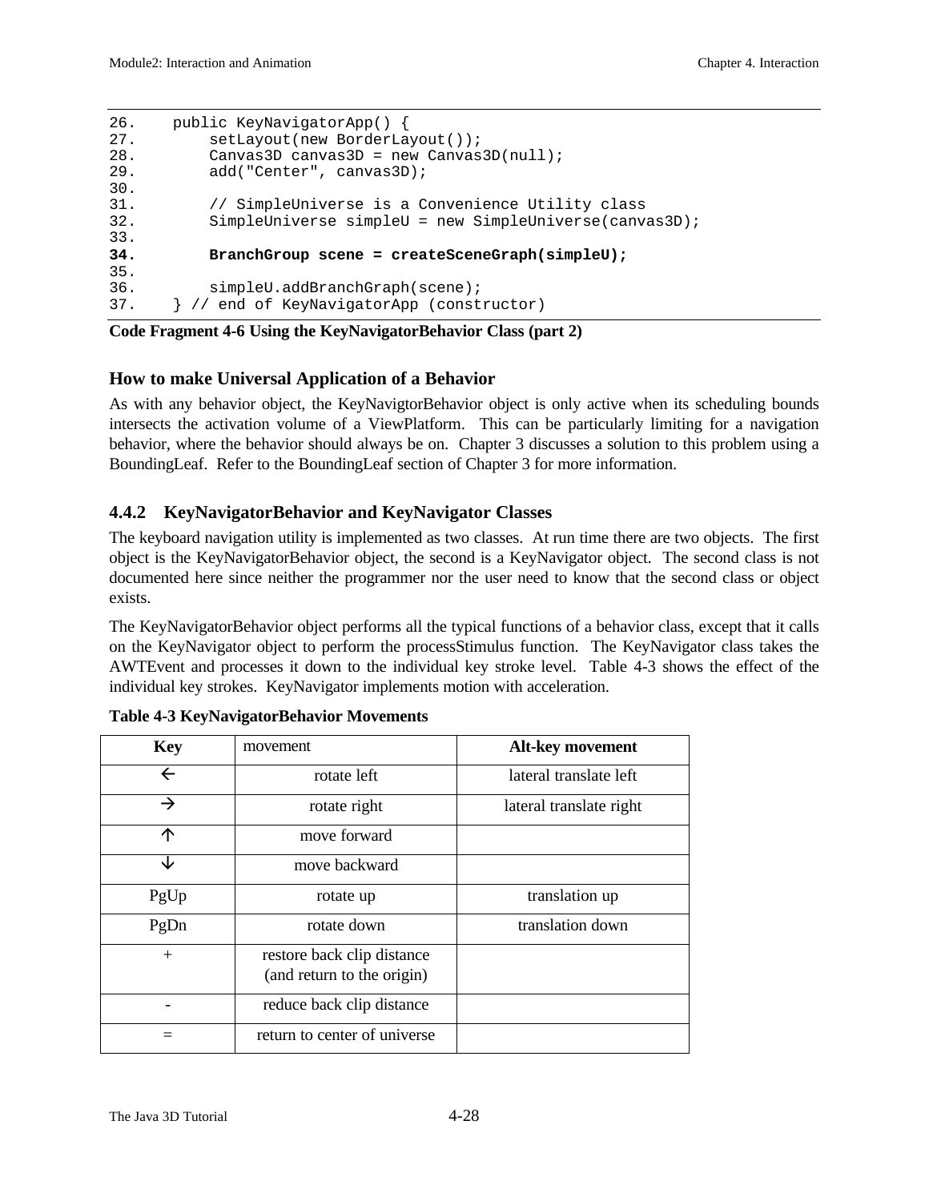```
26.    public KeyNavigatorApp() {
27.        setLayout(new BorderLayout());
28.        Canvas3D canvas3D = new Canvas3D(null);
29.        add("Center", canvas3D);
30.
31.        // SimpleUniverse is a Convenience Utility class
32.        SimpleUniverse simpleU = new SimpleUniverse(canvas3D);
33.
34.        BranchGroup scene = createSceneGraph(simpleU);
35.
36.        simpleU.addBranchGraph(scene);
37.    } // end of KeyNavigatorApp (constructor)
```

**Code Fragment 4-6 Using the KeyNavigatorBehavior Class (part 2)**

### How to make Universal Application of a Behavior

As with any behavior object, the KeyNavigtorBehavior object is only active when its scheduling bounds intersects the activation volume of a ViewPlatform. This can be particularly limiting for a navigation behavior, where the behavior should always be on. Chapter 3 discusses a solution to this problem using a BoundingLeaf. Refer to the BoundingLeaf section of Chapter 3 for more information.

## 4.4.2 KeyNavigatorBehavior and KeyNavigator Classes

The keyboard navigation utility is implemented as two classes. At run time there are two objects. The first object is the KeyNavigatorBehavior object, the second is a KeyNavigator object. The second class is not documented here since neither the programmer nor the user need to know that the second class or object exists.

The KeyNavigatorBehavior object performs all the typical functions of a behavior class, except that it calls on the KeyNavigator object to perform the processStimulus function. The KeyNavigator class takes the AWTEvent and processes it down to the individual key stroke level. Table 4-3 shows the effect of the individual key strokes. KeyNavigator implements motion with acceleration.

**Table 4-3 KeyNavigatorBehavior Movements**

| **Key** | movement | **Alt-key movement** |
|---|---|---|
| ← | rotate left | lateral translate left |
| → | rotate right | lateral translate right |
| ↑ | move forward | |
| ↓ | move backward | |
| PgUp | rotate up | translation up |
| PgDn | rotate down | translation down |
| + | restore back clip distance (and return to the origin) | |
| - | reduce back clip distance | |
| = | return to center of universe | |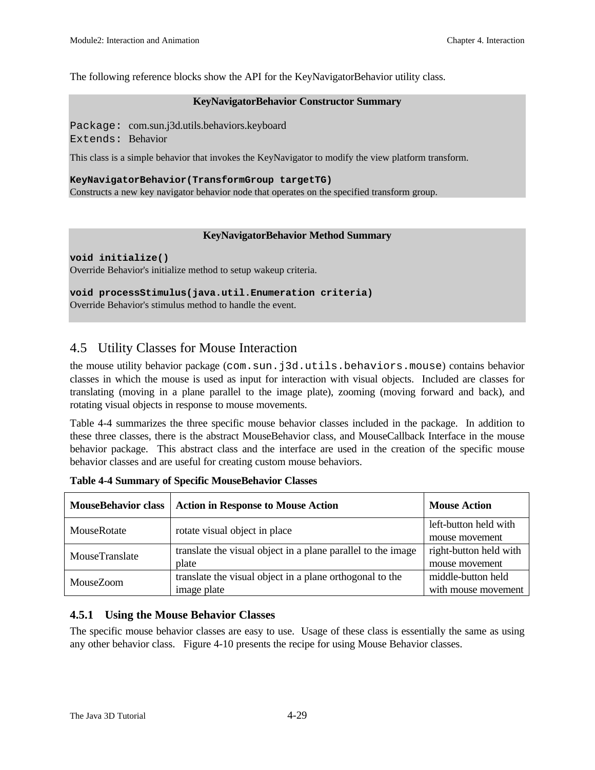The following reference blocks show the API for the KeyNavigatorBehavior utility class.

**KeyNavigatorBehavior Constructor Summary**

`Package:` com.sun.j3d.utils.behaviors.keyboard
`Extends:` Behavior

This class is a simple behavior that invokes the KeyNavigator to modify the view platform transform.

**`KeyNavigatorBehavior(TransformGroup targetTG)`**
Constructs a new key navigator behavior node that operates on the specified transform group.

**KeyNavigatorBehavior Method Summary**

**`void initialize()`**
Override Behavior's initialize method to setup wakeup criteria.

**`void processStimulus(java.util.Enumeration criteria)`**
Override Behavior's stimulus method to handle the event.

## 4.5 Utility Classes for Mouse Interaction

the mouse utility behavior package (`com.sun.j3d.utils.behaviors.mouse`) contains behavior classes in which the mouse is used as input for interaction with visual objects. Included are classes for translating (moving in a plane parallel to the image plate), zooming (moving forward and back), and rotating visual objects in response to mouse movements.

Table 4-4 summarizes the three specific mouse behavior classes included in the package. In addition to these three classes, there is the abstract MouseBehavior class, and MouseCallback Interface in the mouse behavior package. This abstract class and the interface are used in the creation of the specific mouse behavior classes and are useful for creating custom mouse behaviors.

**Table 4-4 Summary of Specific MouseBehavior Classes**

| MouseBehavior class | Action in Response to Mouse Action | Mouse Action |
|---|---|---|
| MouseRotate | rotate visual object in place | left-button held with mouse movement |
| MouseTranslate | translate the visual object in a plane parallel to the image plate | right-button held with mouse movement |
| MouseZoom | translate the visual object in a plane orthogonal to the image plate | middle-button held with mouse movement |

### 4.5.1 Using the Mouse Behavior Classes

The specific mouse behavior classes are easy to use. Usage of these class is essentially the same as using any other behavior class. Figure 4-10 presents the recipe for using Mouse Behavior classes.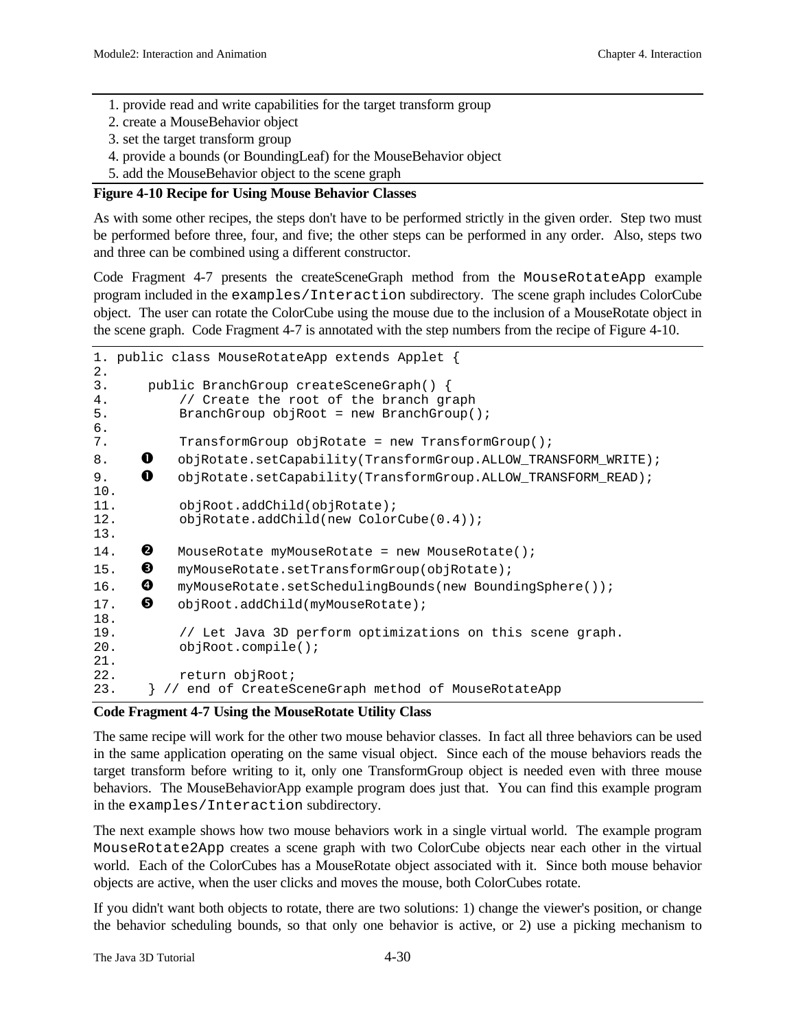1. provide read and write capabilities for the target transform group
2. create a MouseBehavior object
3. set the target transform group
4. provide a bounds (or BoundingLeaf) for the MouseBehavior object
5. add the MouseBehavior object to the scene graph

**Figure 4-10 Recipe for Using Mouse Behavior Classes**

As with some other recipes, the steps don't have to be performed strictly in the given order. Step two must be performed before three, four, and five; the other steps can be performed in any order. Also, steps two and three can be combined using a different constructor.

Code Fragment 4-7 presents the createSceneGraph method from the `MouseRotateApp` example program included in the `examples/Interaction` subdirectory. The scene graph includes ColorCube object. The user can rotate the ColorCube using the mouse due to the inclusion of a MouseRotate object in the scene graph. Code Fragment 4-7 is annotated with the step numbers from the recipe of Figure 4-10.

```
1. public class MouseRotateApp extends Applet {
2.
3.     public BranchGroup createSceneGraph() {
4.         // Create the root of the branch graph
5.         BranchGroup objRoot = new BranchGroup();
6.
7.         TransformGroup objRotate = new TransformGroup();
8.    ❶    objRotate.setCapability(TransformGroup.ALLOW_TRANSFORM_WRITE);
9.    ❶    objRotate.setCapability(TransformGroup.ALLOW_TRANSFORM_READ);
10.
11.        objRoot.addChild(objRotate);
12.        objRotate.addChild(new ColorCube(0.4));
13.
14.   ❷    MouseRotate myMouseRotate = new MouseRotate();
15.   ❸    myMouseRotate.setTransformGroup(objRotate);
16.   ❹    myMouseRotate.setSchedulingBounds(new BoundingSphere());
17.   ❺    objRoot.addChild(myMouseRotate);
18.
19.        // Let Java 3D perform optimizations on this scene graph.
20.        objRoot.compile();
21.
22.        return objRoot;
23.    } // end of CreateSceneGraph method of MouseRotateApp
```

**Code Fragment 4-7 Using the MouseRotate Utility Class**

The same recipe will work for the other two mouse behavior classes. In fact all three behaviors can be used in the same application operating on the same visual object. Since each of the mouse behaviors reads the target transform before writing to it, only one TransformGroup object is needed even with three mouse behaviors. The MouseBehaviorApp example program does just that. You can find this example program in the `examples/Interaction` subdirectory.

The next example shows how two mouse behaviors work in a single virtual world. The example program `MouseRotate2App` creates a scene graph with two ColorCube objects near each other in the virtual world. Each of the ColorCubes has a MouseRotate object associated with it. Since both mouse behavior objects are active, when the user clicks and moves the mouse, both ColorCubes rotate.

If you didn't want both objects to rotate, there are two solutions: 1) change the viewer's position, or change the behavior scheduling bounds, so that only one behavior is active, or 2) use a picking mechanism to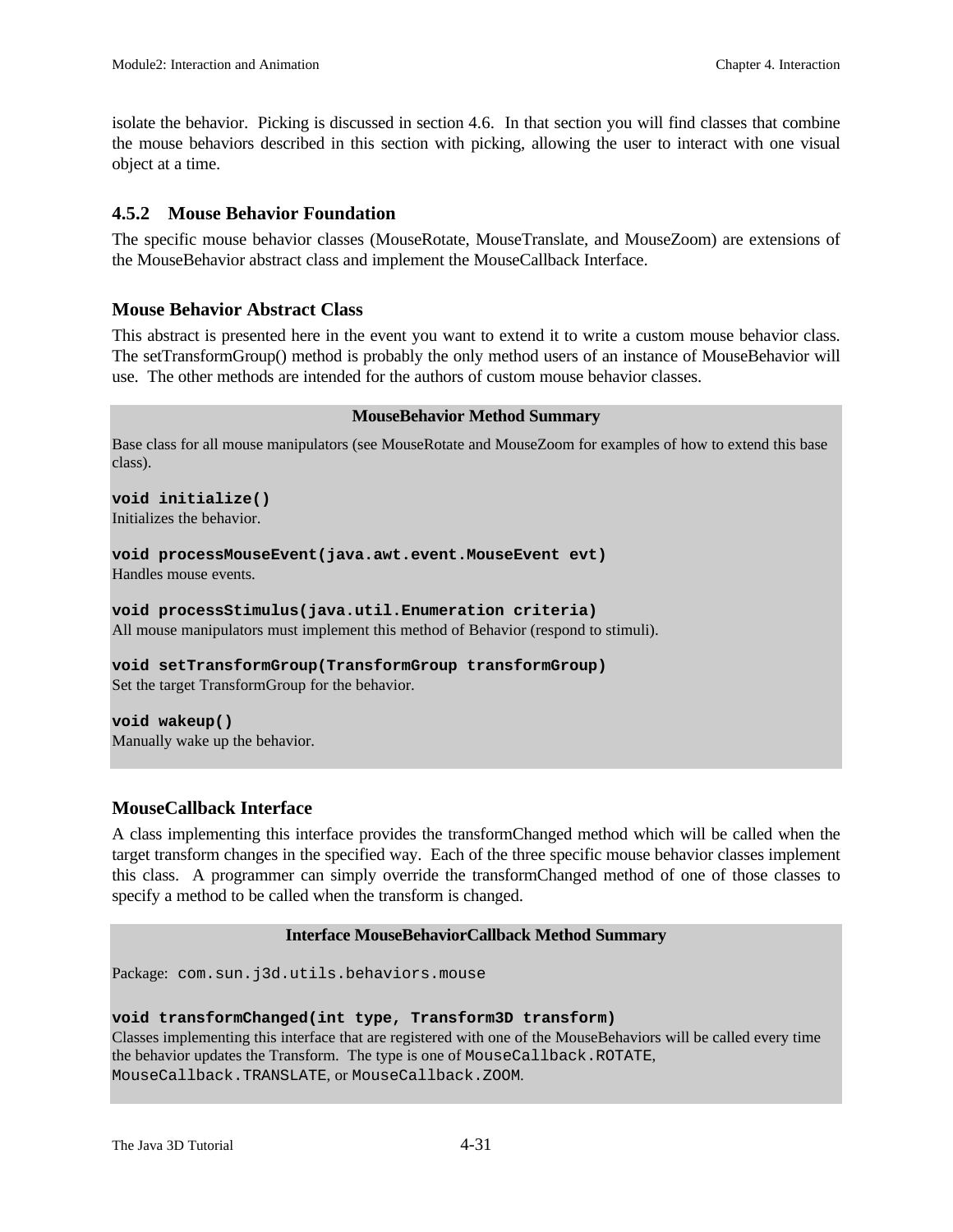isolate the behavior. Picking is discussed in section 4.6. In that section you will find classes that combine the mouse behaviors described in this section with picking, allowing the user to interact with one visual object at a time.

### 4.5.2 Mouse Behavior Foundation

The specific mouse behavior classes (MouseRotate, MouseTranslate, and MouseZoom) are extensions of the MouseBehavior abstract class and implement the MouseCallback Interface.

#### Mouse Behavior Abstract Class

This abstract is presented here in the event you want to extend it to write a custom mouse behavior class. The setTransformGroup() method is probably the only method users of an instance of MouseBehavior will use. The other methods are intended for the authors of custom mouse behavior classes.

**MouseBehavior Method Summary**

Base class for all mouse manipulators (see MouseRotate and MouseZoom for examples of how to extend this base class).

**`void initialize()`**
Initializes the behavior.

**`void processMouseEvent(java.awt.event.MouseEvent evt)`**
Handles mouse events.

**`void processStimulus(java.util.Enumeration criteria)`**
All mouse manipulators must implement this method of Behavior (respond to stimuli).

**`void setTransformGroup(TransformGroup transformGroup)`**
Set the target TransformGroup for the behavior.

**`void wakeup()`**
Manually wake up the behavior.

#### MouseCallback Interface

A class implementing this interface provides the transformChanged method which will be called when the target transform changes in the specified way. Each of the three specific mouse behavior classes implement this class. A programmer can simply override the transformChanged method of one of those classes to specify a method to be called when the transform is changed.

**Interface MouseBehaviorCallback Method Summary**

Package: `com.sun.j3d.utils.behaviors.mouse`

**`void transformChanged(int type, Transform3D transform)`**
Classes implementing this interface that are registered with one of the MouseBehaviors will be called every time the behavior updates the Transform. The type is one of `MouseCallback.ROTATE`, `MouseCallback.TRANSLATE`, or `MouseCallback.ZOOM`.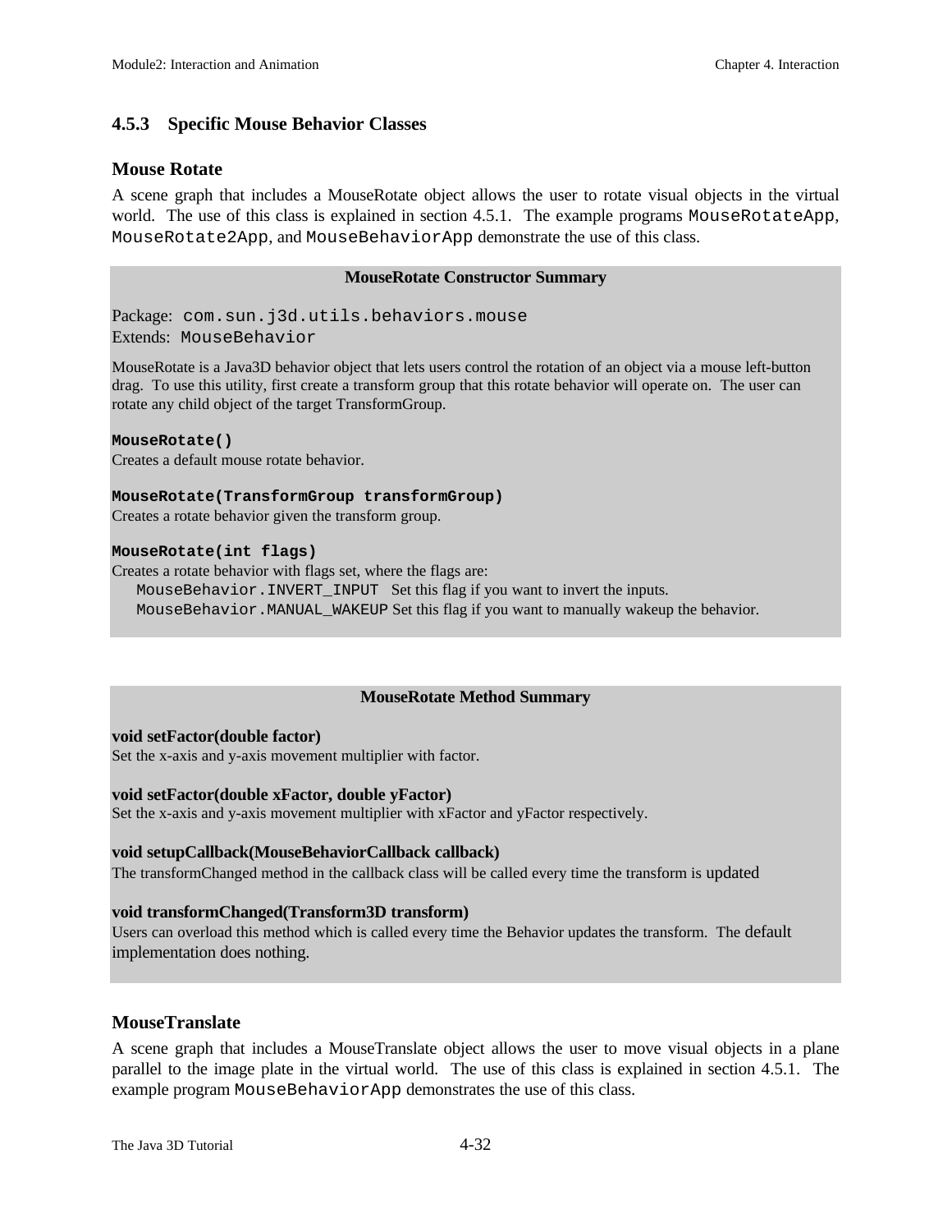### 4.5.3 Specific Mouse Behavior Classes

#### Mouse Rotate

A scene graph that includes a MouseRotate object allows the user to rotate visual objects in the virtual world. The use of this class is explained in section 4.5.1. The example programs `MouseRotateApp`, `MouseRotate2App`, and `MouseBehaviorApp` demonstrate the use of this class.

**MouseRotate Constructor Summary**

Package: `com.sun.j3d.utils.behaviors.mouse`
Extends: `MouseBehavior`

MouseRotate is a Java3D behavior object that lets users control the rotation of an object via a mouse left-button drag. To use this utility, first create a transform group that this rotate behavior will operate on. The user can rotate any child object of the target TransformGroup.

**`MouseRotate()`**
Creates a default mouse rotate behavior.

**`MouseRotate(TransformGroup transformGroup)`**
Creates a rotate behavior given the transform group.

**`MouseRotate(int flags)`**
Creates a rotate behavior with flags set, where the flags are:
 `MouseBehavior.INVERT_INPUT` Set this flag if you want to invert the inputs.
 `MouseBehavior.MANUAL_WAKEUP` Set this flag if you want to manually wakeup the behavior.

**MouseRotate Method Summary**

**void setFactor(double factor)**
Set the x-axis and y-axis movement multiplier with factor.

**void setFactor(double xFactor, double yFactor)**
Set the x-axis and y-axis movement multiplier with xFactor and yFactor respectively.

**void setupCallback(MouseBehaviorCallback callback)**
The transformChanged method in the callback class will be called every time the transform is updated

**void transformChanged(Transform3D transform)**
Users can overload this method which is called every time the Behavior updates the transform. The default implementation does nothing.

#### MouseTranslate

A scene graph that includes a MouseTranslate object allows the user to move visual objects in a plane parallel to the image plate in the virtual world. The use of this class is explained in section 4.5.1. The example program `MouseBehaviorApp` demonstrates the use of this class.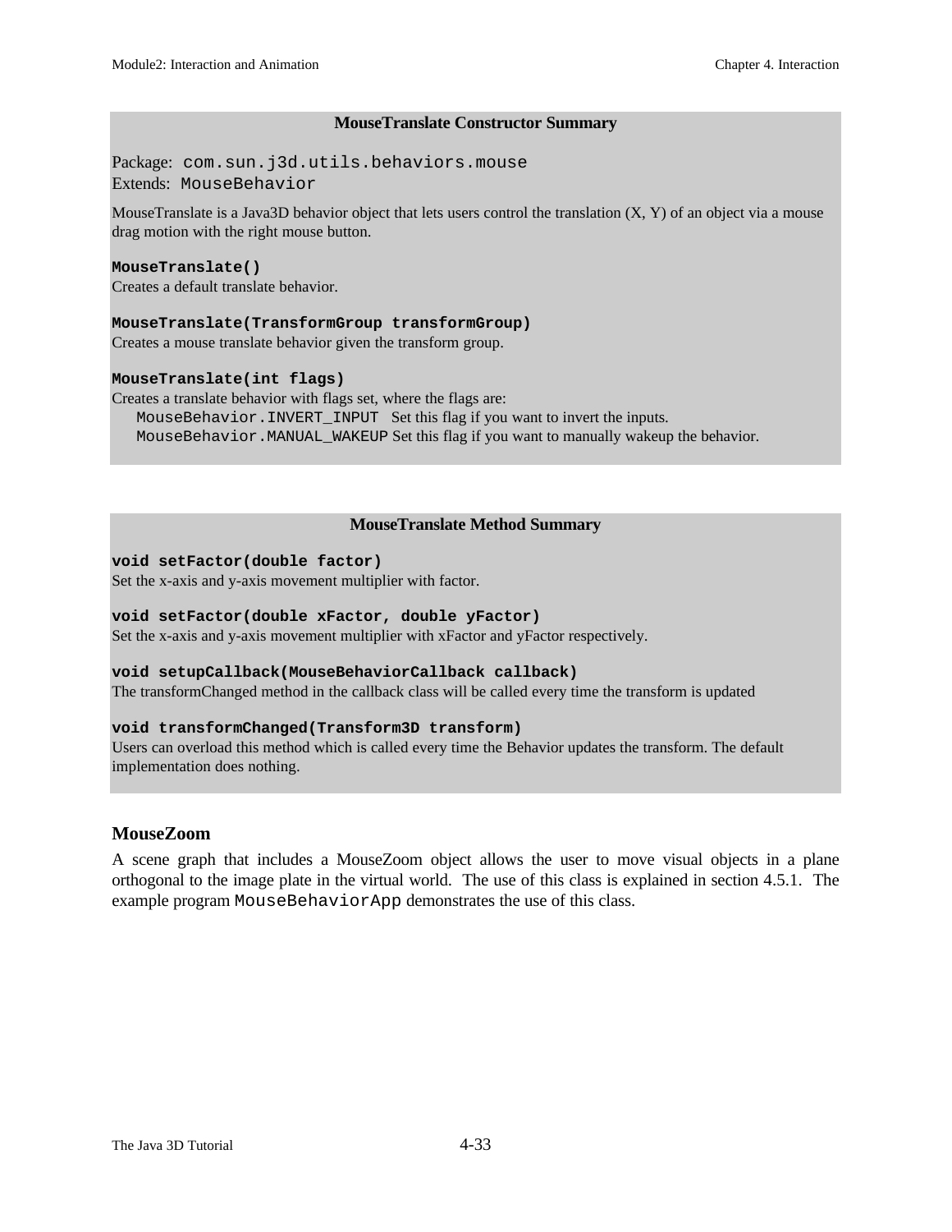**MouseTranslate Constructor Summary**

Package: `com.sun.j3d.utils.behaviors.mouse`
Extends: `MouseBehavior`

MouseTranslate is a Java3D behavior object that lets users control the translation (X, Y) of an object via a mouse drag motion with the right mouse button.

**`MouseTranslate()`**
Creates a default translate behavior.

**`MouseTranslate(TransformGroup transformGroup)`**
Creates a mouse translate behavior given the transform group.

**`MouseTranslate(int flags)`**
Creates a translate behavior with flags set, where the flags are:
`MouseBehavior.INVERT_INPUT` Set this flag if you want to invert the inputs.
`MouseBehavior.MANUAL_WAKEUP` Set this flag if you want to manually wakeup the behavior.

**MouseTranslate Method Summary**

**`void setFactor(double factor)`**
Set the x-axis and y-axis movement multiplier with factor.

**`void setFactor(double xFactor, double yFactor)`**
Set the x-axis and y-axis movement multiplier with xFactor and yFactor respectively.

**`void setupCallback(MouseBehaviorCallback callback)`**
The transformChanged method in the callback class will be called every time the transform is updated

**`void transformChanged(Transform3D transform)`**
Users can overload this method which is called every time the Behavior updates the transform. The default implementation does nothing.

### MouseZoom

A scene graph that includes a MouseZoom object allows the user to move visual objects in a plane orthogonal to the image plate in the virtual world. The use of this class is explained in section 4.5.1. The example program `MouseBehaviorApp` demonstrates the use of this class.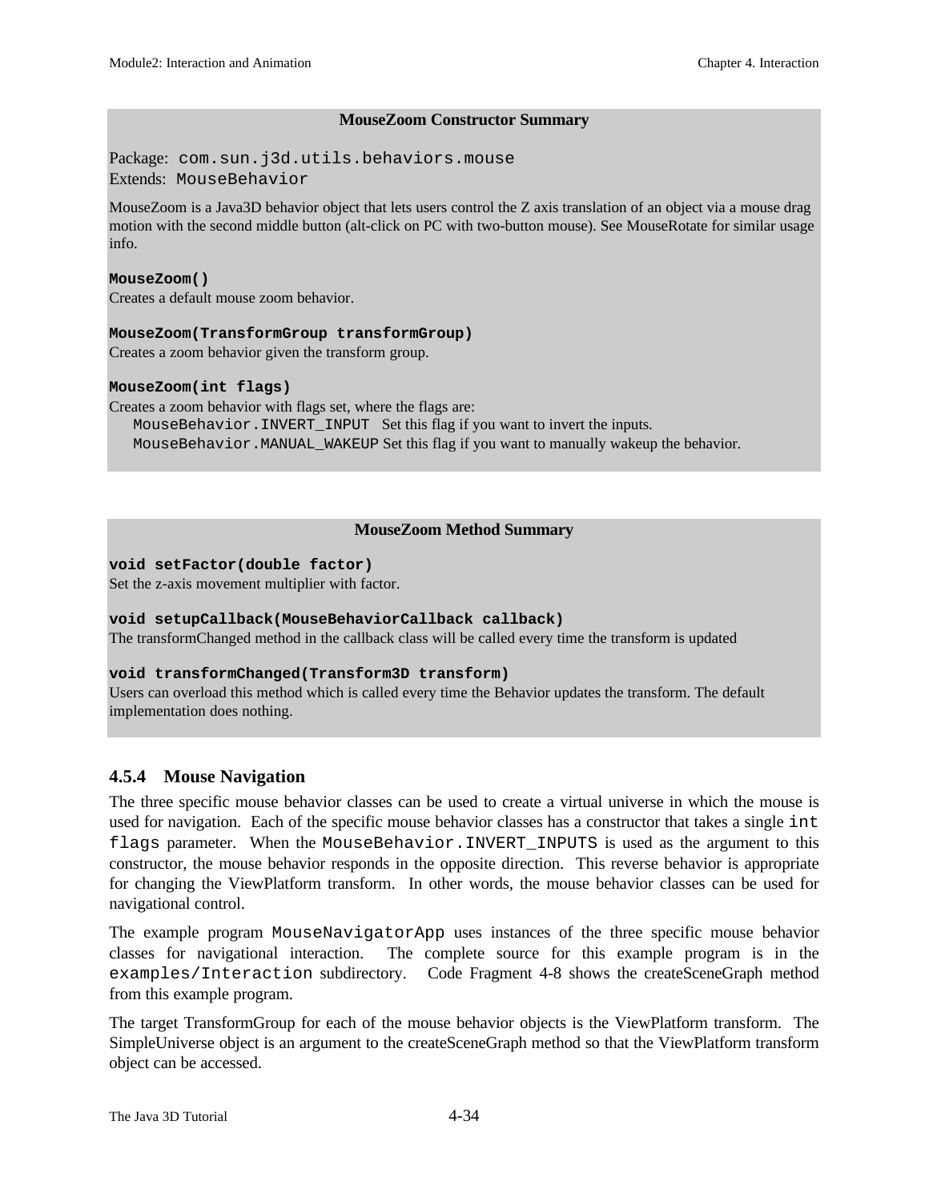**MouseZoom Constructor Summary**

Package: `com.sun.j3d.utils.behaviors.mouse`
Extends: `MouseBehavior`

MouseZoom is a Java3D behavior object that lets users control the Z axis translation of an object via a mouse drag motion with the second middle button (alt-click on PC with two-button mouse). See MouseRotate for similar usage info.

**`MouseZoom()`**
Creates a default mouse zoom behavior.

**`MouseZoom(TransformGroup transformGroup)`**
Creates a zoom behavior given the transform group.

**`MouseZoom(int flags)`**
Creates a zoom behavior with flags set, where the flags are:
`MouseBehavior.INVERT_INPUT` Set this flag if you want to invert the inputs.
`MouseBehavior.MANUAL_WAKEUP` Set this flag if you want to manually wakeup the behavior.

**MouseZoom Method Summary**

**`void setFactor(double factor)`**
Set the z-axis movement multiplier with factor.

**`void setupCallback(MouseBehaviorCallback callback)`**
The transformChanged method in the callback class will be called every time the transform is updated

**`void transformChanged(Transform3D transform)`**
Users can overload this method which is called every time the Behavior updates the transform. The default implementation does nothing.

### 4.5.4 Mouse Navigation

The three specific mouse behavior classes can be used to create a virtual universe in which the mouse is used for navigation. Each of the specific mouse behavior classes has a constructor that takes a single `int flags` parameter. When the `MouseBehavior.INVERT_INPUTS` is used as the argument to this constructor, the mouse behavior responds in the opposite direction. This reverse behavior is appropriate for changing the ViewPlatform transform. In other words, the mouse behavior classes can be used for navigational control.

The example program `MouseNavigatorApp` uses instances of the three specific mouse behavior classes for navigational interaction. The complete source for this example program is in the `examples/Interaction` subdirectory. Code Fragment 4-8 shows the createSceneGraph method from this example program.

The target TransformGroup for each of the mouse behavior objects is the ViewPlatform transform. The SimpleUniverse object is an argument to the createSceneGraph method so that the ViewPlatform transform object can be accessed.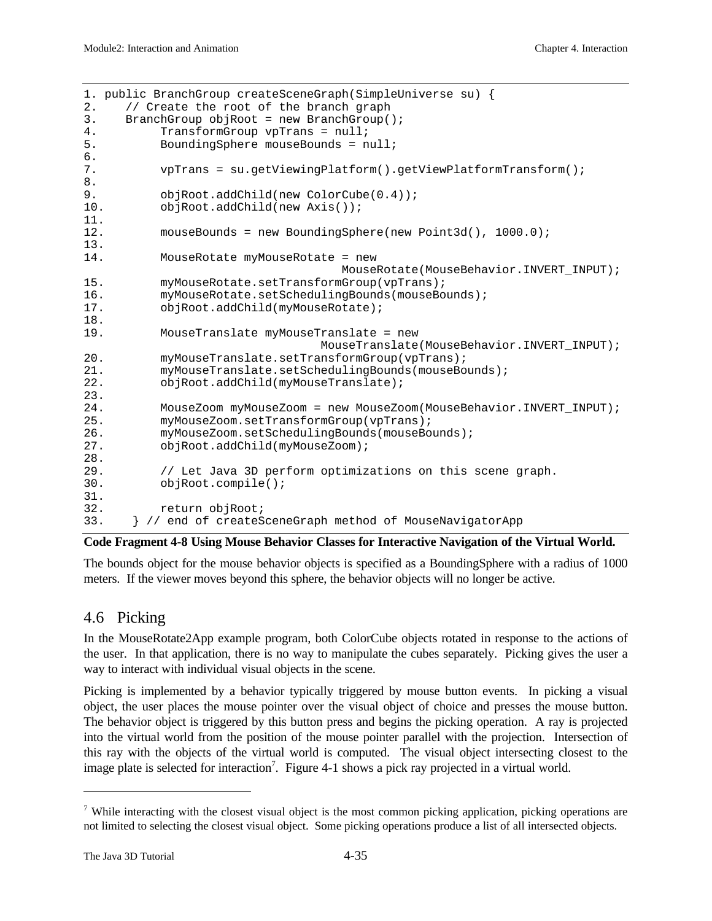```
1. public BranchGroup createSceneGraph(SimpleUniverse su) {
2.     // Create the root of the branch graph
3.     BranchGroup objRoot = new BranchGroup();
4.          TransformGroup vpTrans = null;
5.          BoundingSphere mouseBounds = null;
6.
7.          vpTrans = su.getViewingPlatform().getViewPlatformTransform();
8.
9.          objRoot.addChild(new ColorCube(0.4));
10.         objRoot.addChild(new Axis());
11.
12.         mouseBounds = new BoundingSphere(new Point3d(), 1000.0);
13.
14.         MouseRotate myMouseRotate = new
                                 MouseRotate(MouseBehavior.INVERT_INPUT);
15.         myMouseRotate.setTransformGroup(vpTrans);
16.         myMouseRotate.setSchedulingBounds(mouseBounds);
17.         objRoot.addChild(myMouseRotate);
18.
19.         MouseTranslate myMouseTranslate = new
                              MouseTranslate(MouseBehavior.INVERT_INPUT);
20.         myMouseTranslate.setTransformGroup(vpTrans);
21.         myMouseTranslate.setSchedulingBounds(mouseBounds);
22.         objRoot.addChild(myMouseTranslate);
23.
24.         MouseZoom myMouseZoom = new MouseZoom(MouseBehavior.INVERT_INPUT);
25.         myMouseZoom.setTransformGroup(vpTrans);
26.         myMouseZoom.setSchedulingBounds(mouseBounds);
27.         objRoot.addChild(myMouseZoom);
28.
29.         // Let Java 3D perform optimizations on this scene graph.
30.         objRoot.compile();
31.
32.         return objRoot;
33.     } // end of createSceneGraph method of MouseNavigatorApp
```

**Code Fragment 4-8 Using Mouse Behavior Classes for Interactive Navigation of the Virtual World.**

The bounds object for the mouse behavior objects is specified as a BoundingSphere with a radius of 1000 meters. If the viewer moves beyond this sphere, the behavior objects will no longer be active.

## 4.6 Picking

In the MouseRotate2App example program, both ColorCube objects rotated in response to the actions of the user. In that application, there is no way to manipulate the cubes separately. Picking gives the user a way to interact with individual visual objects in the scene.

Picking is implemented by a behavior typically triggered by mouse button events. In picking a visual object, the user places the mouse pointer over the visual object of choice and presses the mouse button. The behavior object is triggered by this button press and begins the picking operation. A ray is projected into the virtual world from the position of the mouse pointer parallel with the projection. Intersection of this ray with the objects of the virtual world is computed. The visual object intersecting closest to the image plate is selected for interaction[7]. Figure 4-1 shows a pick ray projected in a virtual world.

[7] While interacting with the closest visual object is the most common picking application, picking operations are not limited to selecting the closest visual object. Some picking operations produce a list of all intersected objects.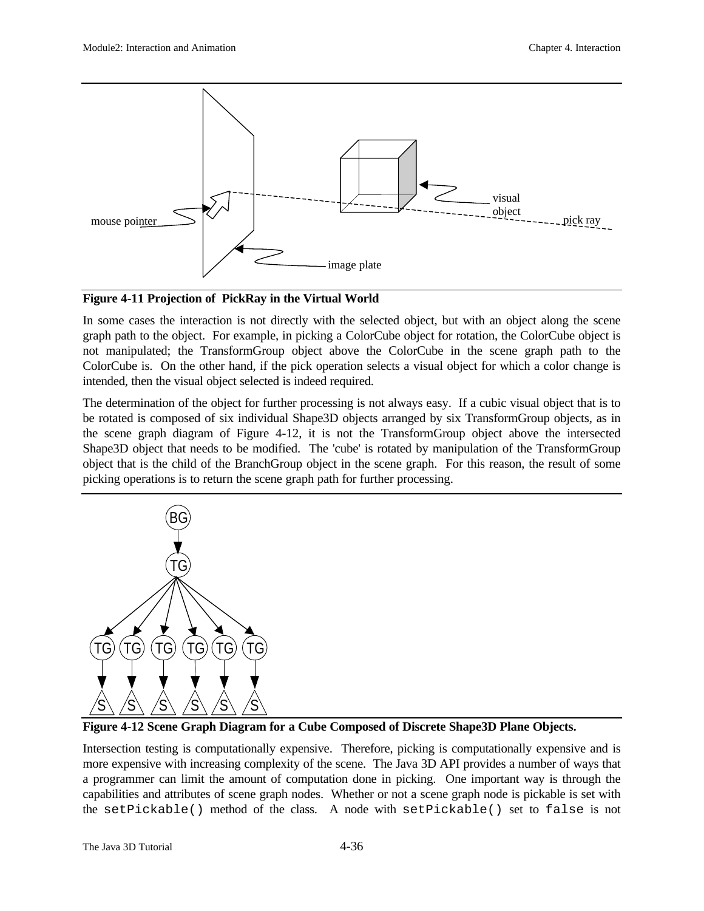**Figure 4-11 Projection of PickRay in the Virtual World**

In some cases the interaction is not directly with the selected object, but with an object along the scene graph path to the object. For example, in picking a ColorCube object for rotation, the ColorCube object is not manipulated; the TransformGroup object above the ColorCube in the scene graph path to the ColorCube is. On the other hand, if the pick operation selects a visual object for which a color change is intended, then the visual object selected is indeed required.

The determination of the object for further processing is not always easy. If a cubic visual object that is to be rotated is composed of six individual Shape3D objects arranged by six TransformGroup objects, as in the scene graph diagram of Figure 4-12, it is not the TransformGroup object above the intersected Shape3D object that needs to be modified. The 'cube' is rotated by manipulation of the TransformGroup object that is the child of the BranchGroup object in the scene graph. For this reason, the result of some picking operations is to return the scene graph path for further processing.

**Figure 4-12 Scene Graph Diagram for a Cube Composed of Discrete Shape3D Plane Objects.**

Intersection testing is computationally expensive. Therefore, picking is computationally expensive and is more expensive with increasing complexity of the scene. The Java 3D API provides a number of ways that a programmer can limit the amount of computation done in picking. One important way is through the capabilities and attributes of scene graph nodes. Whether or not a scene graph node is pickable is set with the `setPickable()` method of the class. A node with `setPickable()` set to `false` is not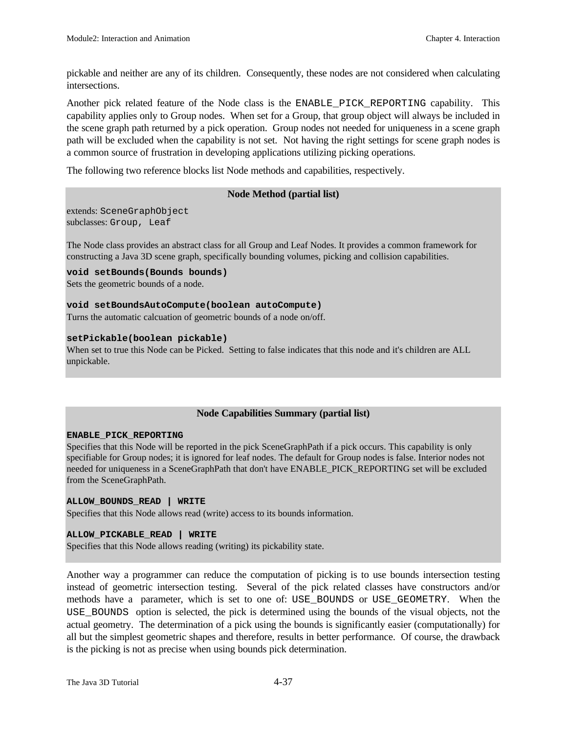pickable and neither are any of its children. Consequently, these nodes are not considered when calculating intersections.

Another pick related feature of the Node class is the `ENABLE_PICK_REPORTING` capability. This capability applies only to Group nodes. When set for a Group, that group object will always be included in the scene graph path returned by a pick operation. Group nodes not needed for uniqueness in a scene graph path will be excluded when the capability is not set. Not having the right settings for scene graph nodes is a common source of frustration in developing applications utilizing picking operations.

The following two reference blocks list Node methods and capabilities, respectively.

**Node Method (partial list)**

extends: `SceneGraphObject`
subclasses: `Group, Leaf`

The Node class provides an abstract class for all Group and Leaf Nodes. It provides a common framework for constructing a Java 3D scene graph, specifically bounding volumes, picking and collision capabilities.

**`void setBounds(Bounds bounds)`**
Sets the geometric bounds of a node.

**`void setBoundsAutoCompute(boolean autoCompute)`**
Turns the automatic calcuation of geometric bounds of a node on/off.

**`setPickable(boolean pickable)`**
When set to true this Node can be Picked. Setting to false indicates that this node and it's children are ALL unpickable.

**Node Capabilities Summary (partial list)**

**`ENABLE_PICK_REPORTING`**
Specifies that this Node will be reported in the pick SceneGraphPath if a pick occurs. This capability is only specifiable for Group nodes; it is ignored for leaf nodes. The default for Group nodes is false. Interior nodes not needed for uniqueness in a SceneGraphPath that don't have ENABLE_PICK_REPORTING set will be excluded from the SceneGraphPath.

**`ALLOW_BOUNDS_READ | WRITE`**
Specifies that this Node allows read (write) access to its bounds information.

**`ALLOW_PICKABLE_READ | WRITE`**
Specifies that this Node allows reading (writing) its pickability state.

Another way a programmer can reduce the computation of picking is to use bounds intersection testing instead of geometric intersection testing. Several of the pick related classes have constructors and/or methods have a parameter, which is set to one of: `USE_BOUNDS` or `USE_GEOMETRY`. When the `USE_BOUNDS` option is selected, the pick is determined using the bounds of the visual objects, not the actual geometry. The determination of a pick using the bounds is significantly easier (computationally) for all but the simplest geometric shapes and therefore, results in better performance. Of course, the drawback is the picking is not as precise when using bounds pick determination.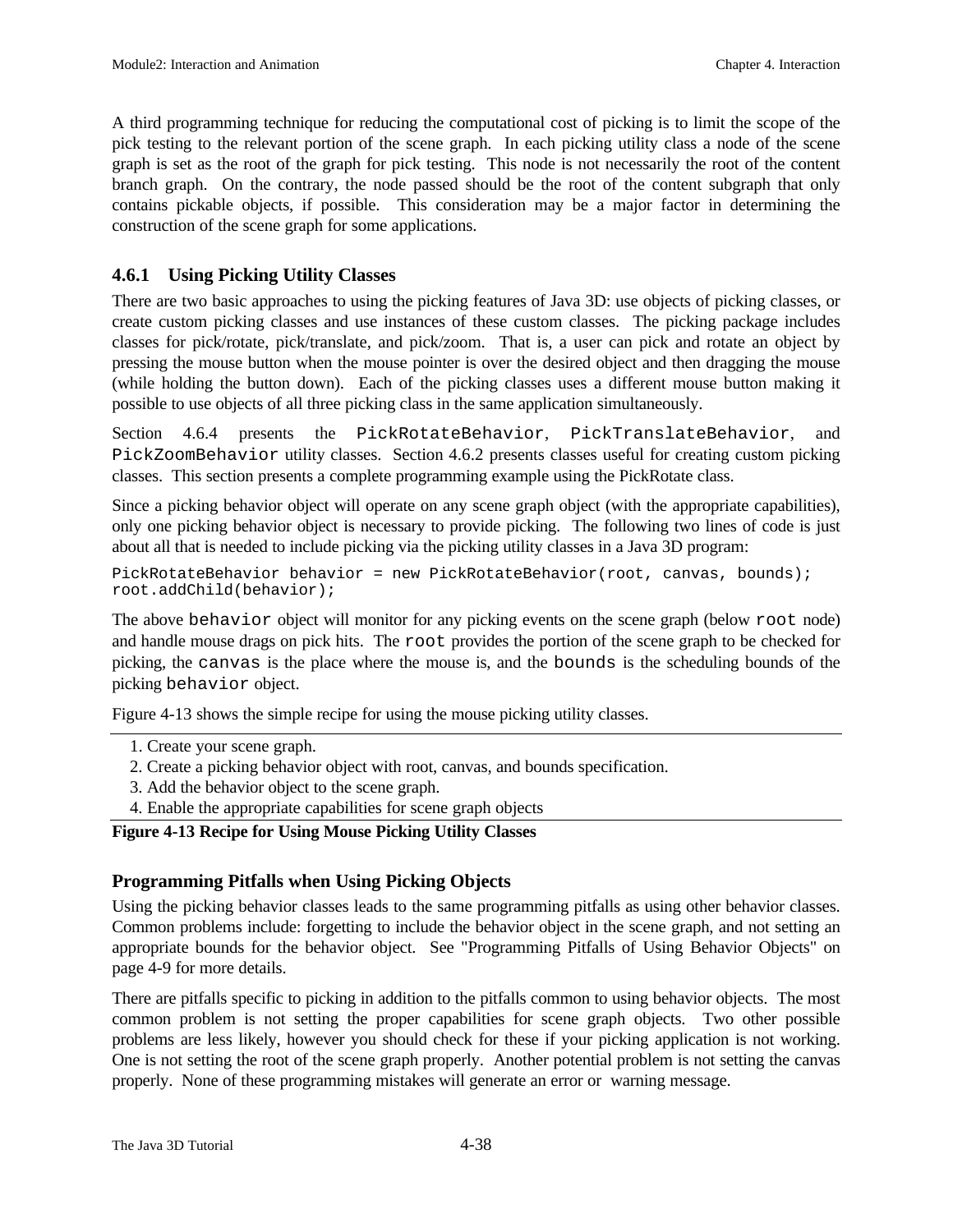A third programming technique for reducing the computational cost of picking is to limit the scope of the pick testing to the relevant portion of the scene graph. In each picking utility class a node of the scene graph is set as the root of the graph for pick testing. This node is not necessarily the root of the content branch graph. On the contrary, the node passed should be the root of the content subgraph that only contains pickable objects, if possible. This consideration may be a major factor in determining the construction of the scene graph for some applications.

### 4.6.1 Using Picking Utility Classes

There are two basic approaches to using the picking features of Java 3D: use objects of picking classes, or create custom picking classes and use instances of these custom classes. The picking package includes classes for pick/rotate, pick/translate, and pick/zoom. That is, a user can pick and rotate an object by pressing the mouse button when the mouse pointer is over the desired object and then dragging the mouse (while holding the button down). Each of the picking classes uses a different mouse button making it possible to use objects of all three picking class in the same application simultaneously.

Section 4.6.4 presents the `PickRotateBehavior`, `PickTranslateBehavior`, and `PickZoomBehavior` utility classes. Section 4.6.2 presents classes useful for creating custom picking classes. This section presents a complete programming example using the PickRotate class.

Since a picking behavior object will operate on any scene graph object (with the appropriate capabilities), only one picking behavior object is necessary to provide picking. The following two lines of code is just about all that is needed to include picking via the picking utility classes in a Java 3D program:

```
PickRotateBehavior behavior = new PickRotateBehavior(root, canvas, bounds);
root.addChild(behavior);
```

The above `behavior` object will monitor for any picking events on the scene graph (below `root` node) and handle mouse drags on pick hits. The `root` provides the portion of the scene graph to be checked for picking, the `canvas` is the place where the mouse is, and the `bounds` is the scheduling bounds of the picking `behavior` object.

Figure 4-13 shows the simple recipe for using the mouse picking utility classes.

1. Create your scene graph.
2. Create a picking behavior object with root, canvas, and bounds specification.
3. Add the behavior object to the scene graph.
4. Enable the appropriate capabilities for scene graph objects

**Figure 4-13 Recipe for Using Mouse Picking Utility Classes**

### Programming Pitfalls when Using Picking Objects

Using the picking behavior classes leads to the same programming pitfalls as using other behavior classes. Common problems include: forgetting to include the behavior object in the scene graph, and not setting an appropriate bounds for the behavior object. See "Programming Pitfalls of Using Behavior Objects" on page 4-9 for more details.

There are pitfalls specific to picking in addition to the pitfalls common to using behavior objects. The most common problem is not setting the proper capabilities for scene graph objects. Two other possible problems are less likely, however you should check for these if your picking application is not working. One is not setting the root of the scene graph properly. Another potential problem is not setting the canvas properly. None of these programming mistakes will generate an error or warning message.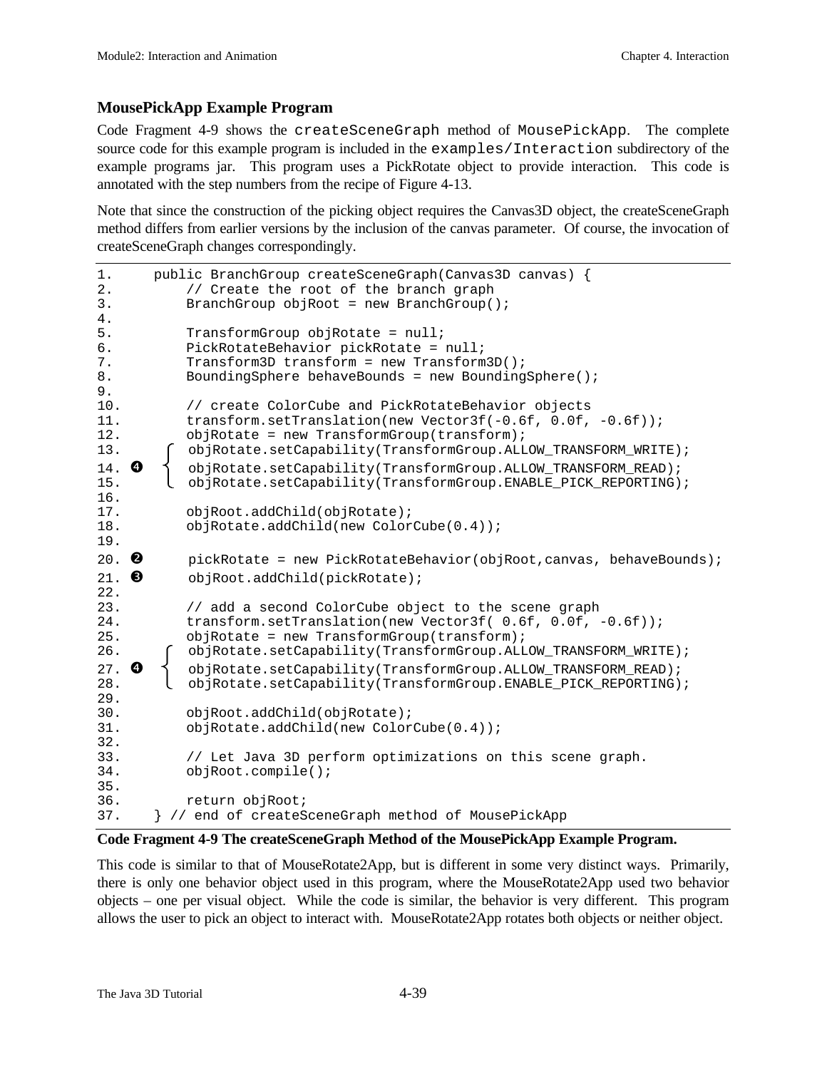### MousePickApp Example Program

Code Fragment 4-9 shows the `createSceneGraph` method of `MousePickApp`. The complete source code for this example program is included in the `examples/Interaction` subdirectory of the example programs jar. This program uses a PickRotate object to provide interaction. This code is annotated with the step numbers from the recipe of Figure 4-13.

Note that since the construction of the picking object requires the Canvas3D object, the createSceneGraph method differs from earlier versions by the inclusion of the canvas parameter. Of course, the invocation of createSceneGraph changes correspondingly.

```
1.      public BranchGroup createSceneGraph(Canvas3D canvas) {
2.          // Create the root of the branch graph
3.          BranchGroup objRoot = new BranchGroup();
4.
5.          TransformGroup objRotate = null;
6.          PickRotateBehavior pickRotate = null;
7.          Transform3D transform = new Transform3D();
8.          BoundingSphere behaveBounds = new BoundingSphere();
9.
10.         // create ColorCube and PickRotateBehavior objects
11.         transform.setTranslation(new Vector3f(-0.6f, 0.0f, -0.6f));
12.         objRotate = new TransformGroup(transform);
13.         objRotate.setCapability(TransformGroup.ALLOW_TRANSFORM_WRITE);
14. ❹       objRotate.setCapability(TransformGroup.ALLOW_TRANSFORM_READ);
15.         objRotate.setCapability(TransformGroup.ENABLE_PICK_REPORTING);
16.
17.         objRoot.addChild(objRotate);
18.         objRotate.addChild(new ColorCube(0.4));
19.
20. ❷       pickRotate = new PickRotateBehavior(objRoot,canvas, behaveBounds);
21. ❸       objRoot.addChild(pickRotate);
22.
23.         // add a second ColorCube object to the scene graph
24.         transform.setTranslation(new Vector3f( 0.6f, 0.0f, -0.6f));
25.         objRotate = new TransformGroup(transform);
26.         objRotate.setCapability(TransformGroup.ALLOW_TRANSFORM_WRITE);
27. ❹       objRotate.setCapability(TransformGroup.ALLOW_TRANSFORM_READ);
28.         objRotate.setCapability(TransformGroup.ENABLE_PICK_REPORTING);
29.
30.         objRoot.addChild(objRotate);
31.         objRotate.addChild(new ColorCube(0.4));
32.
33.         // Let Java 3D perform optimizations on this scene graph.
34.         objRoot.compile();
35.
36.         return objRoot;
37.     } // end of createSceneGraph method of MousePickApp
```

**Code Fragment 4-9 The createSceneGraph Method of the MousePickApp Example Program.**

This code is similar to that of MouseRotate2App, but is different in some very distinct ways. Primarily, there is only one behavior object used in this program, where the MouseRotate2App used two behavior objects – one per visual object. While the code is similar, the behavior is very different. This program allows the user to pick an object to interact with. MouseRotate2App rotates both objects or neither object.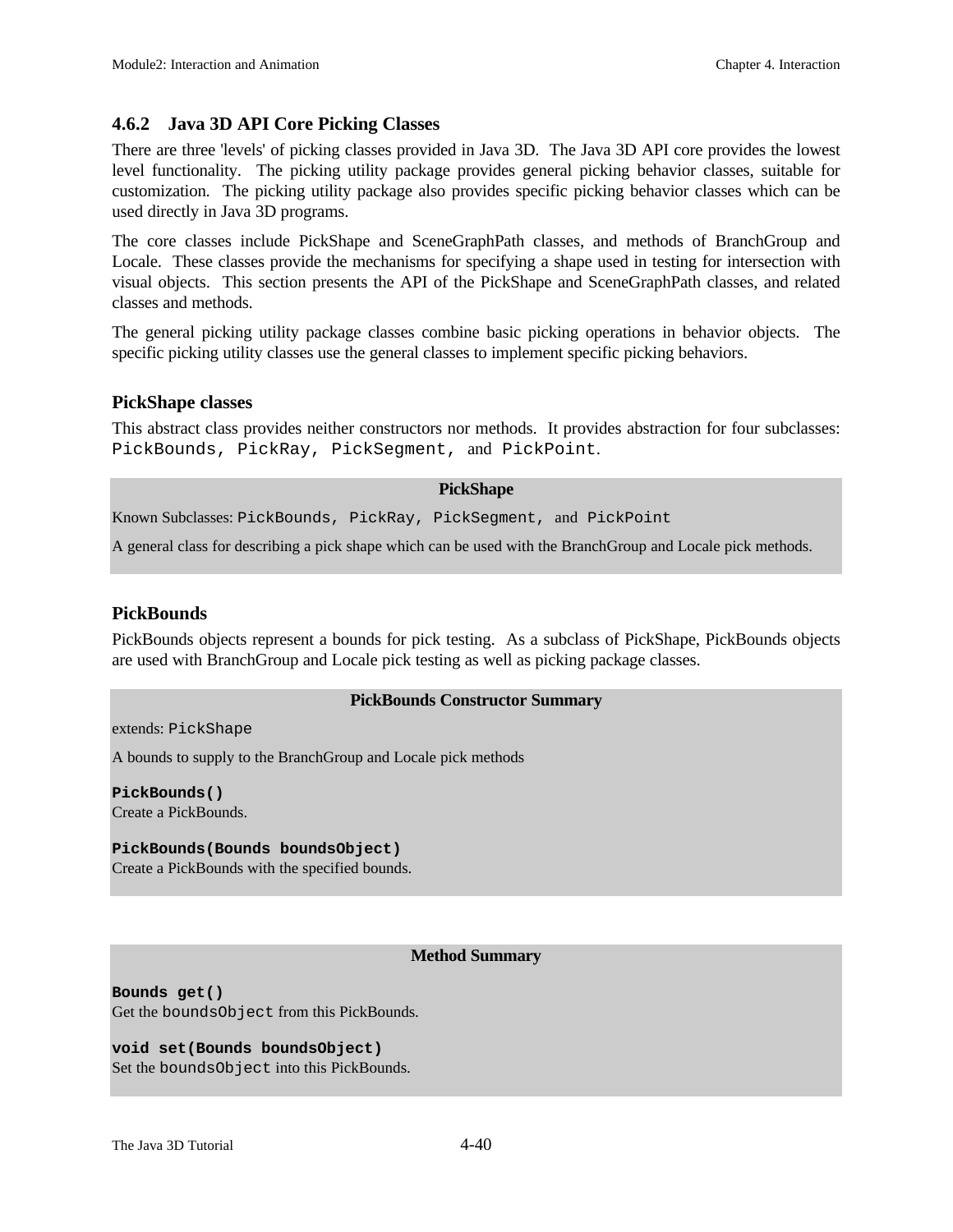### 4.6.2 Java 3D API Core Picking Classes

There are three 'levels' of picking classes provided in Java 3D. The Java 3D API core provides the lowest level functionality. The picking utility package provides general picking behavior classes, suitable for customization. The picking utility package also provides specific picking behavior classes which can be used directly in Java 3D programs.

The core classes include PickShape and SceneGraphPath classes, and methods of BranchGroup and Locale. These classes provide the mechanisms for specifying a shape used in testing for intersection with visual objects. This section presents the API of the PickShape and SceneGraphPath classes, and related classes and methods.

The general picking utility package classes combine basic picking operations in behavior objects. The specific picking utility classes use the general classes to implement specific picking behaviors.

### PickShape classes

This abstract class provides neither constructors nor methods. It provides abstraction for four subclasses: `PickBounds, PickRay, PickSegment,` and `PickPoint`.

**PickShape**

Known Subclasses: `PickBounds, PickRay, PickSegment,` and `PickPoint`

A general class for describing a pick shape which can be used with the BranchGroup and Locale pick methods.

### PickBounds

PickBounds objects represent a bounds for pick testing. As a subclass of PickShape, PickBounds objects are used with BranchGroup and Locale pick testing as well as picking package classes.

**PickBounds Constructor Summary**

extends: `PickShape`

A bounds to supply to the BranchGroup and Locale pick methods

**`PickBounds()`**
Create a PickBounds.

**`PickBounds(Bounds boundsObject)`**
Create a PickBounds with the specified bounds.

**Method Summary**

**`Bounds get()`**
Get the `boundsObject` from this PickBounds.

**`void set(Bounds boundsObject)`**
Set the `boundsObject` into this PickBounds.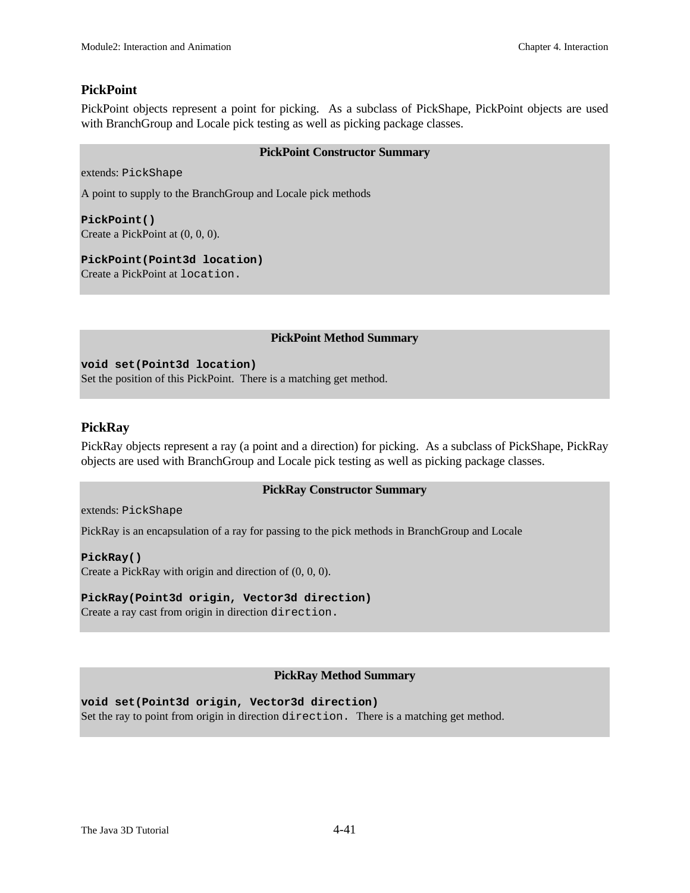### PickPoint

PickPoint objects represent a point for picking. As a subclass of PickShape, PickPoint objects are used with BranchGroup and Locale pick testing as well as picking package classes.

**PickPoint Constructor Summary**

extends: `PickShape`

A point to supply to the BranchGroup and Locale pick methods

**`PickPoint()`**
Create a PickPoint at (0, 0, 0).

**`PickPoint(Point3d location)`**
Create a PickPoint at `location.`

**PickPoint Method Summary**

**`void set(Point3d location)`**
Set the position of this PickPoint. There is a matching get method.

### PickRay

PickRay objects represent a ray (a point and a direction) for picking. As a subclass of PickShape, PickRay objects are used with BranchGroup and Locale pick testing as well as picking package classes.

**PickRay Constructor Summary**

extends: `PickShape`

PickRay is an encapsulation of a ray for passing to the pick methods in BranchGroup and Locale

**`PickRay()`**
Create a PickRay with origin and direction of (0, 0, 0).

**`PickRay(Point3d origin, Vector3d direction)`**
Create a ray cast from origin in direction `direction.`

**PickRay Method Summary**

**`void set(Point3d origin, Vector3d direction)`**
Set the ray to point from origin in direction `direction.` There is a matching get method.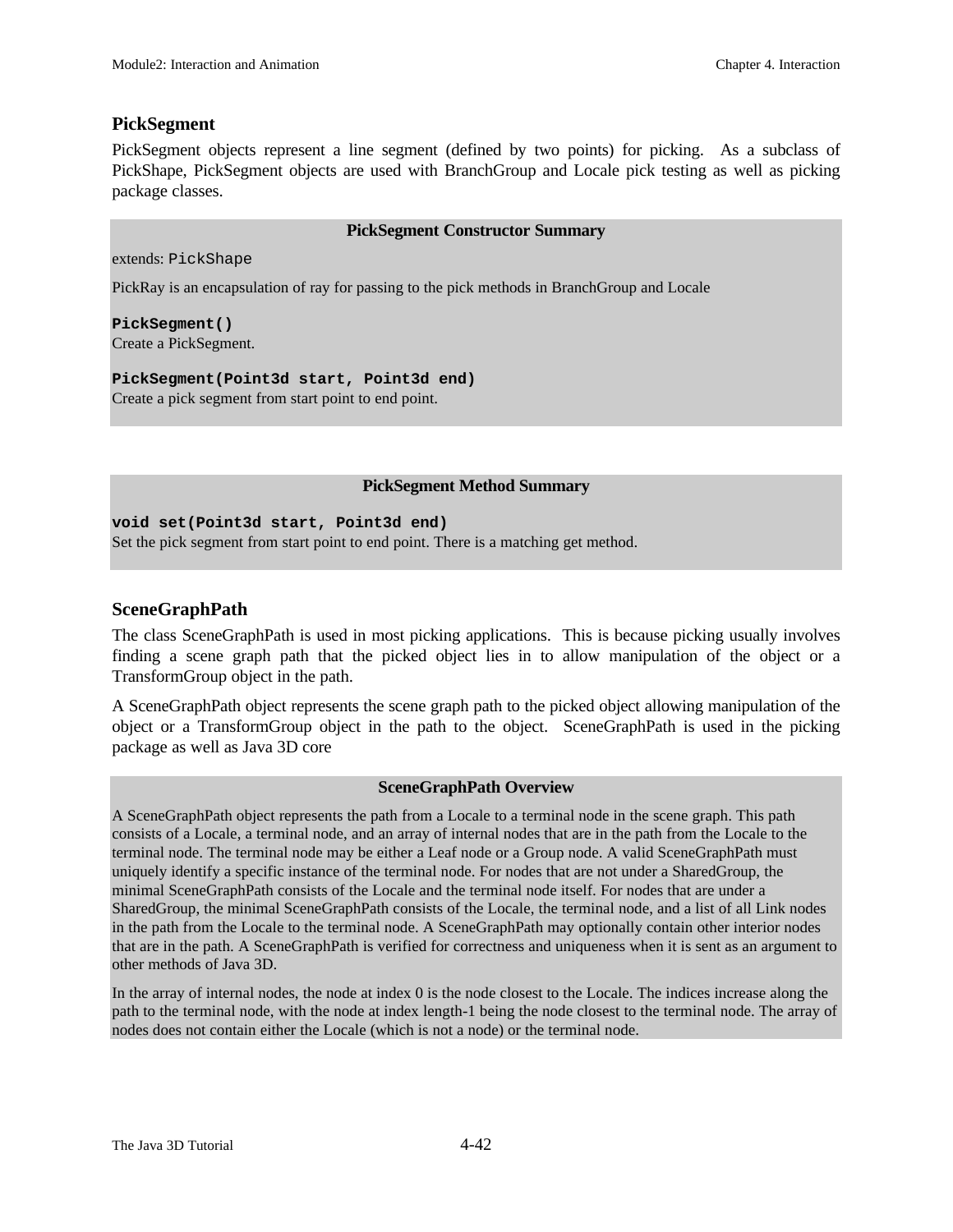### PickSegment

PickSegment objects represent a line segment (defined by two points) for picking. As a subclass of PickShape, PickSegment objects are used with BranchGroup and Locale pick testing as well as picking package classes.

**PickSegment Constructor Summary**

extends: `PickShape`

PickRay is an encapsulation of ray for passing to the pick methods in BranchGroup and Locale

**`PickSegment()`**
Create a PickSegment.

**`PickSegment(Point3d start, Point3d end)`**
Create a pick segment from start point to end point.

**PickSegment Method Summary**

**`void set(Point3d start, Point3d end)`**
Set the pick segment from start point to end point. There is a matching get method.

### SceneGraphPath

The class SceneGraphPath is used in most picking applications. This is because picking usually involves finding a scene graph path that the picked object lies in to allow manipulation of the object or a TransformGroup object in the path.

A SceneGraphPath object represents the scene graph path to the picked object allowing manipulation of the object or a TransformGroup object in the path to the object. SceneGraphPath is used in the picking package as well as Java 3D core

**SceneGraphPath Overview**

A SceneGraphPath object represents the path from a Locale to a terminal node in the scene graph. This path consists of a Locale, a terminal node, and an array of internal nodes that are in the path from the Locale to the terminal node. The terminal node may be either a Leaf node or a Group node. A valid SceneGraphPath must uniquely identify a specific instance of the terminal node. For nodes that are not under a SharedGroup, the minimal SceneGraphPath consists of the Locale and the terminal node itself. For nodes that are under a SharedGroup, the minimal SceneGraphPath consists of the Locale, the terminal node, and a list of all Link nodes in the path from the Locale to the terminal node. A SceneGraphPath may optionally contain other interior nodes that are in the path. A SceneGraphPath is verified for correctness and uniqueness when it is sent as an argument to other methods of Java 3D.

In the array of internal nodes, the node at index 0 is the node closest to the Locale. The indices increase along the path to the terminal node, with the node at index length-1 being the node closest to the terminal node. The array of nodes does not contain either the Locale (which is not a node) or the terminal node.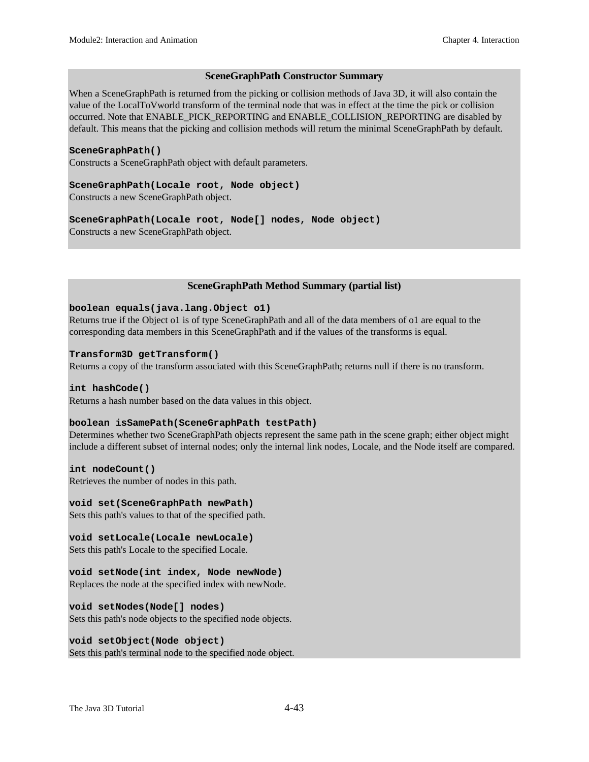### SceneGraphPath Constructor Summary

When a SceneGraphPath is returned from the picking or collision methods of Java 3D, it will also contain the value of the LocalToVworld transform of the terminal node that was in effect at the time the pick or collision occurred. Note that ENABLE_PICK_REPORTING and ENABLE_COLLISION_REPORTING are disabled by default. This means that the picking and collision methods will return the minimal SceneGraphPath by default.

**`SceneGraphPath()`**
Constructs a SceneGraphPath object with default parameters.

**`SceneGraphPath(Locale root, Node object)`**
Constructs a new SceneGraphPath object.

**`SceneGraphPath(Locale root, Node[] nodes, Node object)`**
Constructs a new SceneGraphPath object.

### SceneGraphPath Method Summary (partial list)

**`boolean equals(java.lang.Object o1)`**
Returns true if the Object o1 is of type SceneGraphPath and all of the data members of o1 are equal to the corresponding data members in this SceneGraphPath and if the values of the transforms is equal.

**`Transform3D getTransform()`**
Returns a copy of the transform associated with this SceneGraphPath; returns null if there is no transform.

**`int hashCode()`**
Returns a hash number based on the data values in this object.

**`boolean isSamePath(SceneGraphPath testPath)`**
Determines whether two SceneGraphPath objects represent the same path in the scene graph; either object might include a different subset of internal nodes; only the internal link nodes, Locale, and the Node itself are compared.

**`int nodeCount()`**
Retrieves the number of nodes in this path.

**`void set(SceneGraphPath newPath)`**
Sets this path's values to that of the specified path.

**`void setLocale(Locale newLocale)`**
Sets this path's Locale to the specified Locale.

**`void setNode(int index, Node newNode)`**
Replaces the node at the specified index with newNode.

**`void setNodes(Node[] nodes)`**
Sets this path's node objects to the specified node objects.

**`void setObject(Node object)`**
Sets this path's terminal node to the specified node object.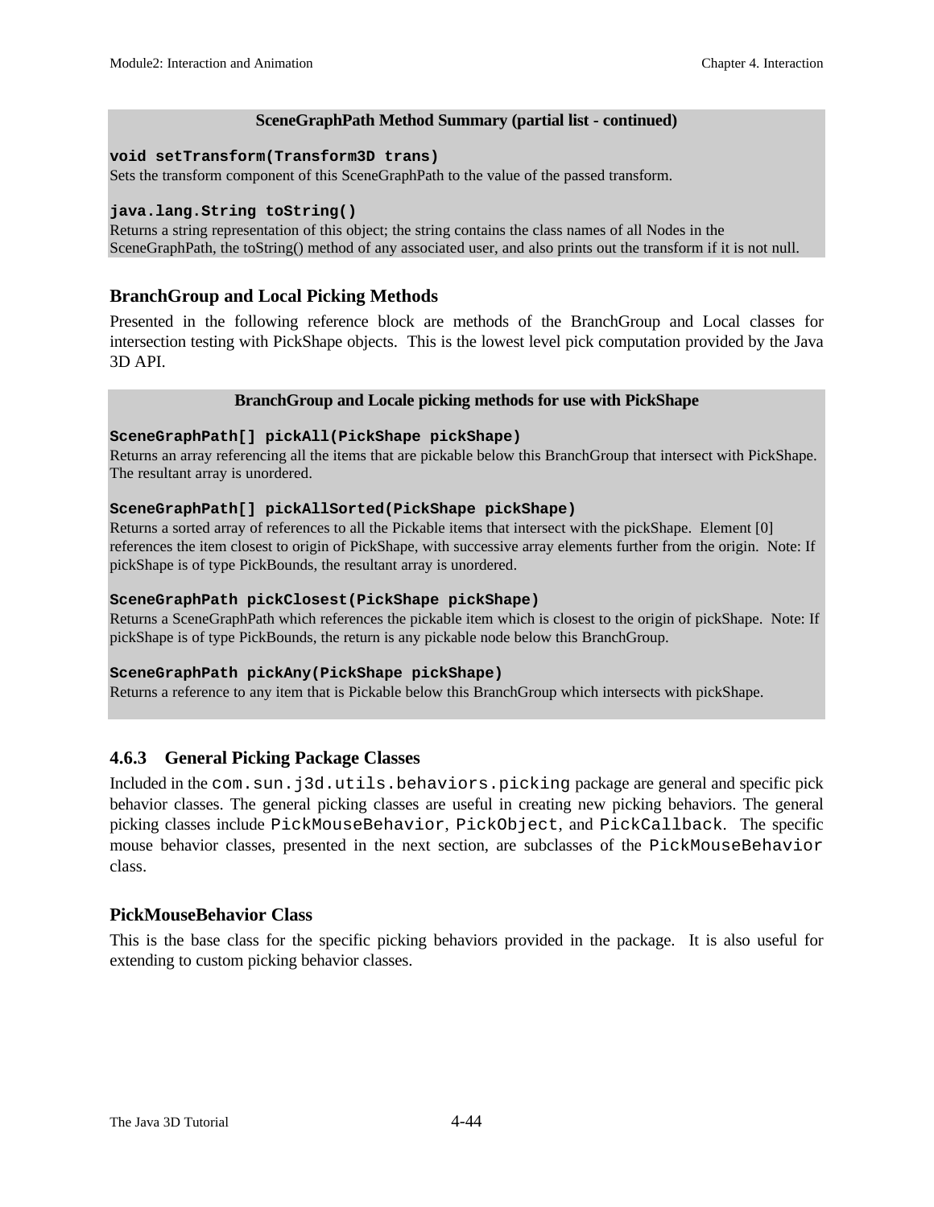**SceneGraphPath Method Summary (partial list - continued)**

**`void setTransform(Transform3D trans)`**
Sets the transform component of this SceneGraphPath to the value of the passed transform.

**`java.lang.String toString()`**
Returns a string representation of this object; the string contains the class names of all Nodes in the SceneGraphPath, the toString() method of any associated user, and also prints out the transform if it is not null.

### BranchGroup and Local Picking Methods

Presented in the following reference block are methods of the BranchGroup and Local classes for intersection testing with PickShape objects. This is the lowest level pick computation provided by the Java 3D API.

**BranchGroup and Locale picking methods for use with PickShape**

**`SceneGraphPath[] pickAll(PickShape pickShape)`**
Returns an array referencing all the items that are pickable below this BranchGroup that intersect with PickShape. The resultant array is unordered.

**`SceneGraphPath[] pickAllSorted(PickShape pickShape)`**
Returns a sorted array of references to all the Pickable items that intersect with the pickShape. Element [0] references the item closest to origin of PickShape, with successive array elements further from the origin. Note: If pickShape is of type PickBounds, the resultant array is unordered.

**`SceneGraphPath pickClosest(PickShape pickShape)`**
Returns a SceneGraphPath which references the pickable item which is closest to the origin of pickShape. Note: If pickShape is of type PickBounds, the return is any pickable node below this BranchGroup.

**`SceneGraphPath pickAny(PickShape pickShape)`**
Returns a reference to any item that is Pickable below this BranchGroup which intersects with pickShape.

## 4.6.3 General Picking Package Classes

Included in the `com.sun.j3d.utils.behaviors.picking` package are general and specific pick behavior classes. The general picking classes are useful in creating new picking behaviors. The general picking classes include `PickMouseBehavior`, `PickObject`, and `PickCallback`. The specific mouse behavior classes, presented in the next section, are subclasses of the `PickMouseBehavior` class.

### PickMouseBehavior Class

This is the base class for the specific picking behaviors provided in the package. It is also useful for extending to custom picking behavior classes.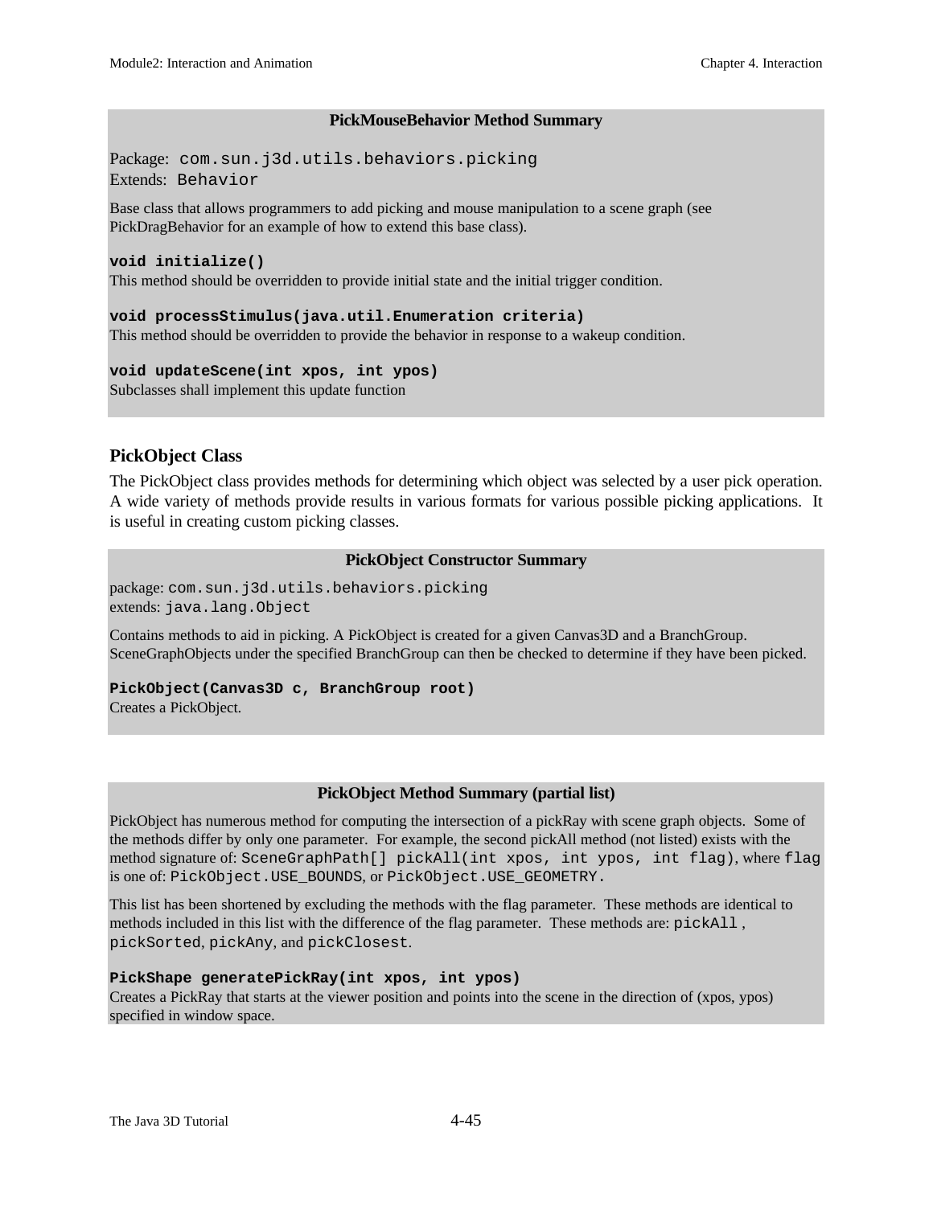**PickMouseBehavior Method Summary**

Package: `com.sun.j3d.utils.behaviors.picking`
Extends: `Behavior`

Base class that allows programmers to add picking and mouse manipulation to a scene graph (see PickDragBehavior for an example of how to extend this base class).

**`void initialize()`**
This method should be overridden to provide initial state and the initial trigger condition.

**`void processStimulus(java.util.Enumeration criteria)`**
This method should be overridden to provide the behavior in response to a wakeup condition.

**`void updateScene(int xpos, int ypos)`**
Subclasses shall implement this update function

## PickObject Class

The PickObject class provides methods for determining which object was selected by a user pick operation. A wide variety of methods provide results in various formats for various possible picking applications. It is useful in creating custom picking classes.

**PickObject Constructor Summary**

package: `com.sun.j3d.utils.behaviors.picking`
extends: `java.lang.Object`

Contains methods to aid in picking. A PickObject is created for a given Canvas3D and a BranchGroup. SceneGraphObjects under the specified BranchGroup can then be checked to determine if they have been picked.

**`PickObject(Canvas3D c, BranchGroup root)`**
Creates a PickObject.

**PickObject Method Summary (partial list)**

PickObject has numerous method for computing the intersection of a pickRay with scene graph objects. Some of the methods differ by only one parameter. For example, the second pickAll method (not listed) exists with the method signature of: `SceneGraphPath[] pickAll(int xpos, int ypos, int flag)`, where `flag` is one of: `PickObject.USE_BOUNDS`, or `PickObject.USE_GEOMETRY`.

This list has been shortened by excluding the methods with the flag parameter. These methods are identical to methods included in this list with the difference of the flag parameter. These methods are: `pickAll`, `pickSorted`, `pickAny`, and `pickClosest`.

**`PickShape generatePickRay(int xpos, int ypos)`**
Creates a PickRay that starts at the viewer position and points into the scene in the direction of (xpos, ypos) specified in window space.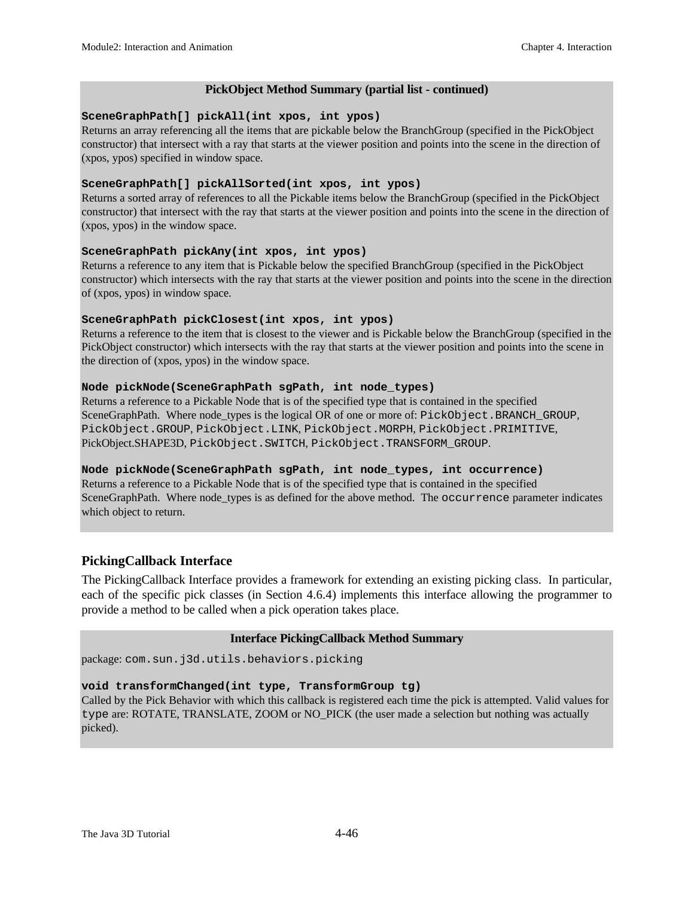**PickObject Method Summary (partial list - continued)**

**`SceneGraphPath[] pickAll(int xpos, int ypos)`**
Returns an array referencing all the items that are pickable below the BranchGroup (specified in the PickObject constructor) that intersect with a ray that starts at the viewer position and points into the scene in the direction of (xpos, ypos) specified in window space.

**`SceneGraphPath[] pickAllSorted(int xpos, int ypos)`**
Returns a sorted array of references to all the Pickable items below the BranchGroup (specified in the PickObject constructor) that intersect with the ray that starts at the viewer position and points into the scene in the direction of (xpos, ypos) in the window space.

**`SceneGraphPath pickAny(int xpos, int ypos)`**
Returns a reference to any item that is Pickable below the specified BranchGroup (specified in the PickObject constructor) which intersects with the ray that starts at the viewer position and points into the scene in the direction of (xpos, ypos) in window space.

**`SceneGraphPath pickClosest(int xpos, int ypos)`**
Returns a reference to the item that is closest to the viewer and is Pickable below the BranchGroup (specified in the PickObject constructor) which intersects with the ray that starts at the viewer position and points into the scene in the direction of (xpos, ypos) in the window space.

**`Node pickNode(SceneGraphPath sgPath, int node_types)`**
Returns a reference to a Pickable Node that is of the specified type that is contained in the specified SceneGraphPath. Where node_types is the logical OR of one or more of: `PickObject.BRANCH_GROUP`, `PickObject.GROUP`, `PickObject.LINK`, `PickObject.MORPH`, `PickObject.PRIMITIVE`, PickObject.SHAPE3D, `PickObject.SWITCH`, `PickObject.TRANSFORM_GROUP`.

**`Node pickNode(SceneGraphPath sgPath, int node_types, int occurrence)`**
Returns a reference to a Pickable Node that is of the specified type that is contained in the specified SceneGraphPath. Where node_types is as defined for the above method. The `occurrence` parameter indicates which object to return.

### PickingCallback Interface

The PickingCallback Interface provides a framework for extending an existing picking class. In particular, each of the specific pick classes (in Section 4.6.4) implements this interface allowing the programmer to provide a method to be called when a pick operation takes place.

**Interface PickingCallback Method Summary**

package: `com.sun.j3d.utils.behaviors.picking`

**`void transformChanged(int type, TransformGroup tg)`**
Called by the Pick Behavior with which this callback is registered each time the pick is attempted. Valid values for `type` are: ROTATE, TRANSLATE, ZOOM or NO_PICK (the user made a selection but nothing was actually picked).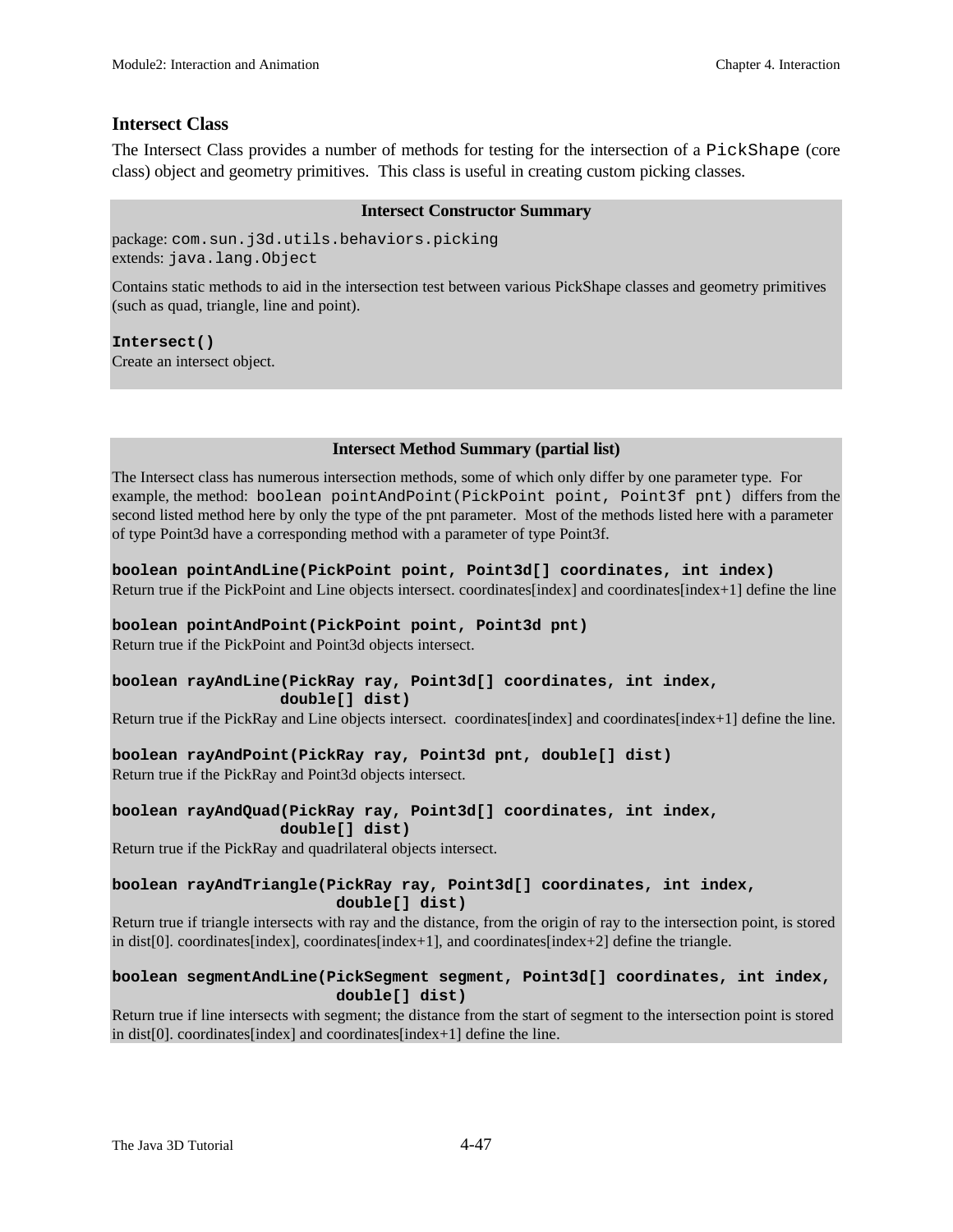### Intersect Class

The Intersect Class provides a number of methods for testing for the intersection of a `PickShape` (core class) object and geometry primitives. This class is useful in creating custom picking classes.

**Intersect Constructor Summary**

package: `com.sun.j3d.utils.behaviors.picking`
extends: `java.lang.Object`

Contains static methods to aid in the intersection test between various PickShape classes and geometry primitives (such as quad, triangle, line and point).

**`Intersect()`**
Create an intersect object.

**Intersect Method Summary (partial list)**

The Intersect class has numerous intersection methods, some of which only differ by one parameter type. For example, the method: `boolean pointAndPoint(PickPoint point, Point3f pnt)` differs from the second listed method here by only the type of the pnt parameter. Most of the methods listed here with a parameter of type Point3d have a corresponding method with a parameter of type Point3f.

**`boolean pointAndLine(PickPoint point, Point3d[] coordinates, int index)`**
Return true if the PickPoint and Line objects intersect. coordinates[index] and coordinates[index+1] define the line

**`boolean pointAndPoint(PickPoint point, Point3d pnt)`**
Return true if the PickPoint and Point3d objects intersect.

**`boolean rayAndLine(PickRay ray, Point3d[] coordinates, int index, double[] dist)`**
Return true if the PickRay and Line objects intersect. coordinates[index] and coordinates[index+1] define the line.

**`boolean rayAndPoint(PickRay ray, Point3d pnt, double[] dist)`**
Return true if the PickRay and Point3d objects intersect.

**`boolean rayAndQuad(PickRay ray, Point3d[] coordinates, int index, double[] dist)`**
Return true if the PickRay and quadrilateral objects intersect.

**`boolean rayAndTriangle(PickRay ray, Point3d[] coordinates, int index, double[] dist)`**
Return true if triangle intersects with ray and the distance, from the origin of ray to the intersection point, is stored in dist[0]. coordinates[index], coordinates[index+1], and coordinates[index+2] define the triangle.

**`boolean segmentAndLine(PickSegment segment, Point3d[] coordinates, int index, double[] dist)`**
Return true if line intersects with segment; the distance from the start of segment to the intersection point is stored in dist[0]. coordinates[index] and coordinates[index+1] define the line.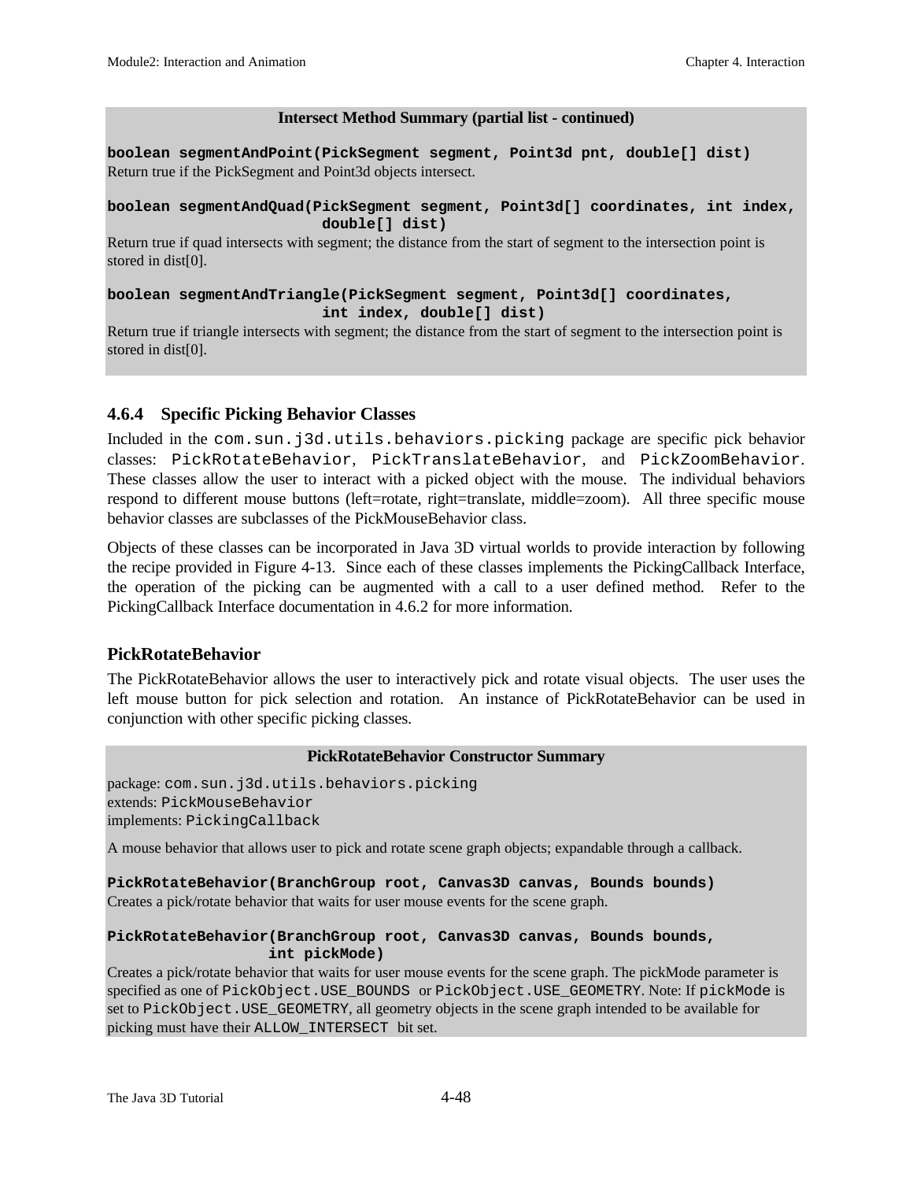**Intersect Method Summary (partial list - continued)**

**`boolean segmentAndPoint(PickSegment segment, Point3d pnt, double[] dist)`**
Return true if the PickSegment and Point3d objects intersect.

**`boolean segmentAndQuad(PickSegment segment, Point3d[] coordinates, int index, double[] dist)`**
Return true if quad intersects with segment; the distance from the start of segment to the intersection point is stored in dist[0].

**`boolean segmentAndTriangle(PickSegment segment, Point3d[] coordinates, int index, double[] dist)`**
Return true if triangle intersects with segment; the distance from the start of segment to the intersection point is stored in dist[0].

### 4.6.4 Specific Picking Behavior Classes

Included in the `com.sun.j3d.utils.behaviors.picking` package are specific pick behavior classes: `PickRotateBehavior`, `PickTranslateBehavior`, and `PickZoomBehavior`. These classes allow the user to interact with a picked object with the mouse. The individual behaviors respond to different mouse buttons (left=rotate, right=translate, middle=zoom). All three specific mouse behavior classes are subclasses of the PickMouseBehavior class.

Objects of these classes can be incorporated in Java 3D virtual worlds to provide interaction by following the recipe provided in Figure 4-13. Since each of these classes implements the PickingCallback Interface, the operation of the picking can be augmented with a call to a user defined method. Refer to the PickingCallback Interface documentation in 4.6.2 for more information.

### PickRotateBehavior

The PickRotateBehavior allows the user to interactively pick and rotate visual objects. The user uses the left mouse button for pick selection and rotation. An instance of PickRotateBehavior can be used in conjunction with other specific picking classes.

**PickRotateBehavior Constructor Summary**

package: `com.sun.j3d.utils.behaviors.picking`
extends: `PickMouseBehavior`
implements: `PickingCallback`

A mouse behavior that allows user to pick and rotate scene graph objects; expandable through a callback.

**`PickRotateBehavior(BranchGroup root, Canvas3D canvas, Bounds bounds)`**
Creates a pick/rotate behavior that waits for user mouse events for the scene graph.

**`PickRotateBehavior(BranchGroup root, Canvas3D canvas, Bounds bounds, int pickMode)`**
Creates a pick/rotate behavior that waits for user mouse events for the scene graph. The pickMode parameter is specified as one of `PickObject.USE_BOUNDS` or `PickObject.USE_GEOMETRY`. Note: If `pickMode` is set to `PickObject.USE_GEOMETRY`, all geometry objects in the scene graph intended to be available for picking must have their `ALLOW_INTERSECT` bit set.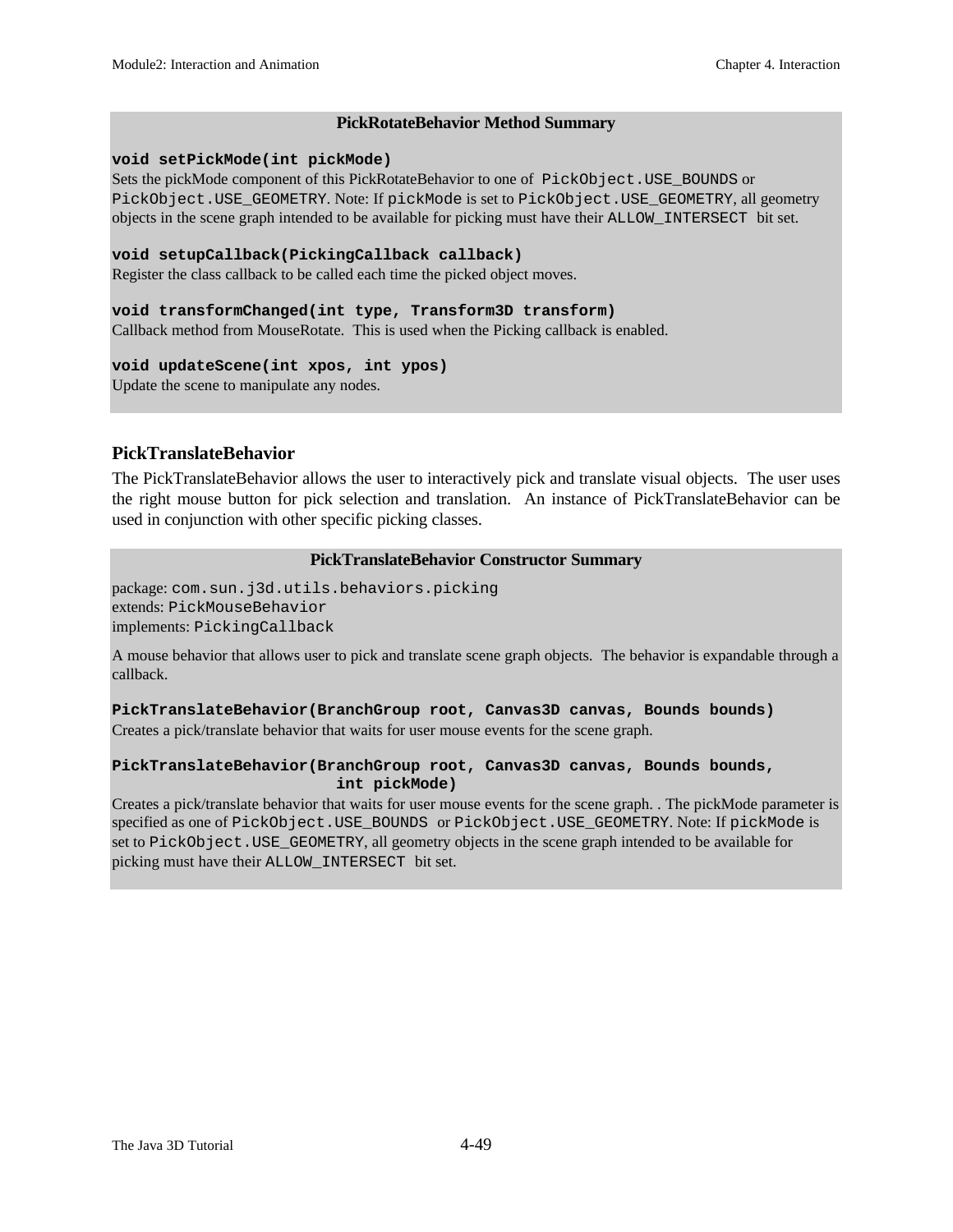**PickRotateBehavior Method Summary**

**`void setPickMode(int pickMode)`**
Sets the pickMode component of this PickRotateBehavior to one of `PickObject.USE_BOUNDS` or `PickObject.USE_GEOMETRY`. Note: If `pickMode` is set to `PickObject.USE_GEOMETRY`, all geometry objects in the scene graph intended to be available for picking must have their `ALLOW_INTERSECT` bit set.

**`void setupCallback(PickingCallback callback)`**
Register the class callback to be called each time the picked object moves.

**`void transformChanged(int type, Transform3D transform)`**
Callback method from MouseRotate. This is used when the Picking callback is enabled.

**`void updateScene(int xpos, int ypos)`**
Update the scene to manipulate any nodes.

## PickTranslateBehavior

The PickTranslateBehavior allows the user to interactively pick and translate visual objects. The user uses the right mouse button for pick selection and translation. An instance of PickTranslateBehavior can be used in conjunction with other specific picking classes.

**PickTranslateBehavior Constructor Summary**

package: `com.sun.j3d.utils.behaviors.picking`
extends: `PickMouseBehavior`
implements: `PickingCallback`

A mouse behavior that allows user to pick and translate scene graph objects. The behavior is expandable through a callback.

**`PickTranslateBehavior(BranchGroup root, Canvas3D canvas, Bounds bounds)`**
Creates a pick/translate behavior that waits for user mouse events for the scene graph.

**`PickTranslateBehavior(BranchGroup root, Canvas3D canvas, Bounds bounds, int pickMode)`**
Creates a pick/translate behavior that waits for user mouse events for the scene graph. . The pickMode parameter is specified as one of `PickObject.USE_BOUNDS` or `PickObject.USE_GEOMETRY`. Note: If `pickMode` is set to `PickObject.USE_GEOMETRY`, all geometry objects in the scene graph intended to be available for picking must have their `ALLOW_INTERSECT` bit set.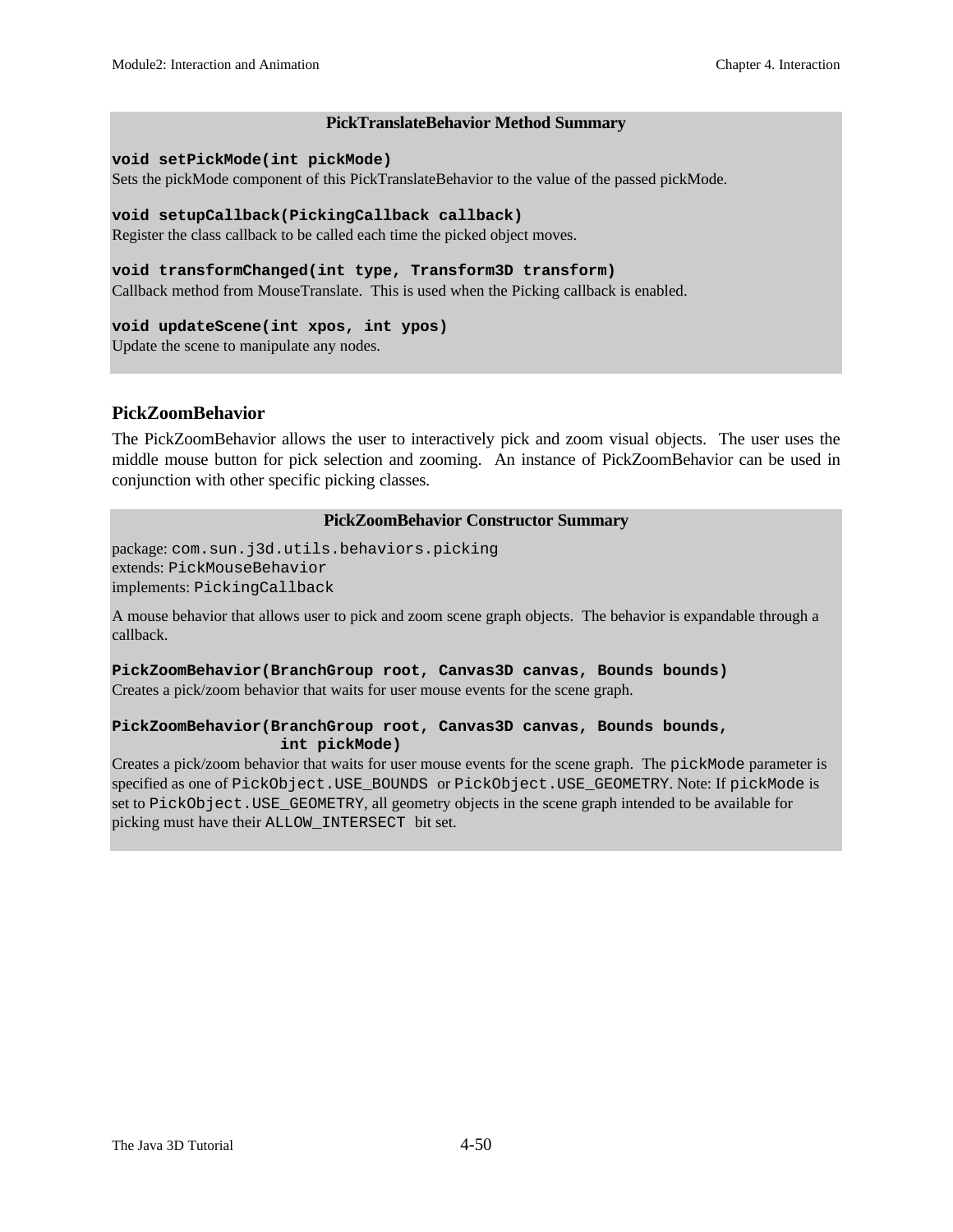**PickTranslateBehavior Method Summary**

**`void setPickMode(int pickMode)`**
Sets the pickMode component of this PickTranslateBehavior to the value of the passed pickMode.

**`void setupCallback(PickingCallback callback)`**
Register the class callback to be called each time the picked object moves.

**`void transformChanged(int type, Transform3D transform)`**
Callback method from MouseTranslate. This is used when the Picking callback is enabled.

**`void updateScene(int xpos, int ypos)`**
Update the scene to manipulate any nodes.

### PickZoomBehavior

The PickZoomBehavior allows the user to interactively pick and zoom visual objects. The user uses the middle mouse button for pick selection and zooming. An instance of PickZoomBehavior can be used in conjunction with other specific picking classes.

**PickZoomBehavior Constructor Summary**

package: `com.sun.j3d.utils.behaviors.picking`
extends: `PickMouseBehavior`
implements: `PickingCallback`

A mouse behavior that allows user to pick and zoom scene graph objects. The behavior is expandable through a callback.

**`PickZoomBehavior(BranchGroup root, Canvas3D canvas, Bounds bounds)`**
Creates a pick/zoom behavior that waits for user mouse events for the scene graph.

**`PickZoomBehavior(BranchGroup root, Canvas3D canvas, Bounds bounds, int pickMode)`**
Creates a pick/zoom behavior that waits for user mouse events for the scene graph. The `pickMode` parameter is specified as one of `PickObject.USE_BOUNDS` or `PickObject.USE_GEOMETRY`. Note: If `pickMode` is set to `PickObject.USE_GEOMETRY`, all geometry objects in the scene graph intended to be available for picking must have their `ALLOW_INTERSECT` bit set.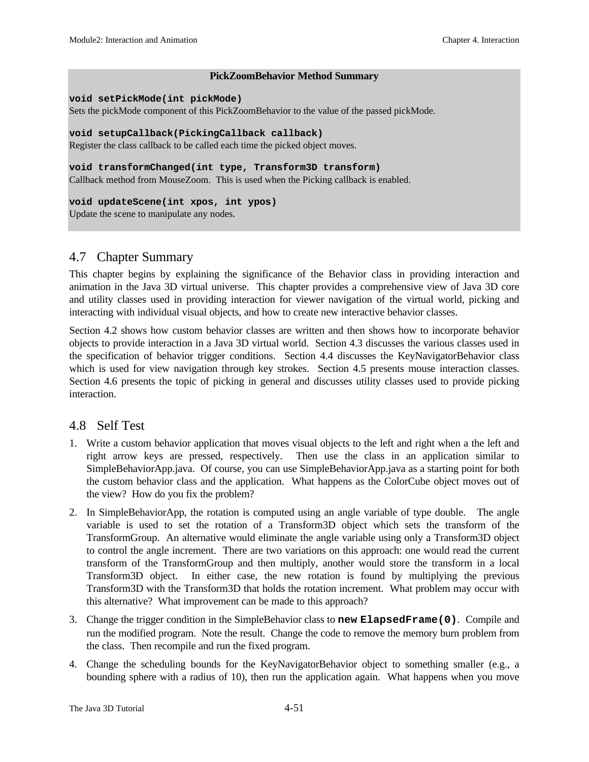**PickZoomBehavior Method Summary**

**`void setPickMode(int pickMode)`**
Sets the pickMode component of this PickZoomBehavior to the value of the passed pickMode.

**`void setupCallback(PickingCallback callback)`**
Register the class callback to be called each time the picked object moves.

**`void transformChanged(int type, Transform3D transform)`**
Callback method from MouseZoom. This is used when the Picking callback is enabled.

**`void updateScene(int xpos, int ypos)`**
Update the scene to manipulate any nodes.

## 4.7 Chapter Summary

This chapter begins by explaining the significance of the Behavior class in providing interaction and animation in the Java 3D virtual universe. This chapter provides a comprehensive view of Java 3D core and utility classes used in providing interaction for viewer navigation of the virtual world, picking and interacting with individual visual objects, and how to create new interactive behavior classes.

Section 4.2 shows how custom behavior classes are written and then shows how to incorporate behavior objects to provide interaction in a Java 3D virtual world. Section 4.3 discusses the various classes used in the specification of behavior trigger conditions. Section 4.4 discusses the KeyNavigatorBehavior class which is used for view navigation through key strokes. Section 4.5 presents mouse interaction classes. Section 4.6 presents the topic of picking in general and discusses utility classes used to provide picking interaction.

## 4.8 Self Test

1. Write a custom behavior application that moves visual objects to the left and right when a the left and right arrow keys are pressed, respectively. Then use the class in an application similar to SimpleBehaviorApp.java. Of course, you can use SimpleBehaviorApp.java as a starting point for both the custom behavior class and the application. What happens as the ColorCube object moves out of the view? How do you fix the problem?
2. In SimpleBehaviorApp, the rotation is computed using an angle variable of type double. The angle variable is used to set the rotation of a Transform3D object which sets the transform of the TransformGroup. An alternative would eliminate the angle variable using only a Transform3D object to control the angle increment. There are two variations on this approach: one would read the current transform of the TransformGroup and then multiply, another would store the transform in a local Transform3D object. In either case, the new rotation is found by multiplying the previous Transform3D with the Transform3D that holds the rotation increment. What problem may occur with this alternative? What improvement can be made to this approach?
3. Change the trigger condition in the SimpleBehavior class to **`new ElapsedFrame(0)`**. Compile and run the modified program. Note the result. Change the code to remove the memory burn problem from the class. Then recompile and run the fixed program.
4. Change the scheduling bounds for the KeyNavigatorBehavior object to something smaller (e.g., a bounding sphere with a radius of 10), then run the application again. What happens when you move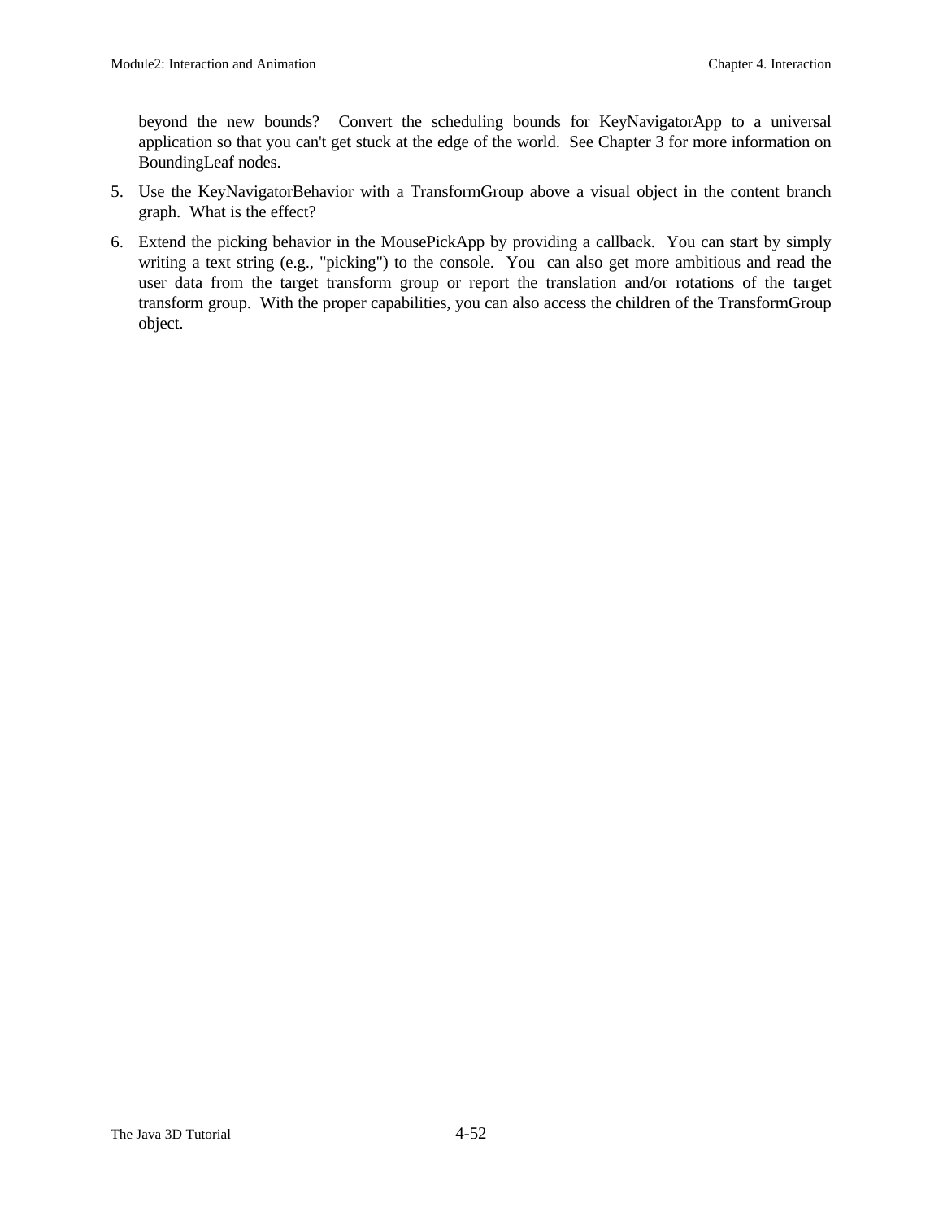beyond the new bounds? Convert the scheduling bounds for KeyNavigatorApp to a universal application so that you can't get stuck at the edge of the world. See Chapter 3 for more information on BoundingLeaf nodes.

5. Use the KeyNavigatorBehavior with a TransformGroup above a visual object in the content branch graph. What is the effect?
6. Extend the picking behavior in the MousePickApp by providing a callback. You can start by simply writing a text string (e.g., "picking") to the console. You can also get more ambitious and read the user data from the target transform group or report the translation and/or rotations of the target transform group. With the proper capabilities, you can also access the children of the TransformGroup object.